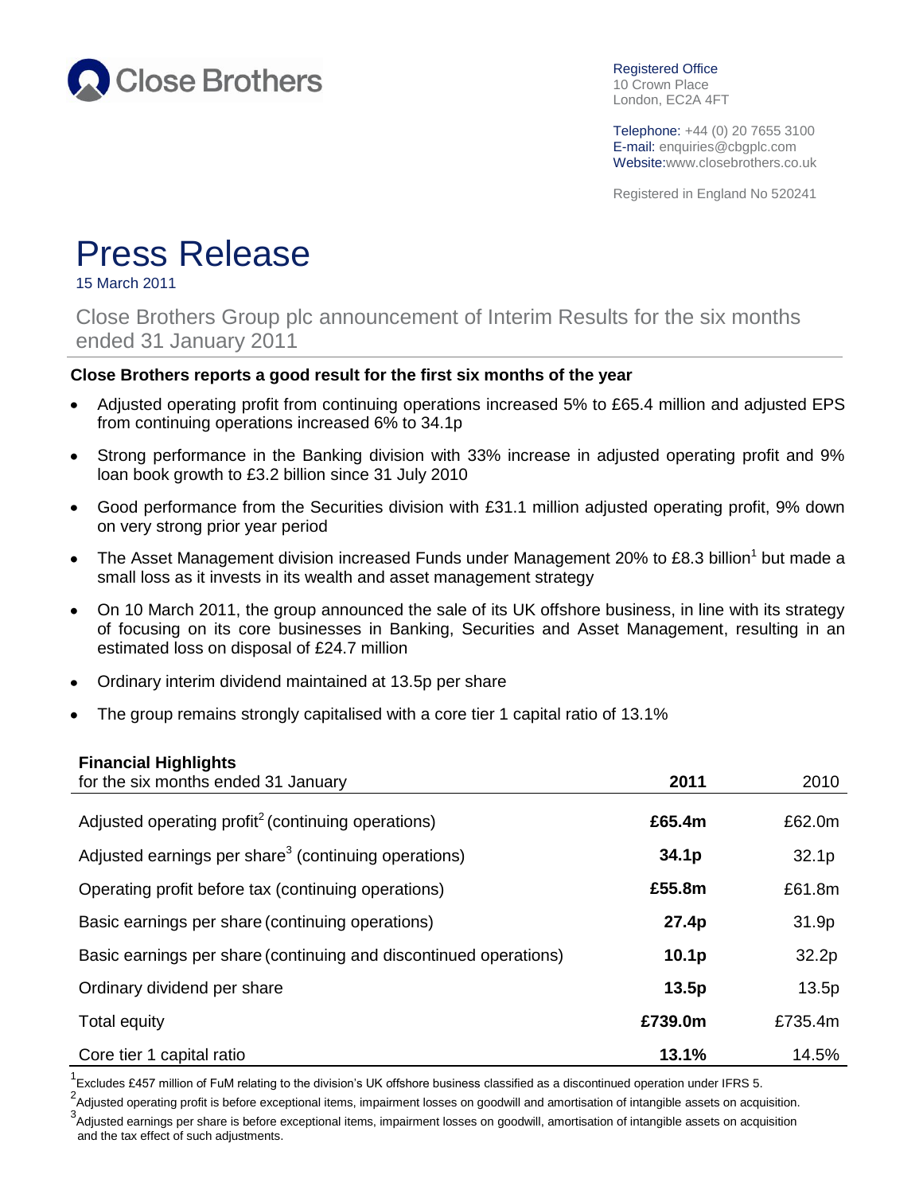Close Brothers

Registered Office
10 Crown Place
London, EC2A 4FT

Telephone: +44 (0) 20 7655 3100
E-mail: enquiries@cbgplc.com
Website:www.closebrothers.co.uk

Registered in England No 520241

# Press Release

15 March 2011

## Close Brothers Group plc announcement of Interim Results for the six months ended 31 January 2011

**Close Brothers reports a good result for the first six months of the year**

- Adjusted operating profit from continuing operations increased 5% to £65.4 million and adjusted EPS from continuing operations increased 6% to 34.1p
- Strong performance in the Banking division with 33% increase in adjusted operating profit and 9% loan book growth to £3.2 billion since 31 July 2010
- Good performance from the Securities division with £31.1 million adjusted operating profit, 9% down on very strong prior year period
- The Asset Management division increased Funds under Management 20% to £8.3 billion[1] but made a small loss as it invests in its wealth and asset management strategy
- On 10 March 2011, the group announced the sale of its UK offshore business, in line with its strategy of focusing on its core businesses in Banking, Securities and Asset Management, resulting in an estimated loss on disposal of £24.7 million
- Ordinary interim dividend maintained at 13.5p per share
- The group remains strongly capitalised with a core tier 1 capital ratio of 13.1%

**Financial Highlights**

| for the six months ended 31 January | **2011** | 2010 |
|---|---|---|
| Adjusted operating profit[2] (continuing operations) | **£65.4m** | £62.0m |
| Adjusted earnings per share[3] (continuing operations) | **34.1p** | 32.1p |
| Operating profit before tax (continuing operations) | **£55.8m** | £61.8m |
| Basic earnings per share (continuing operations) | **27.4p** | 31.9p |
| Basic earnings per share (continuing and discontinued operations) | **10.1p** | 32.2p |
| Ordinary dividend per share | **13.5p** | 13.5p |
| Total equity | **£739.0m** | £735.4m |
| Core tier 1 capital ratio | **13.1%** | 14.5% |

[1] Excludes £457 million of FuM relating to the division's UK offshore business classified as a discontinued operation under IFRS 5.

[2] Adjusted operating profit is before exceptional items, impairment losses on goodwill and amortisation of intangible assets on acquisition.

[3] Adjusted earnings per share is before exceptional items, impairment losses on goodwill, amortisation of intangible assets on acquisition and the tax effect of such adjustments.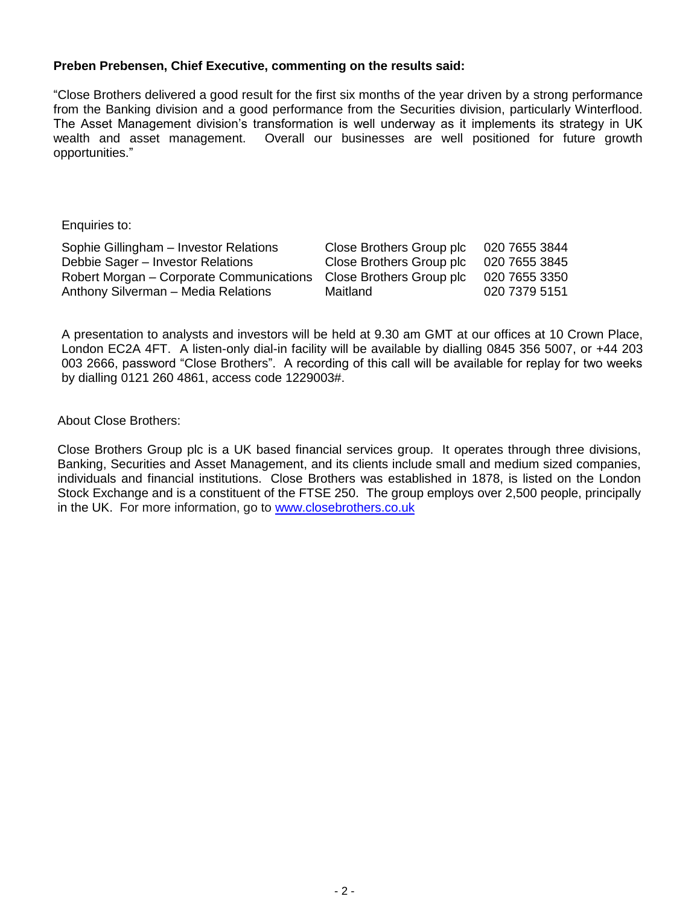**Preben Prebensen, Chief Executive, commenting on the results said:**

"Close Brothers delivered a good result for the first six months of the year driven by a strong performance from the Banking division and a good performance from the Securities division, particularly Winterflood. The Asset Management division's transformation is well underway as it implements its strategy in UK wealth and asset management. Overall our businesses are well positioned for future growth opportunities."

Enquiries to:

| | | |
|---|---|---|
| Sophie Gillingham – Investor Relations | Close Brothers Group plc | 020 7655 3844 |
| Debbie Sager – Investor Relations | Close Brothers Group plc | 020 7655 3845 |
| Robert Morgan – Corporate Communications | Close Brothers Group plc | 020 7655 3350 |
| Anthony Silverman – Media Relations | Maitland | 020 7379 5151 |

A presentation to analysts and investors will be held at 9.30 am GMT at our offices at 10 Crown Place, London EC2A 4FT. A listen-only dial-in facility will be available by dialling 0845 356 5007, or +44 203 003 2666, password "Close Brothers". A recording of this call will be available for replay for two weeks by dialling 0121 260 4861, access code 1229003#.

About Close Brothers:

Close Brothers Group plc is a UK based financial services group. It operates through three divisions, Banking, Securities and Asset Management, and its clients include small and medium sized companies, individuals and financial institutions. Close Brothers was established in 1878, is listed on the London Stock Exchange and is a constituent of the FTSE 250. The group employs over 2,500 people, principally in the UK. For more information, go to www.closebrothers.co.uk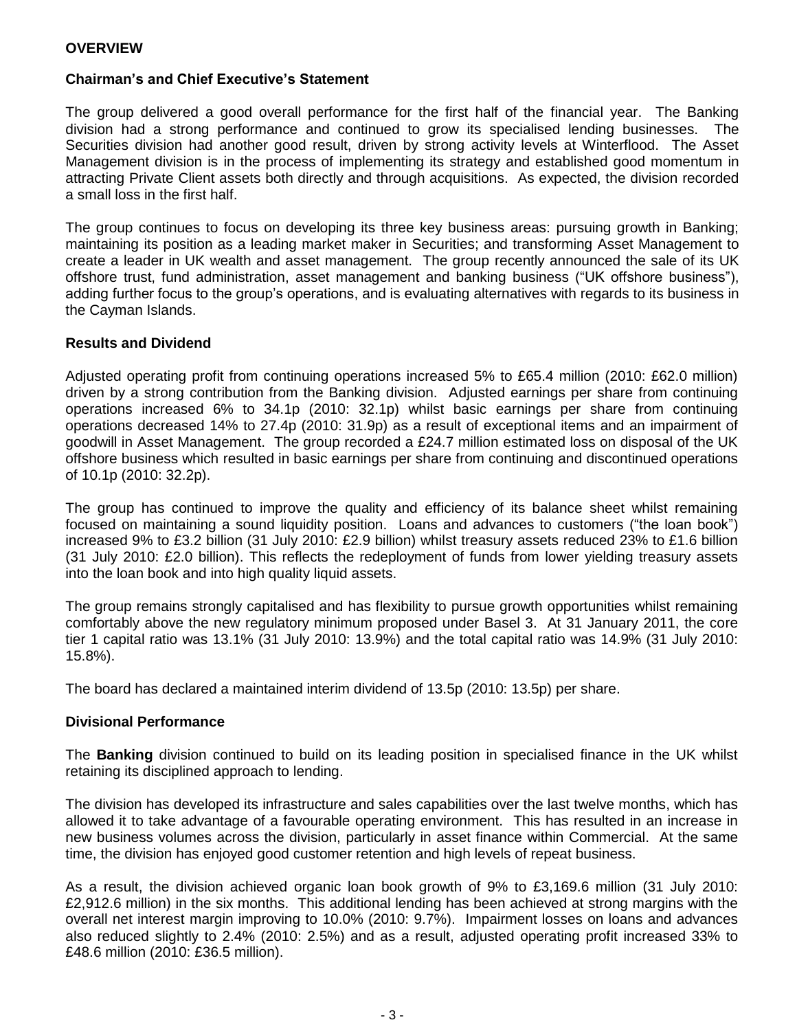## OVERVIEW

### Chairman's and Chief Executive's Statement

The group delivered a good overall performance for the first half of the financial year. The Banking division had a strong performance and continued to grow its specialised lending businesses. The Securities division had another good result, driven by strong activity levels at Winterflood. The Asset Management division is in the process of implementing its strategy and established good momentum in attracting Private Client assets both directly and through acquisitions. As expected, the division recorded a small loss in the first half.

The group continues to focus on developing its three key business areas: pursuing growth in Banking; maintaining its position as a leading market maker in Securities; and transforming Asset Management to create a leader in UK wealth and asset management. The group recently announced the sale of its UK offshore trust, fund administration, asset management and banking business ("UK offshore business"), adding further focus to the group's operations, and is evaluating alternatives with regards to its business in the Cayman Islands.

### Results and Dividend

Adjusted operating profit from continuing operations increased 5% to £65.4 million (2010: £62.0 million) driven by a strong contribution from the Banking division. Adjusted earnings per share from continuing operations increased 6% to 34.1p (2010: 32.1p) whilst basic earnings per share from continuing operations decreased 14% to 27.4p (2010: 31.9p) as a result of exceptional items and an impairment of goodwill in Asset Management. The group recorded a £24.7 million estimated loss on disposal of the UK offshore business which resulted in basic earnings per share from continuing and discontinued operations of 10.1p (2010: 32.2p).

The group has continued to improve the quality and efficiency of its balance sheet whilst remaining focused on maintaining a sound liquidity position. Loans and advances to customers ("the loan book") increased 9% to £3.2 billion (31 July 2010: £2.9 billion) whilst treasury assets reduced 23% to £1.6 billion (31 July 2010: £2.0 billion). This reflects the redeployment of funds from lower yielding treasury assets into the loan book and into high quality liquid assets.

The group remains strongly capitalised and has flexibility to pursue growth opportunities whilst remaining comfortably above the new regulatory minimum proposed under Basel 3. At 31 January 2011, the core tier 1 capital ratio was 13.1% (31 July 2010: 13.9%) and the total capital ratio was 14.9% (31 July 2010: 15.8%).

The board has declared a maintained interim dividend of 13.5p (2010: 13.5p) per share.

### Divisional Performance

The **Banking** division continued to build on its leading position in specialised finance in the UK whilst retaining its disciplined approach to lending.

The division has developed its infrastructure and sales capabilities over the last twelve months, which has allowed it to take advantage of a favourable operating environment. This has resulted in an increase in new business volumes across the division, particularly in asset finance within Commercial. At the same time, the division has enjoyed good customer retention and high levels of repeat business.

As a result, the division achieved organic loan book growth of 9% to £3,169.6 million (31 July 2010: £2,912.6 million) in the six months. This additional lending has been achieved at strong margins with the overall net interest margin improving to 10.0% (2010: 9.7%). Impairment losses on loans and advances also reduced slightly to 2.4% (2010: 2.5%) and as a result, adjusted operating profit increased 33% to £48.6 million (2010: £36.5 million).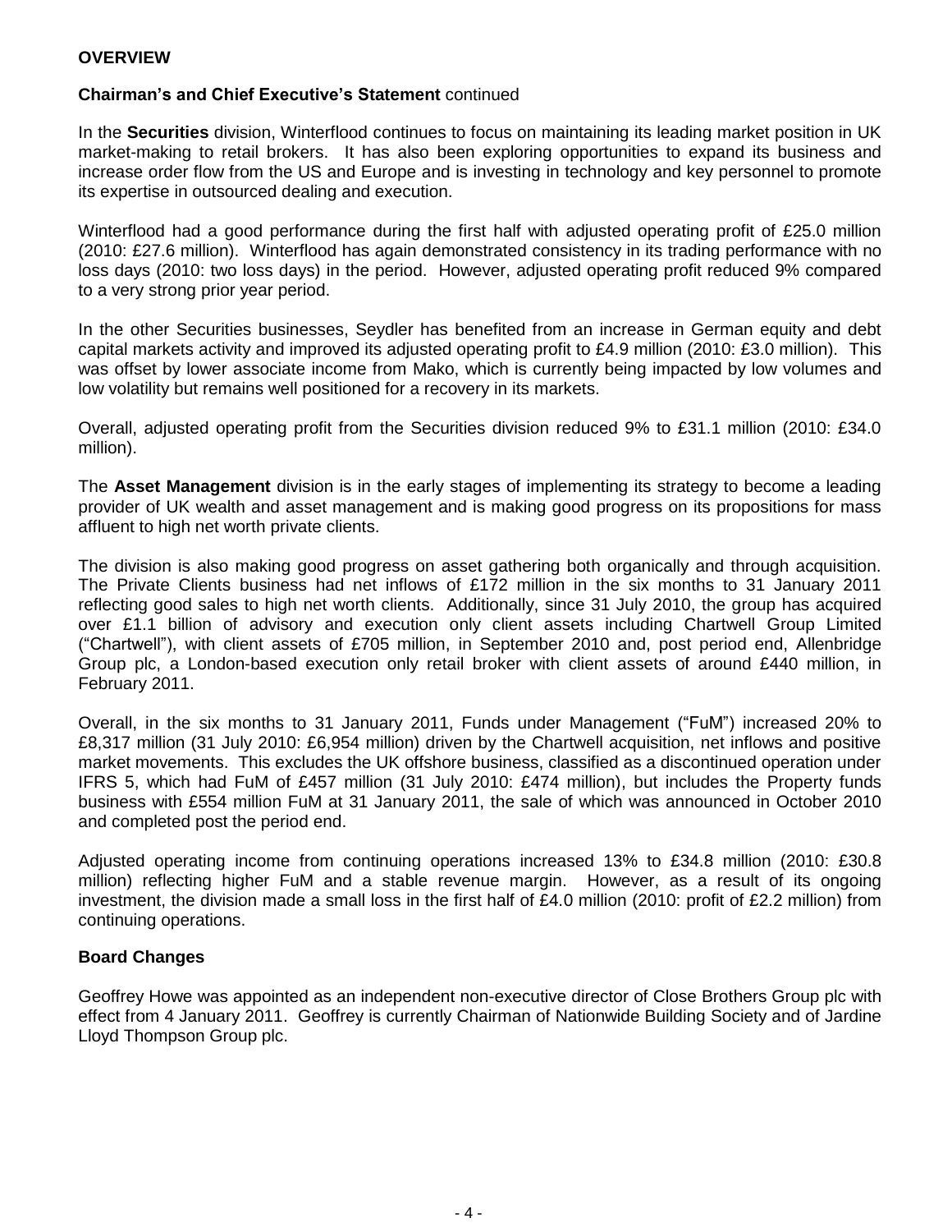## OVERVIEW

**Chairman's and Chief Executive's Statement** continued

In the **Securities** division, Winterflood continues to focus on maintaining its leading market position in UK market-making to retail brokers. It has also been exploring opportunities to expand its business and increase order flow from the US and Europe and is investing in technology and key personnel to promote its expertise in outsourced dealing and execution.

Winterflood had a good performance during the first half with adjusted operating profit of £25.0 million (2010: £27.6 million). Winterflood has again demonstrated consistency in its trading performance with no loss days (2010: two loss days) in the period. However, adjusted operating profit reduced 9% compared to a very strong prior year period.

In the other Securities businesses, Seydler has benefited from an increase in German equity and debt capital markets activity and improved its adjusted operating profit to £4.9 million (2010: £3.0 million). This was offset by lower associate income from Mako, which is currently being impacted by low volumes and low volatility but remains well positioned for a recovery in its markets.

Overall, adjusted operating profit from the Securities division reduced 9% to £31.1 million (2010: £34.0 million).

The **Asset Management** division is in the early stages of implementing its strategy to become a leading provider of UK wealth and asset management and is making good progress on its propositions for mass affluent to high net worth private clients.

The division is also making good progress on asset gathering both organically and through acquisition. The Private Clients business had net inflows of £172 million in the six months to 31 January 2011 reflecting good sales to high net worth clients. Additionally, since 31 July 2010, the group has acquired over £1.1 billion of advisory and execution only client assets including Chartwell Group Limited ("Chartwell"), with client assets of £705 million, in September 2010 and, post period end, Allenbridge Group plc, a London-based execution only retail broker with client assets of around £440 million, in February 2011.

Overall, in the six months to 31 January 2011, Funds under Management ("FuM") increased 20% to £8,317 million (31 July 2010: £6,954 million) driven by the Chartwell acquisition, net inflows and positive market movements. This excludes the UK offshore business, classified as a discontinued operation under IFRS 5, which had FuM of £457 million (31 July 2010: £474 million), but includes the Property funds business with £554 million FuM at 31 January 2011, the sale of which was announced in October 2010 and completed post the period end.

Adjusted operating income from continuing operations increased 13% to £34.8 million (2010: £30.8 million) reflecting higher FuM and a stable revenue margin. However, as a result of its ongoing investment, the division made a small loss in the first half of £4.0 million (2010: profit of £2.2 million) from continuing operations.

### Board Changes

Geoffrey Howe was appointed as an independent non-executive director of Close Brothers Group plc with effect from 4 January 2011. Geoffrey is currently Chairman of Nationwide Building Society and of Jardine Lloyd Thompson Group plc.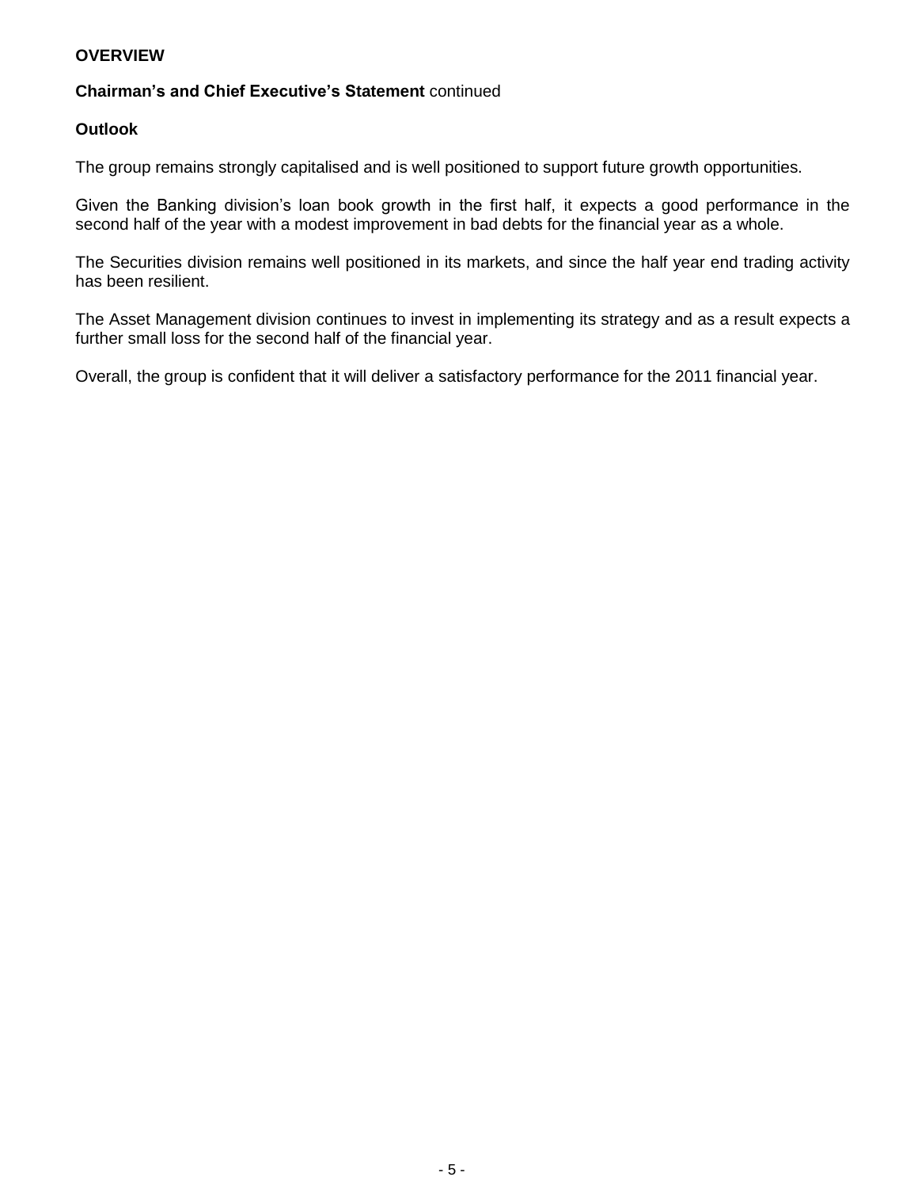**OVERVIEW**

**Chairman's and Chief Executive's Statement** continued

**Outlook**

The group remains strongly capitalised and is well positioned to support future growth opportunities.

Given the Banking division's loan book growth in the first half, it expects a good performance in the second half of the year with a modest improvement in bad debts for the financial year as a whole.

The Securities division remains well positioned in its markets, and since the half year end trading activity has been resilient.

The Asset Management division continues to invest in implementing its strategy and as a result expects a further small loss for the second half of the financial year.

Overall, the group is confident that it will deliver a satisfactory performance for the 2011 financial year.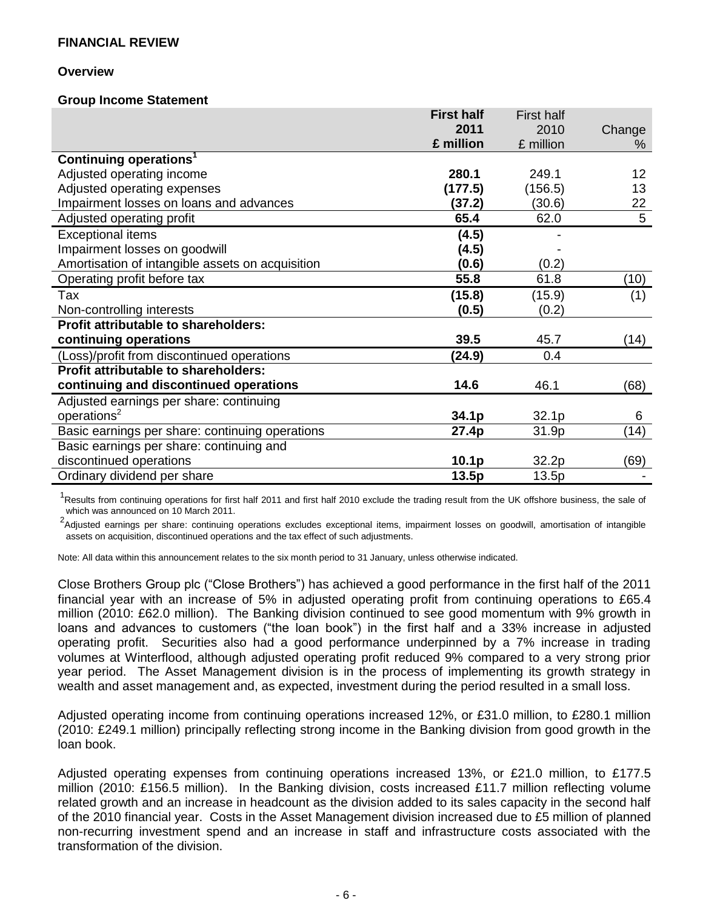# FINANCIAL REVIEW

## Overview

### Group Income Statement

| | **First half 2011 £ million** | First half 2010 £ million | Change % |
|---|---|---|---|
| **Continuing operations[1]** | | | |
| Adjusted operating income | **280.1** | 249.1 | 12 |
| Adjusted operating expenses | **(177.5)** | (156.5) | 13 |
| Impairment losses on loans and advances | **(37.2)** | (30.6) | 22 |
| Adjusted operating profit | **65.4** | 62.0 | 5 |
| Exceptional items | **(4.5)** | - | |
| Impairment losses on goodwill | **(4.5)** | - | |
| Amortisation of intangible assets on acquisition | **(0.6)** | (0.2) | |
| Operating profit before tax | **55.8** | 61.8 | (10) |
| Tax | **(15.8)** | (15.9) | (1) |
| Non-controlling interests | **(0.5)** | (0.2) | |
| **Profit attributable to shareholders: continuing operations** | **39.5** | 45.7 | (14) |
| (Loss)/profit from discontinued operations | **(24.9)** | 0.4 | |
| **Profit attributable to shareholders: continuing and discontinued operations** | **14.6** | 46.1 | (68) |
| Adjusted earnings per share: continuing operations[2] | **34.1p** | 32.1p | 6 |
| Basic earnings per share: continuing operations | **27.4p** | 31.9p | (14) |
| Basic earnings per share: continuing and discontinued operations | **10.1p** | 32.2p | (69) |
| Ordinary dividend per share | **13.5p** | 13.5p | - |

[1]Results from continuing operations for first half 2011 and first half 2010 exclude the trading result from the UK offshore business, the sale of which was announced on 10 March 2011.

[2]Adjusted earnings per share: continuing operations excludes exceptional items, impairment losses on goodwill, amortisation of intangible assets on acquisition, discontinued operations and the tax effect of such adjustments.

Note: All data within this announcement relates to the six month period to 31 January, unless otherwise indicated.

Close Brothers Group plc ("Close Brothers") has achieved a good performance in the first half of the 2011 financial year with an increase of 5% in adjusted operating profit from continuing operations to £65.4 million (2010: £62.0 million). The Banking division continued to see good momentum with 9% growth in loans and advances to customers ("the loan book") in the first half and a 33% increase in adjusted operating profit. Securities also had a good performance underpinned by a 7% increase in trading volumes at Winterflood, although adjusted operating profit reduced 9% compared to a very strong prior year period. The Asset Management division is in the process of implementing its growth strategy in wealth and asset management and, as expected, investment during the period resulted in a small loss.

Adjusted operating income from continuing operations increased 12%, or £31.0 million, to £280.1 million (2010: £249.1 million) principally reflecting strong income in the Banking division from good growth in the loan book.

Adjusted operating expenses from continuing operations increased 13%, or £21.0 million, to £177.5 million (2010: £156.5 million). In the Banking division, costs increased £11.7 million reflecting volume related growth and an increase in headcount as the division added to its sales capacity in the second half of the 2010 financial year. Costs in the Asset Management division increased due to £5 million of planned non-recurring investment spend and an increase in staff and infrastructure costs associated with the transformation of the division.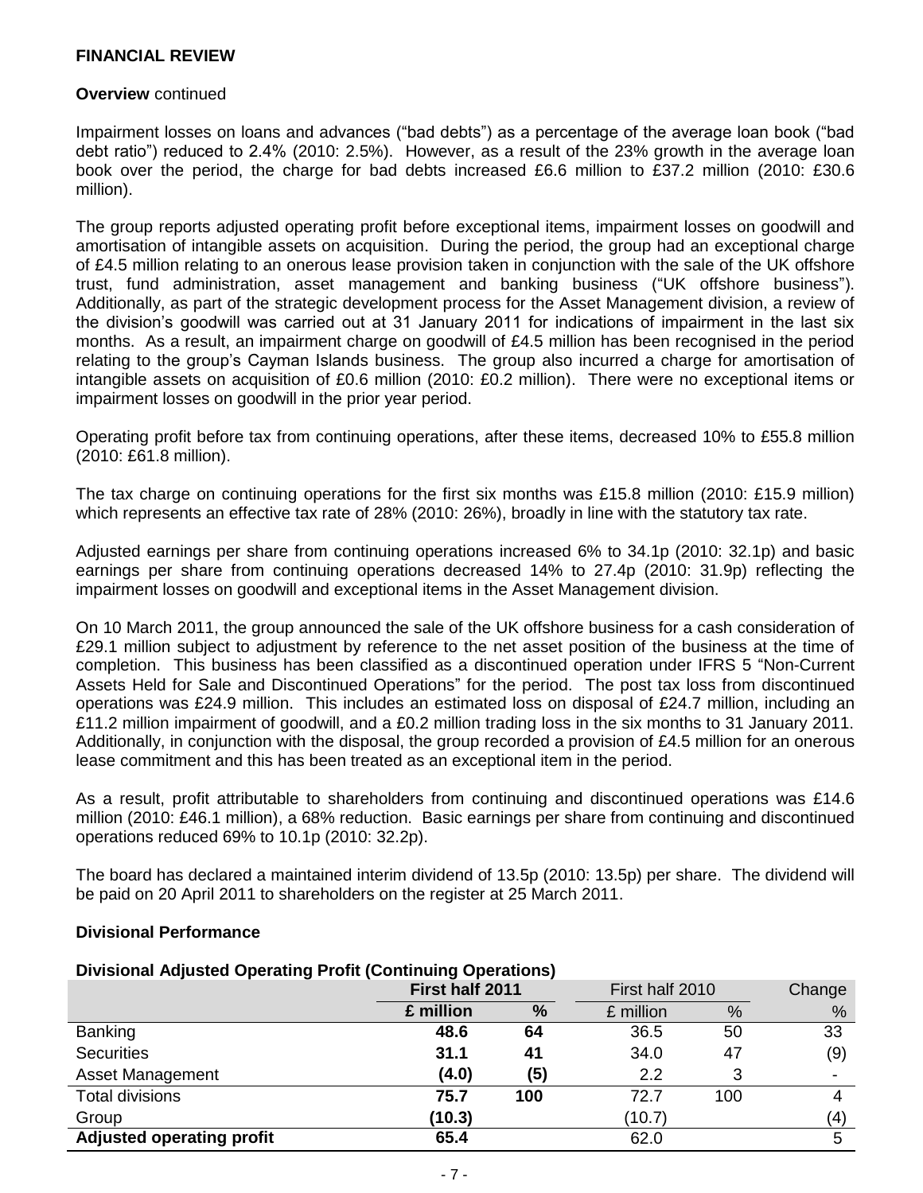## FINANCIAL REVIEW

**Overview** continued

Impairment losses on loans and advances ("bad debts") as a percentage of the average loan book ("bad debt ratio") reduced to 2.4% (2010: 2.5%). However, as a result of the 23% growth in the average loan book over the period, the charge for bad debts increased £6.6 million to £37.2 million (2010: £30.6 million).

The group reports adjusted operating profit before exceptional items, impairment losses on goodwill and amortisation of intangible assets on acquisition. During the period, the group had an exceptional charge of £4.5 million relating to an onerous lease provision taken in conjunction with the sale of the UK offshore trust, fund administration, asset management and banking business ("UK offshore business"). Additionally, as part of the strategic development process for the Asset Management division, a review of the division's goodwill was carried out at 31 January 2011 for indications of impairment in the last six months. As a result, an impairment charge on goodwill of £4.5 million has been recognised in the period relating to the group's Cayman Islands business. The group also incurred a charge for amortisation of intangible assets on acquisition of £0.6 million (2010: £0.2 million). There were no exceptional items or impairment losses on goodwill in the prior year period.

Operating profit before tax from continuing operations, after these items, decreased 10% to £55.8 million (2010: £61.8 million).

The tax charge on continuing operations for the first six months was £15.8 million (2010: £15.9 million) which represents an effective tax rate of 28% (2010: 26%), broadly in line with the statutory tax rate.

Adjusted earnings per share from continuing operations increased 6% to 34.1p (2010: 32.1p) and basic earnings per share from continuing operations decreased 14% to 27.4p (2010: 31.9p) reflecting the impairment losses on goodwill and exceptional items in the Asset Management division.

On 10 March 2011, the group announced the sale of the UK offshore business for a cash consideration of £29.1 million subject to adjustment by reference to the net asset position of the business at the time of completion. This business has been classified as a discontinued operation under IFRS 5 "Non-Current Assets Held for Sale and Discontinued Operations" for the period. The post tax loss from discontinued operations was £24.9 million. This includes an estimated loss on disposal of £24.7 million, including an £11.2 million impairment of goodwill, and a £0.2 million trading loss in the six months to 31 January 2011. Additionally, in conjunction with the disposal, the group recorded a provision of £4.5 million for an onerous lease commitment and this has been treated as an exceptional item in the period.

As a result, profit attributable to shareholders from continuing and discontinued operations was £14.6 million (2010: £46.1 million), a 68% reduction. Basic earnings per share from continuing and discontinued operations reduced 69% to 10.1p (2010: 32.2p).

The board has declared a maintained interim dividend of 13.5p (2010: 13.5p) per share. The dividend will be paid on 20 April 2011 to shareholders on the register at 25 March 2011.

### Divisional Performance

**Divisional Adjusted Operating Profit (Continuing Operations)**

| | **First half 2011** | | First half 2010 | | Change |
|---|---|---|---|---|---|
| | **£ million** | **%** | £ million | % | % |
| Banking | **48.6** | **64** | 36.5 | 50 | 33 |
| Securities | **31.1** | **41** | 34.0 | 47 | (9) |
| Asset Management | **(4.0)** | **(5)** | 2.2 | 3 | - |
| Total divisions | **75.7** | **100** | 72.7 | 100 | 4 |
| Group | **(10.3)** | | (10.7) | | (4) |
| **Adjusted operating profit** | **65.4** | | 62.0 | | 5 |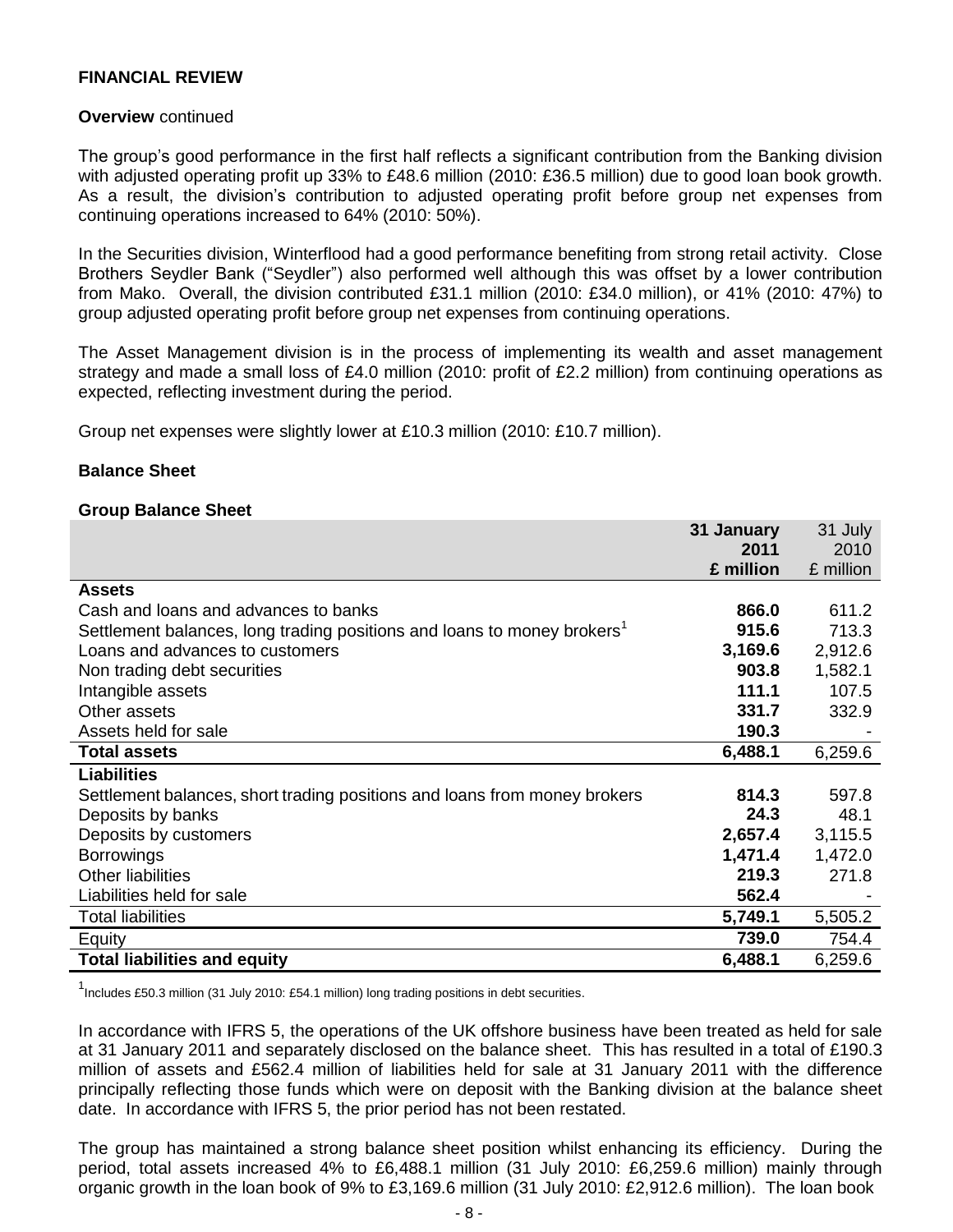**FINANCIAL REVIEW**

**Overview** continued

The group's good performance in the first half reflects a significant contribution from the Banking division with adjusted operating profit up 33% to £48.6 million (2010: £36.5 million) due to good loan book growth. As a result, the division's contribution to adjusted operating profit before group net expenses from continuing operations increased to 64% (2010: 50%).

In the Securities division, Winterflood had a good performance benefiting from strong retail activity. Close Brothers Seydler Bank ("Seydler") also performed well although this was offset by a lower contribution from Mako. Overall, the division contributed £31.1 million (2010: £34.0 million), or 41% (2010: 47%) to group adjusted operating profit before group net expenses from continuing operations.

The Asset Management division is in the process of implementing its wealth and asset management strategy and made a small loss of £4.0 million (2010: profit of £2.2 million) from continuing operations as expected, reflecting investment during the period.

Group net expenses were slightly lower at £10.3 million (2010: £10.7 million).

**Balance Sheet**

**Group Balance Sheet**

| | **31 January 2011 £ million** | 31 July 2010 £ million |
|---|---|---|
| **Assets** | | |
| Cash and loans and advances to banks | **866.0** | 611.2 |
| Settlement balances, long trading positions and loans to money brokers[1] | **915.6** | 713.3 |
| Loans and advances to customers | **3,169.6** | 2,912.6 |
| Non trading debt securities | **903.8** | 1,582.1 |
| Intangible assets | **111.1** | 107.5 |
| Other assets | **331.7** | 332.9 |
| Assets held for sale | **190.3** | - |
| **Total assets** | **6,488.1** | 6,259.6 |
| **Liabilities** | | |
| Settlement balances, short trading positions and loans from money brokers | **814.3** | 597.8 |
| Deposits by banks | **24.3** | 48.1 |
| Deposits by customers | **2,657.4** | 3,115.5 |
| Borrowings | **1,471.4** | 1,472.0 |
| Other liabilities | **219.3** | 271.8 |
| Liabilities held for sale | **562.4** | - |
| Total liabilities | **5,749.1** | 5,505.2 |
| Equity | **739.0** | 754.4 |
| **Total liabilities and equity** | **6,488.1** | 6,259.6 |

[1] Includes £50.3 million (31 July 2010: £54.1 million) long trading positions in debt securities.

In accordance with IFRS 5, the operations of the UK offshore business have been treated as held for sale at 31 January 2011 and separately disclosed on the balance sheet. This has resulted in a total of £190.3 million of assets and £562.4 million of liabilities held for sale at 31 January 2011 with the difference principally reflecting those funds which were on deposit with the Banking division at the balance sheet date. In accordance with IFRS 5, the prior period has not been restated.

The group has maintained a strong balance sheet position whilst enhancing its efficiency. During the period, total assets increased 4% to £6,488.1 million (31 July 2010: £6,259.6 million) mainly through organic growth in the loan book of 9% to £3,169.6 million (31 July 2010: £2,912.6 million). The loan book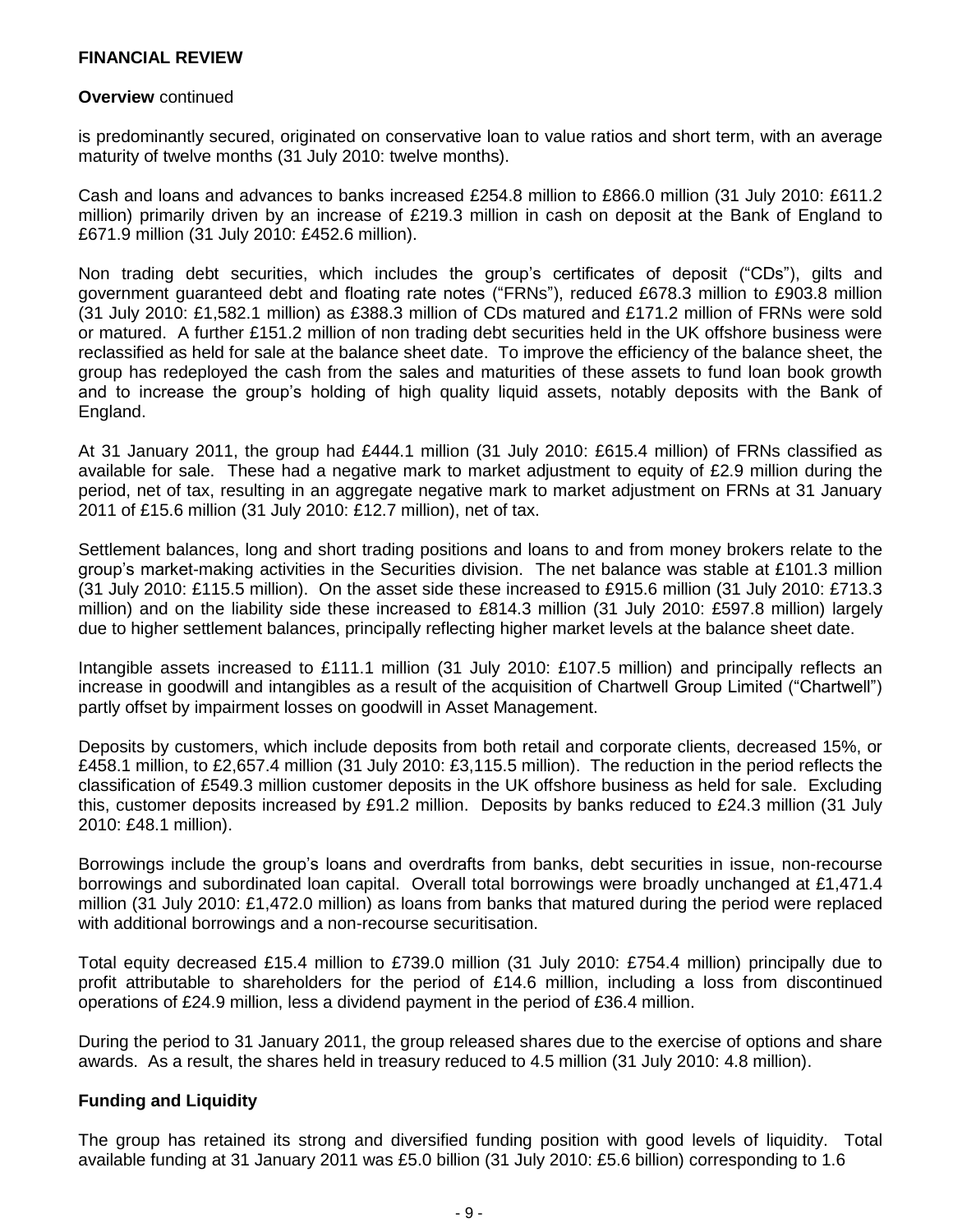## FINANCIAL REVIEW

**Overview** continued

is predominantly secured, originated on conservative loan to value ratios and short term, with an average maturity of twelve months (31 July 2010: twelve months).

Cash and loans and advances to banks increased £254.8 million to £866.0 million (31 July 2010: £611.2 million) primarily driven by an increase of £219.3 million in cash on deposit at the Bank of England to £671.9 million (31 July 2010: £452.6 million).

Non trading debt securities, which includes the group's certificates of deposit ("CDs"), gilts and government guaranteed debt and floating rate notes ("FRNs"), reduced £678.3 million to £903.8 million (31 July 2010: £1,582.1 million) as £388.3 million of CDs matured and £171.2 million of FRNs were sold or matured. A further £151.2 million of non trading debt securities held in the UK offshore business were reclassified as held for sale at the balance sheet date. To improve the efficiency of the balance sheet, the group has redeployed the cash from the sales and maturities of these assets to fund loan book growth and to increase the group's holding of high quality liquid assets, notably deposits with the Bank of England.

At 31 January 2011, the group had £444.1 million (31 July 2010: £615.4 million) of FRNs classified as available for sale. These had a negative mark to market adjustment to equity of £2.9 million during the period, net of tax, resulting in an aggregate negative mark to market adjustment on FRNs at 31 January 2011 of £15.6 million (31 July 2010: £12.7 million), net of tax.

Settlement balances, long and short trading positions and loans to and from money brokers relate to the group's market-making activities in the Securities division. The net balance was stable at £101.3 million (31 July 2010: £115.5 million). On the asset side these increased to £915.6 million (31 July 2010: £713.3 million) and on the liability side these increased to £814.3 million (31 July 2010: £597.8 million) largely due to higher settlement balances, principally reflecting higher market levels at the balance sheet date.

Intangible assets increased to £111.1 million (31 July 2010: £107.5 million) and principally reflects an increase in goodwill and intangibles as a result of the acquisition of Chartwell Group Limited ("Chartwell") partly offset by impairment losses on goodwill in Asset Management.

Deposits by customers, which include deposits from both retail and corporate clients, decreased 15%, or £458.1 million, to £2,657.4 million (31 July 2010: £3,115.5 million). The reduction in the period reflects the classification of £549.3 million customer deposits in the UK offshore business as held for sale. Excluding this, customer deposits increased by £91.2 million. Deposits by banks reduced to £24.3 million (31 July 2010: £48.1 million).

Borrowings include the group's loans and overdrafts from banks, debt securities in issue, non-recourse borrowings and subordinated loan capital. Overall total borrowings were broadly unchanged at £1,471.4 million (31 July 2010: £1,472.0 million) as loans from banks that matured during the period were replaced with additional borrowings and a non-recourse securitisation.

Total equity decreased £15.4 million to £739.0 million (31 July 2010: £754.4 million) principally due to profit attributable to shareholders for the period of £14.6 million, including a loss from discontinued operations of £24.9 million, less a dividend payment in the period of £36.4 million.

During the period to 31 January 2011, the group released shares due to the exercise of options and share awards. As a result, the shares held in treasury reduced to 4.5 million (31 July 2010: 4.8 million).

### Funding and Liquidity

The group has retained its strong and diversified funding position with good levels of liquidity. Total available funding at 31 January 2011 was £5.0 billion (31 July 2010: £5.6 billion) corresponding to 1.6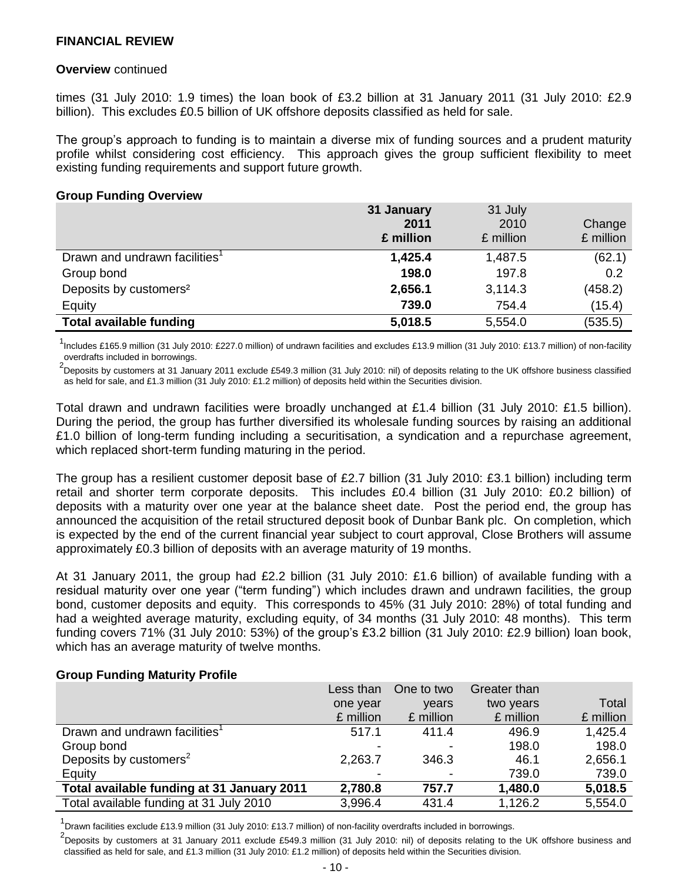**FINANCIAL REVIEW**

**Overview** continued

times (31 July 2010: 1.9 times) the loan book of £3.2 billion at 31 January 2011 (31 July 2010: £2.9 billion). This excludes £0.5 billion of UK offshore deposits classified as held for sale.

The group's approach to funding is to maintain a diverse mix of funding sources and a prudent maturity profile whilst considering cost efficiency. This approach gives the group sufficient flexibility to meet existing funding requirements and support future growth.

**Group Funding Overview**

| | **31 January 2011 £ million** | 31 July 2010 £ million | Change £ million |
|---|---|---|---|
| Drawn and undrawn facilities[1] | **1,425.4** | 1,487.5 | (62.1) |
| Group bond | **198.0** | 197.8 | 0.2 |
| Deposits by customers[2] | **2,656.1** | 3,114.3 | (458.2) |
| Equity | **739.0** | 754.4 | (15.4) |
| **Total available funding** | **5,018.5** | 5,554.0 | (535.5) |

[1] Includes £165.9 million (31 July 2010: £227.0 million) of undrawn facilities and excludes £13.9 million (31 July 2010: £13.7 million) of non-facility overdrafts included in borrowings.

[2] Deposits by customers at 31 January 2011 exclude £549.3 million (31 July 2010: nil) of deposits relating to the UK offshore business classified as held for sale, and £1.3 million (31 July 2010: £1.2 million) of deposits held within the Securities division.

Total drawn and undrawn facilities were broadly unchanged at £1.4 billion (31 July 2010: £1.5 billion). During the period, the group has further diversified its wholesale funding sources by raising an additional £1.0 billion of long-term funding including a securitisation, a syndication and a repurchase agreement, which replaced short-term funding maturing in the period.

The group has a resilient customer deposit base of £2.7 billion (31 July 2010: £3.1 billion) including term retail and shorter term corporate deposits. This includes £0.4 billion (31 July 2010: £0.2 billion) of deposits with a maturity over one year at the balance sheet date. Post the period end, the group has announced the acquisition of the retail structured deposit book of Dunbar Bank plc. On completion, which is expected by the end of the current financial year subject to court approval, Close Brothers will assume approximately £0.3 billion of deposits with an average maturity of 19 months.

At 31 January 2011, the group had £2.2 billion (31 July 2010: £1.6 billion) of available funding with a residual maturity over one year ("term funding") which includes drawn and undrawn facilities, the group bond, customer deposits and equity. This corresponds to 45% (31 July 2010: 28%) of total funding and had a weighted average maturity, excluding equity, of 34 months (31 July 2010: 48 months). This term funding covers 71% (31 July 2010: 53%) of the group's £3.2 billion (31 July 2010: £2.9 billion) loan book, which has an average maturity of twelve months.

**Group Funding Maturity Profile**

| | Less than one year £ million | One to two years £ million | Greater than two years £ million | Total £ million |
|---|---|---|---|---|
| Drawn and undrawn facilities[1] | 517.1 | 411.4 | 496.9 | 1,425.4 |
| Group bond | - | - | 198.0 | 198.0 |
| Deposits by customers[2] | 2,263.7 | 346.3 | 46.1 | 2,656.1 |
| Equity | - | - | 739.0 | 739.0 |
| **Total available funding at 31 January 2011** | **2,780.8** | **757.7** | **1,480.0** | **5,018.5** |
| Total available funding at 31 July 2010 | 3,996.4 | 431.4 | 1,126.2 | 5,554.0 |

[1] Drawn facilities exclude £13.9 million (31 July 2010: £13.7 million) of non-facility overdrafts included in borrowings.

[2] Deposits by customers at 31 January 2011 exclude £549.3 million (31 July 2010: nil) of deposits relating to the UK offshore business and classified as held for sale, and £1.3 million (31 July 2010: £1.2 million) of deposits held within the Securities division.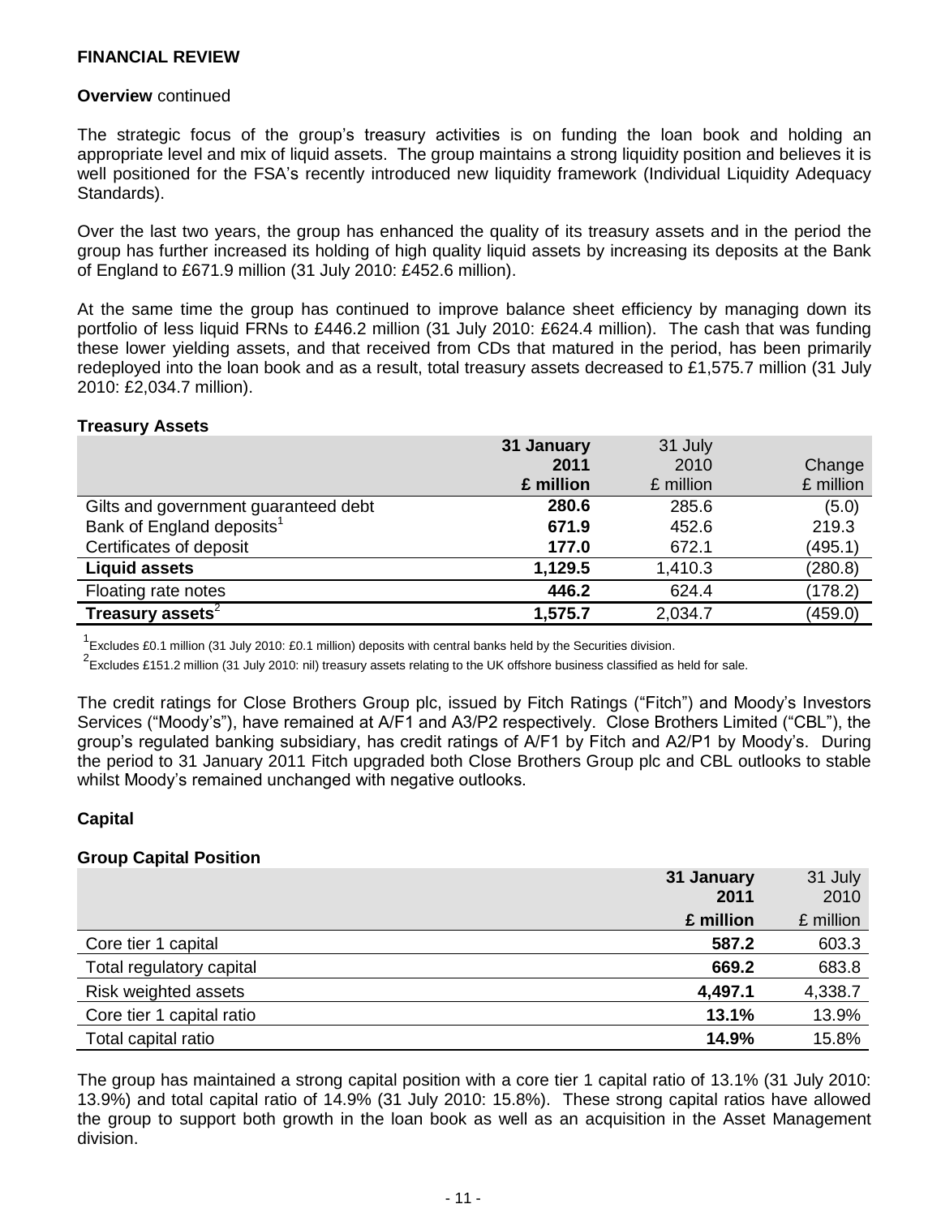**FINANCIAL REVIEW**

**Overview** continued

The strategic focus of the group's treasury activities is on funding the loan book and holding an appropriate level and mix of liquid assets. The group maintains a strong liquidity position and believes it is well positioned for the FSA's recently introduced new liquidity framework (Individual Liquidity Adequacy Standards).

Over the last two years, the group has enhanced the quality of its treasury assets and in the period the group has further increased its holding of high quality liquid assets by increasing its deposits at the Bank of England to £671.9 million (31 July 2010: £452.6 million).

At the same time the group has continued to improve balance sheet efficiency by managing down its portfolio of less liquid FRNs to £446.2 million (31 July 2010: £624.4 million). The cash that was funding these lower yielding assets, and that received from CDs that matured in the period, has been primarily redeployed into the loan book and as a result, total treasury assets decreased to £1,575.7 million (31 July 2010: £2,034.7 million).

**Treasury Assets**

| | **31 January 2011 £ million** | 31 July 2010 £ million | Change £ million |
|---|---|---|---|
| Gilts and government guaranteed debt | **280.6** | 285.6 | (5.0) |
| Bank of England deposits[1] | **671.9** | 452.6 | 219.3 |
| Certificates of deposit | **177.0** | 672.1 | (495.1) |
| **Liquid assets** | **1,129.5** | 1,410.3 | (280.8) |
| Floating rate notes | **446.2** | 624.4 | (178.2) |
| **Treasury assets**[2] | **1,575.7** | 2,034.7 | (459.0) |

[1] Excludes £0.1 million (31 July 2010: £0.1 million) deposits with central banks held by the Securities division.

[2] Excludes £151.2 million (31 July 2010: nil) treasury assets relating to the UK offshore business classified as held for sale.

The credit ratings for Close Brothers Group plc, issued by Fitch Ratings ("Fitch") and Moody's Investors Services ("Moody's"), have remained at A/F1 and A3/P2 respectively. Close Brothers Limited ("CBL"), the group's regulated banking subsidiary, has credit ratings of A/F1 by Fitch and A2/P1 by Moody's. During the period to 31 January 2011 Fitch upgraded both Close Brothers Group plc and CBL outlooks to stable whilst Moody's remained unchanged with negative outlooks.

**Capital**

**Group Capital Position**

| | **31 January 2011 £ million** | 31 July 2010 £ million |
|---|---|---|
| Core tier 1 capital | **587.2** | 603.3 |
| Total regulatory capital | **669.2** | 683.8 |
| Risk weighted assets | **4,497.1** | 4,338.7 |
| Core tier 1 capital ratio | **13.1%** | 13.9% |
| Total capital ratio | **14.9%** | 15.8% |

The group has maintained a strong capital position with a core tier 1 capital ratio of 13.1% (31 July 2010: 13.9%) and total capital ratio of 14.9% (31 July 2010: 15.8%). These strong capital ratios have allowed the group to support both growth in the loan book as well as an acquisition in the Asset Management division.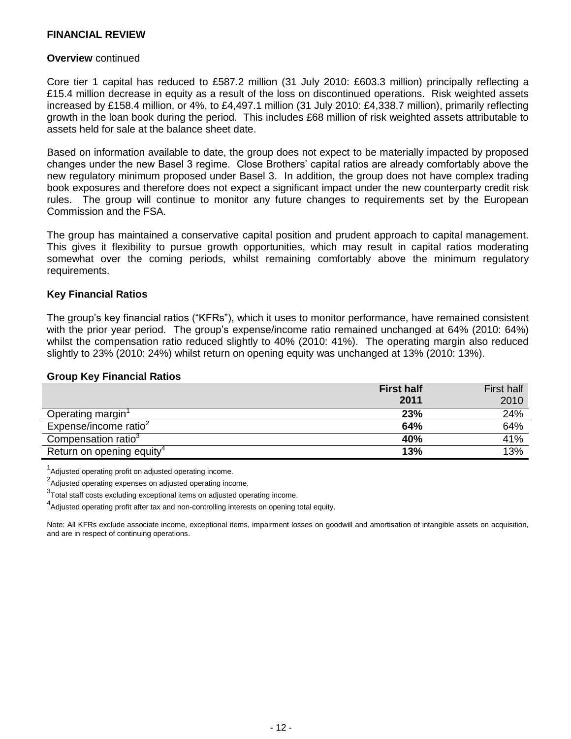## FINANCIAL REVIEW

**Overview** continued

Core tier 1 capital has reduced to £587.2 million (31 July 2010: £603.3 million) principally reflecting a £15.4 million decrease in equity as a result of the loss on discontinued operations. Risk weighted assets increased by £158.4 million, or 4%, to £4,497.1 million (31 July 2010: £4,338.7 million), primarily reflecting growth in the loan book during the period. This includes £68 million of risk weighted assets attributable to assets held for sale at the balance sheet date.

Based on information available to date, the group does not expect to be materially impacted by proposed changes under the new Basel 3 regime. Close Brothers' capital ratios are already comfortably above the new regulatory minimum proposed under Basel 3. In addition, the group does not have complex trading book exposures and therefore does not expect a significant impact under the new counterparty credit risk rules. The group will continue to monitor any future changes to requirements set by the European Commission and the FSA.

The group has maintained a conservative capital position and prudent approach to capital management. This gives it flexibility to pursue growth opportunities, which may result in capital ratios moderating somewhat over the coming periods, whilst remaining comfortably above the minimum regulatory requirements.

### Key Financial Ratios

The group's key financial ratios ("KFRs"), which it uses to monitor performance, have remained consistent with the prior year period. The group's expense/income ratio remained unchanged at 64% (2010: 64%) whilst the compensation ratio reduced slightly to 40% (2010: 41%). The operating margin also reduced slightly to 23% (2010: 24%) whilst return on opening equity was unchanged at 13% (2010: 13%).

**Group Key Financial Ratios**

| | **First half 2011** | First half 2010 |
|---|---|---|
| Operating margin[1] | **23%** | 24% |
| Expense/income ratio[2] | **64%** | 64% |
| Compensation ratio[3] | **40%** | 41% |
| Return on opening equity[4] | **13%** | 13% |

[1]Adjusted operating profit on adjusted operating income.

[2]Adjusted operating expenses on adjusted operating income.

[3]Total staff costs excluding exceptional items on adjusted operating income.

[4]Adjusted operating profit after tax and non-controlling interests on opening total equity.

Note: All KFRs exclude associate income, exceptional items, impairment losses on goodwill and amortisation of intangible assets on acquisition, and are in respect of continuing operations.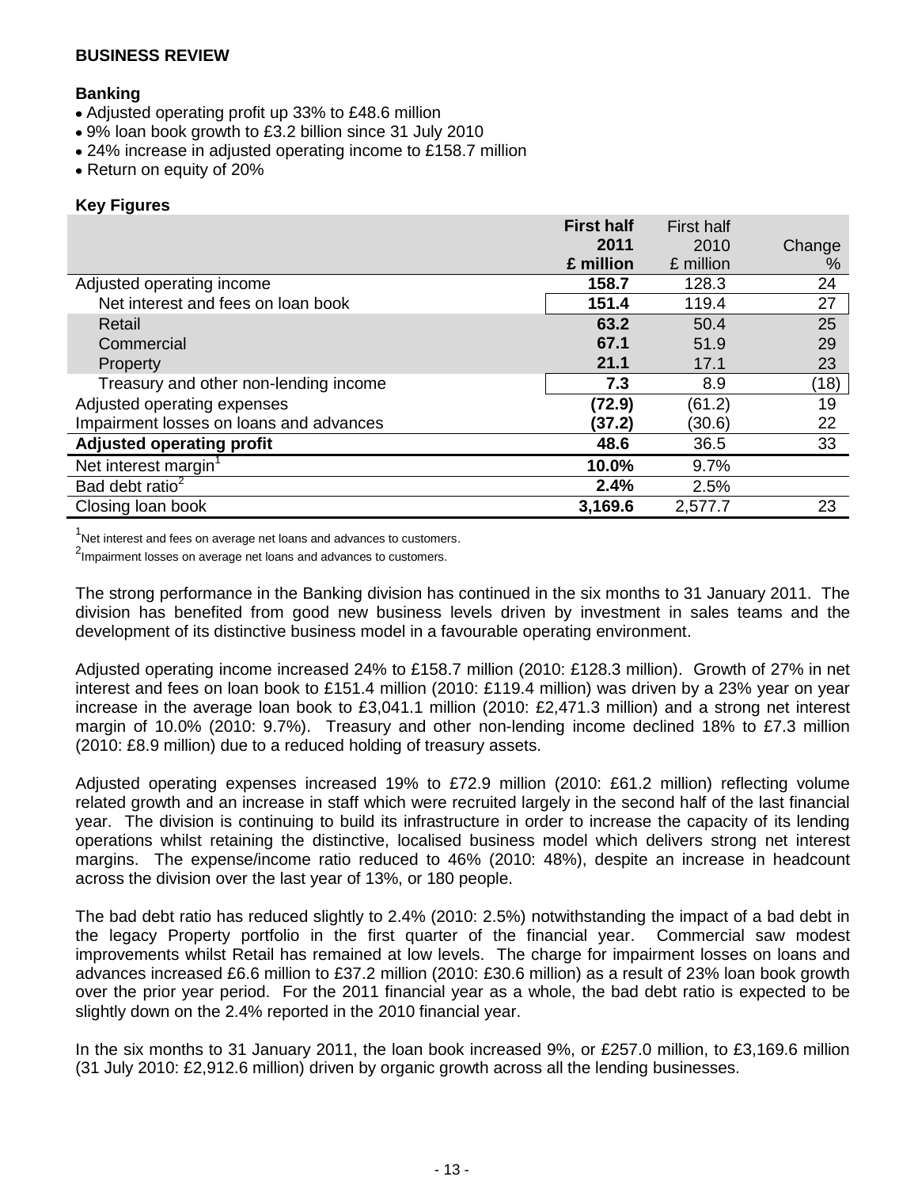## BUSINESS REVIEW

### Banking

- Adjusted operating profit up 33% to £48.6 million
- 9% loan book growth to £3.2 billion since 31 July 2010
- 24% increase in adjusted operating income to £158.7 million
- Return on equity of 20%

### Key Figures

| | **First half 2011 £ million** | First half 2010 £ million | Change % |
|---|---|---|---|
| Adjusted operating income | **158.7** | 128.3 | 24 |
| Net interest and fees on loan book | **151.4** | 119.4 | 27 |
| Retail | **63.2** | 50.4 | 25 |
| Commercial | **67.1** | 51.9 | 29 |
| Property | **21.1** | 17.1 | 23 |
| Treasury and other non-lending income | **7.3** | 8.9 | (18) |
| Adjusted operating expenses | **(72.9)** | (61.2) | 19 |
| Impairment losses on loans and advances | **(37.2)** | (30.6) | 22 |
| **Adjusted operating profit** | **48.6** | 36.5 | 33 |
| Net interest margin[1] | **10.0%** | 9.7% | |
| Bad debt ratio[2] | **2.4%** | 2.5% | |
| Closing loan book | **3,169.6** | 2,577.7 | 23 |

[1]Net interest and fees on average net loans and advances to customers.

[2]Impairment losses on average net loans and advances to customers.

The strong performance in the Banking division has continued in the six months to 31 January 2011. The division has benefited from good new business levels driven by investment in sales teams and the development of its distinctive business model in a favourable operating environment.

Adjusted operating income increased 24% to £158.7 million (2010: £128.3 million). Growth of 27% in net interest and fees on loan book to £151.4 million (2010: £119.4 million) was driven by a 23% year on year increase in the average loan book to £3,041.1 million (2010: £2,471.3 million) and a strong net interest margin of 10.0% (2010: 9.7%). Treasury and other non-lending income declined 18% to £7.3 million (2010: £8.9 million) due to a reduced holding of treasury assets.

Adjusted operating expenses increased 19% to £72.9 million (2010: £61.2 million) reflecting volume related growth and an increase in staff which were recruited largely in the second half of the last financial year. The division is continuing to build its infrastructure in order to increase the capacity of its lending operations whilst retaining the distinctive, localised business model which delivers strong net interest margins. The expense/income ratio reduced to 46% (2010: 48%), despite an increase in headcount across the division over the last year of 13%, or 180 people.

The bad debt ratio has reduced slightly to 2.4% (2010: 2.5%) notwithstanding the impact of a bad debt in the legacy Property portfolio in the first quarter of the financial year. Commercial saw modest improvements whilst Retail has remained at low levels. The charge for impairment losses on loans and advances increased £6.6 million to £37.2 million (2010: £30.6 million) as a result of 23% loan book growth over the prior year period. For the 2011 financial year as a whole, the bad debt ratio is expected to be slightly down on the 2.4% reported in the 2010 financial year.

In the six months to 31 January 2011, the loan book increased 9%, or £257.0 million, to £3,169.6 million (31 July 2010: £2,912.6 million) driven by organic growth across all the lending businesses.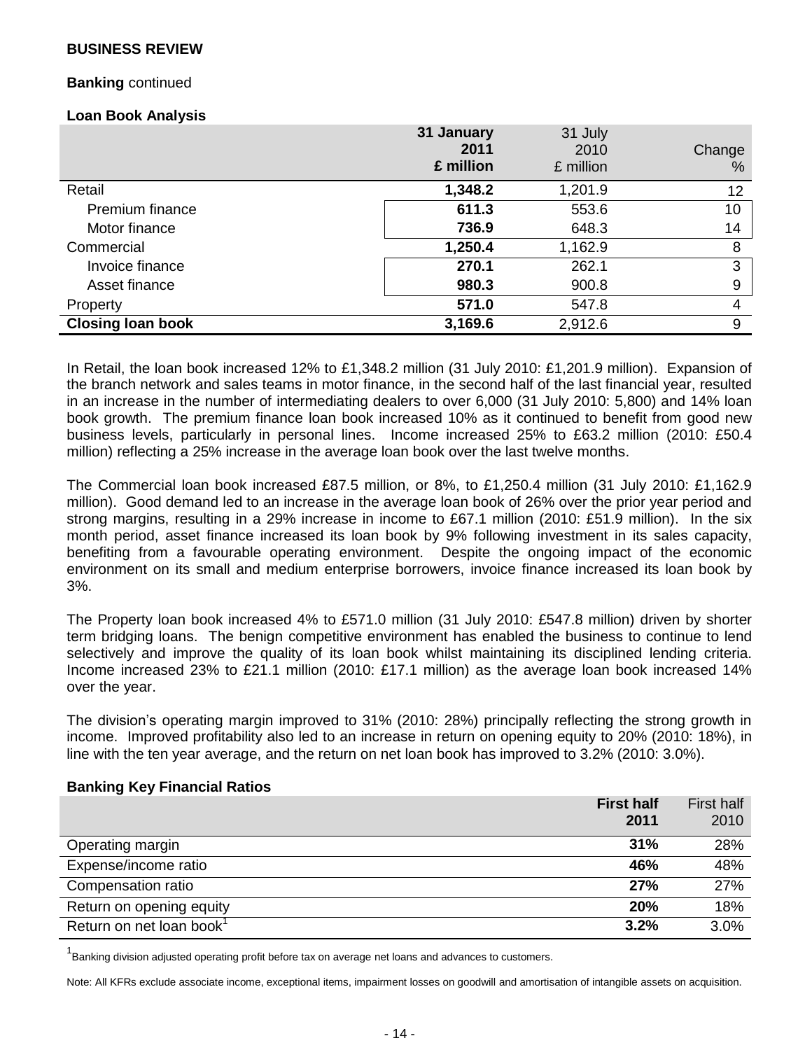**BUSINESS REVIEW**

**Banking** continued

**Loan Book Analysis**

| | 31 January 2011 £ million | 31 July 2010 £ million | Change % |
|---|---|---|---|
| Retail | **1,348.2** | 1,201.9 | 12 |
| Premium finance | **611.3** | 553.6 | 10 |
| Motor finance | **736.9** | 648.3 | 14 |
| Commercial | **1,250.4** | 1,162.9 | 8 |
| Invoice finance | **270.1** | 262.1 | 3 |
| Asset finance | **980.3** | 900.8 | 9 |
| Property | **571.0** | 547.8 | 4 |
| **Closing loan book** | **3,169.6** | 2,912.6 | 9 |

In Retail, the loan book increased 12% to £1,348.2 million (31 July 2010: £1,201.9 million). Expansion of the branch network and sales teams in motor finance, in the second half of the last financial year, resulted in an increase in the number of intermediating dealers to over 6,000 (31 July 2010: 5,800) and 14% loan book growth. The premium finance loan book increased 10% as it continued to benefit from good new business levels, particularly in personal lines. Income increased 25% to £63.2 million (2010: £50.4 million) reflecting a 25% increase in the average loan book over the last twelve months.

The Commercial loan book increased £87.5 million, or 8%, to £1,250.4 million (31 July 2010: £1,162.9 million). Good demand led to an increase in the average loan book of 26% over the prior year period and strong margins, resulting in a 29% increase in income to £67.1 million (2010: £51.9 million). In the six month period, asset finance increased its loan book by 9% following investment in its sales capacity, benefiting from a favourable operating environment. Despite the ongoing impact of the economic environment on its small and medium enterprise borrowers, invoice finance increased its loan book by 3%.

The Property loan book increased 4% to £571.0 million (31 July 2010: £547.8 million) driven by shorter term bridging loans. The benign competitive environment has enabled the business to continue to lend selectively and improve the quality of its loan book whilst maintaining its disciplined lending criteria. Income increased 23% to £21.1 million (2010: £17.1 million) as the average loan book increased 14% over the year.

The division's operating margin improved to 31% (2010: 28%) principally reflecting the strong growth in income. Improved profitability also led to an increase in return on opening equity to 20% (2010: 18%), in line with the ten year average, and the return on net loan book has improved to 3.2% (2010: 3.0%).

**Banking Key Financial Ratios**

| | First half 2011 | First half 2010 |
|---|---|---|
| Operating margin | **31%** | 28% |
| Expense/income ratio | **46%** | 48% |
| Compensation ratio | **27%** | 27% |
| Return on opening equity | **20%** | 18% |
| Return on net loan book[1] | **3.2%** | 3.0% |

[1]Banking division adjusted operating profit before tax on average net loans and advances to customers.

Note: All KFRs exclude associate income, exceptional items, impairment losses on goodwill and amortisation of intangible assets on acquisition.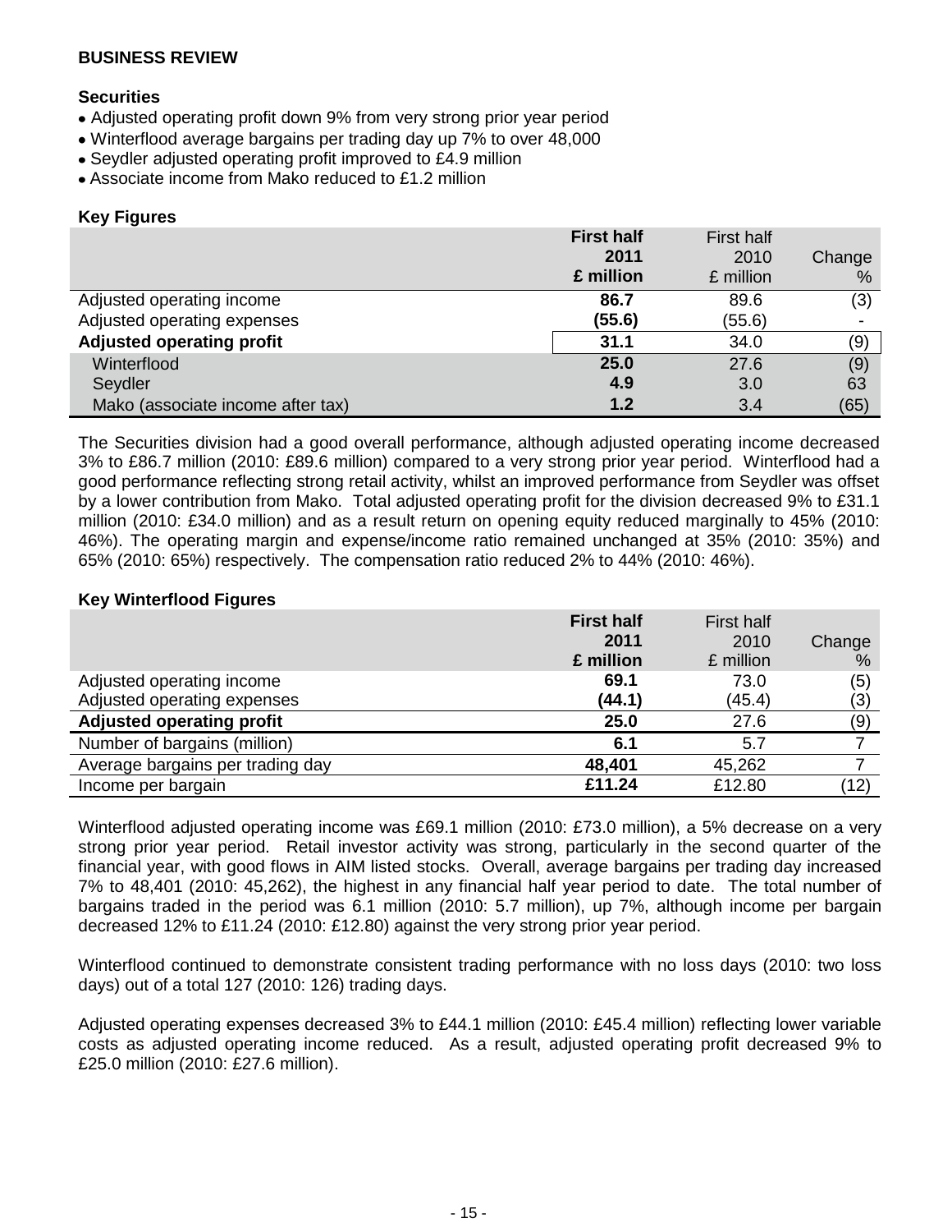## BUSINESS REVIEW

### Securities

- Adjusted operating profit down 9% from very strong prior year period
- Winterflood average bargains per trading day up 7% to over 48,000
- Seydler adjusted operating profit improved to £4.9 million
- Associate income from Mako reduced to £1.2 million

### Key Figures

| | **First half 2011 £ million** | First half 2010 £ million | Change % |
|---|---|---|---|
| Adjusted operating income | **86.7** | 89.6 | (3) |
| Adjusted operating expenses | **(55.6)** | (55.6) | - |
| **Adjusted operating profit** | **31.1** | 34.0 | (9) |
| Winterflood | **25.0** | 27.6 | (9) |
| Seydler | **4.9** | 3.0 | 63 |
| Mako (associate income after tax) | **1.2** | 3.4 | (65) |

The Securities division had a good overall performance, although adjusted operating income decreased 3% to £86.7 million (2010: £89.6 million) compared to a very strong prior year period. Winterflood had a good performance reflecting strong retail activity, whilst an improved performance from Seydler was offset by a lower contribution from Mako. Total adjusted operating profit for the division decreased 9% to £31.1 million (2010: £34.0 million) and as a result return on opening equity reduced marginally to 45% (2010: 46%). The operating margin and expense/income ratio remained unchanged at 35% (2010: 35%) and 65% (2010: 65%) respectively. The compensation ratio reduced 2% to 44% (2010: 46%).

### Key Winterflood Figures

| | **First half 2011 £ million** | First half 2010 £ million | Change % |
|---|---|---|---|
| Adjusted operating income | **69.1** | 73.0 | (5) |
| Adjusted operating expenses | **(44.1)** | (45.4) | (3) |
| **Adjusted operating profit** | **25.0** | 27.6 | (9) |
| Number of bargains (million) | **6.1** | 5.7 | 7 |
| Average bargains per trading day | **48,401** | 45,262 | 7 |
| Income per bargain | **£11.24** | £12.80 | (12) |

Winterflood adjusted operating income was £69.1 million (2010: £73.0 million), a 5% decrease on a very strong prior year period. Retail investor activity was strong, particularly in the second quarter of the financial year, with good flows in AIM listed stocks. Overall, average bargains per trading day increased 7% to 48,401 (2010: 45,262), the highest in any financial half year period to date. The total number of bargains traded in the period was 6.1 million (2010: 5.7 million), up 7%, although income per bargain decreased 12% to £11.24 (2010: £12.80) against the very strong prior year period.

Winterflood continued to demonstrate consistent trading performance with no loss days (2010: two loss days) out of a total 127 (2010: 126) trading days.

Adjusted operating expenses decreased 3% to £44.1 million (2010: £45.4 million) reflecting lower variable costs as adjusted operating income reduced. As a result, adjusted operating profit decreased 9% to £25.0 million (2010: £27.6 million).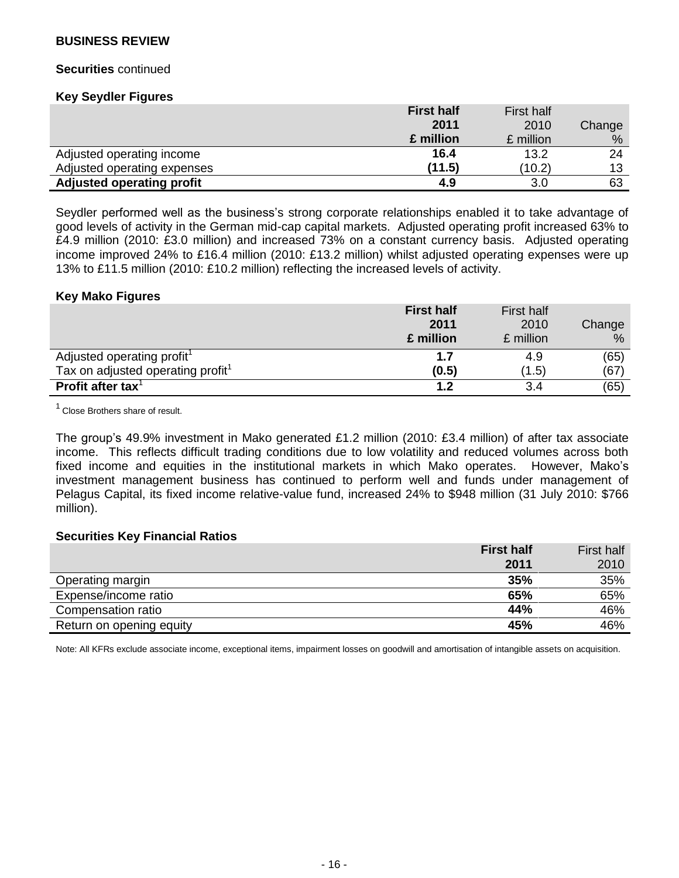**BUSINESS REVIEW**

**Securities** continued

**Key Seydler Figures**

| | **First half 2011 £ million** | First half 2010 £ million | Change % |
|---|---|---|---|
| Adjusted operating income | **16.4** | 13.2 | 24 |
| Adjusted operating expenses | **(11.5)** | (10.2) | 13 |
| **Adjusted operating profit** | **4.9** | 3.0 | 63 |

Seydler performed well as the business's strong corporate relationships enabled it to take advantage of good levels of activity in the German mid-cap capital markets. Adjusted operating profit increased 63% to £4.9 million (2010: £3.0 million) and increased 73% on a constant currency basis. Adjusted operating income improved 24% to £16.4 million (2010: £13.2 million) whilst adjusted operating expenses were up 13% to £11.5 million (2010: £10.2 million) reflecting the increased levels of activity.

**Key Mako Figures**

| | **First half 2011 £ million** | First half 2010 £ million | Change % |
|---|---|---|---|
| Adjusted operating profit[1] | **1.7** | 4.9 | (65) |
| Tax on adjusted operating profit[1] | **(0.5)** | (1.5) | (67) |
| **Profit after tax**[1] | **1.2** | 3.4 | (65) |

[1] Close Brothers share of result.

The group's 49.9% investment in Mako generated £1.2 million (2010: £3.4 million) of after tax associate income. This reflects difficult trading conditions due to low volatility and reduced volumes across both fixed income and equities in the institutional markets in which Mako operates. However, Mako's investment management business has continued to perform well and funds under management of Pelagus Capital, its fixed income relative-value fund, increased 24% to $948 million (31 July 2010: $766 million).

**Securities Key Financial Ratios**

| | **First half 2011** | First half 2010 |
|---|---|---|
| Operating margin | **35%** | 35% |
| Expense/income ratio | **65%** | 65% |
| Compensation ratio | **44%** | 46% |
| Return on opening equity | **45%** | 46% |

Note: All KFRs exclude associate income, exceptional items, impairment losses on goodwill and amortisation of intangible assets on acquisition.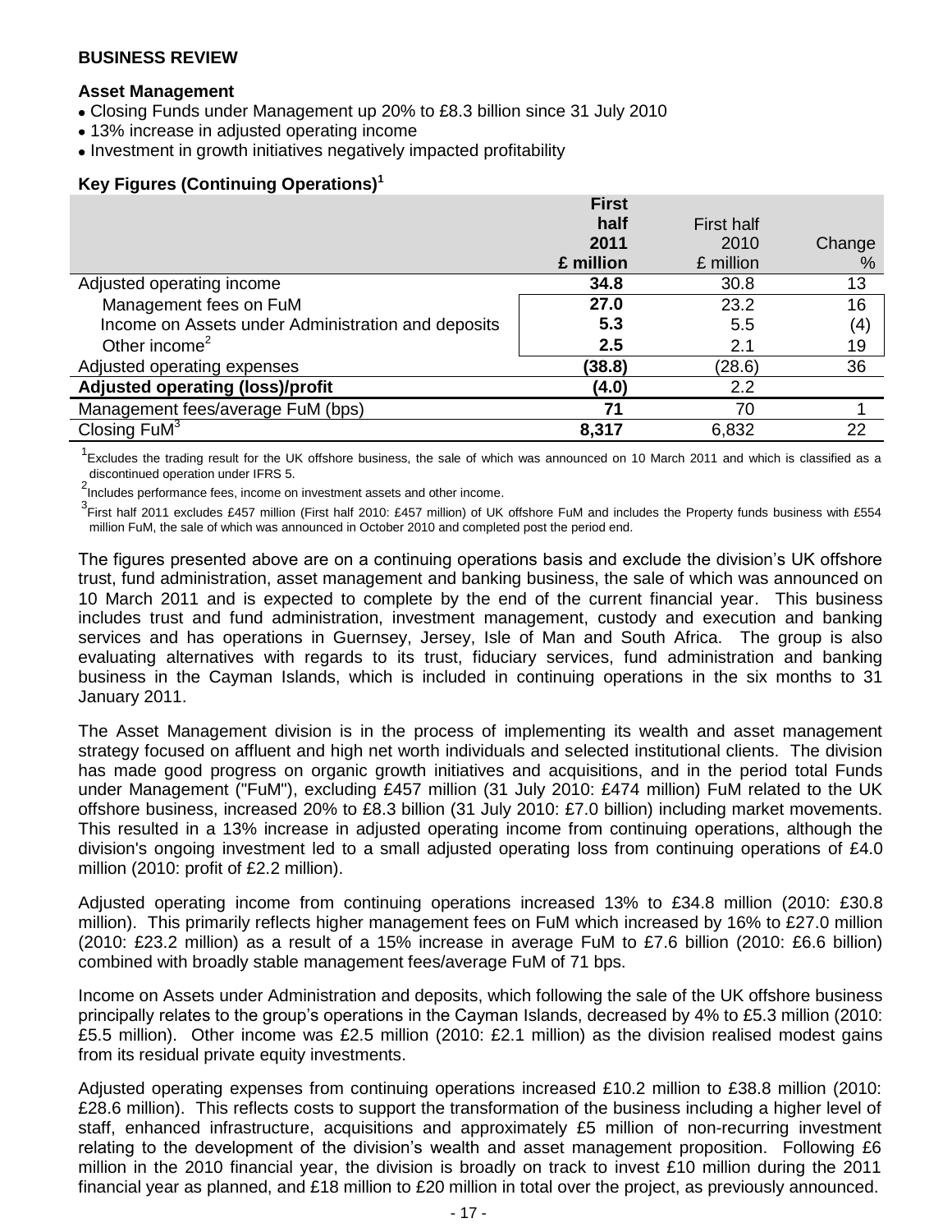## BUSINESS REVIEW

### Asset Management

- Closing Funds under Management up 20% to £8.3 billion since 31 July 2010
- 13% increase in adjusted operating income
- Investment in growth initiatives negatively impacted profitability

### Key Figures (Continuing Operations)[1]

| | **First half 2011 £ million** | First half 2010 £ million | Change % |
|---|---|---|---|
| Adjusted operating income | **34.8** | 30.8 | 13 |
| Management fees on FuM | **27.0** | 23.2 | 16 |
| Income on Assets under Administration and deposits | **5.3** | 5.5 | (4) |
| Other income[2] | **2.5** | 2.1 | 19 |
| Adjusted operating expenses | **(38.8)** | (28.6) | 36 |
| **Adjusted operating (loss)/profit** | **(4.0)** | 2.2 | |
| Management fees/average FuM (bps) | **71** | 70 | 1 |
| Closing FuM[3] | **8,317** | 6,832 | 22 |

[1] Excludes the trading result for the UK offshore business, the sale of which was announced on 10 March 2011 and which is classified as a discontinued operation under IFRS 5.

[2] Includes performance fees, income on investment assets and other income.

[3] First half 2011 excludes £457 million (First half 2010: £457 million) of UK offshore FuM and includes the Property funds business with £554 million FuM, the sale of which was announced in October 2010 and completed post the period end.

The figures presented above are on a continuing operations basis and exclude the division's UK offshore trust, fund administration, asset management and banking business, the sale of which was announced on 10 March 2011 and is expected to complete by the end of the current financial year. This business includes trust and fund administration, investment management, custody and execution and banking services and has operations in Guernsey, Jersey, Isle of Man and South Africa. The group is also evaluating alternatives with regards to its trust, fiduciary services, fund administration and banking business in the Cayman Islands, which is included in continuing operations in the six months to 31 January 2011.

The Asset Management division is in the process of implementing its wealth and asset management strategy focused on affluent and high net worth individuals and selected institutional clients. The division has made good progress on organic growth initiatives and acquisitions, and in the period total Funds under Management ("FuM"), excluding £457 million (31 July 2010: £474 million) FuM related to the UK offshore business, increased 20% to £8.3 billion (31 July 2010: £7.0 billion) including market movements. This resulted in a 13% increase in adjusted operating income from continuing operations, although the division's ongoing investment led to a small adjusted operating loss from continuing operations of £4.0 million (2010: profit of £2.2 million).

Adjusted operating income from continuing operations increased 13% to £34.8 million (2010: £30.8 million). This primarily reflects higher management fees on FuM which increased by 16% to £27.0 million (2010: £23.2 million) as a result of a 15% increase in average FuM to £7.6 billion (2010: £6.6 billion) combined with broadly stable management fees/average FuM of 71 bps.

Income on Assets under Administration and deposits, which following the sale of the UK offshore business principally relates to the group's operations in the Cayman Islands, decreased by 4% to £5.3 million (2010: £5.5 million). Other income was £2.5 million (2010: £2.1 million) as the division realised modest gains from its residual private equity investments.

Adjusted operating expenses from continuing operations increased £10.2 million to £38.8 million (2010: £28.6 million). This reflects costs to support the transformation of the business including a higher level of staff, enhanced infrastructure, acquisitions and approximately £5 million of non-recurring investment relating to the development of the division's wealth and asset management proposition. Following £6 million in the 2010 financial year, the division is broadly on track to invest £10 million during the 2011 financial year as planned, and £18 million to £20 million in total over the project, as previously announced.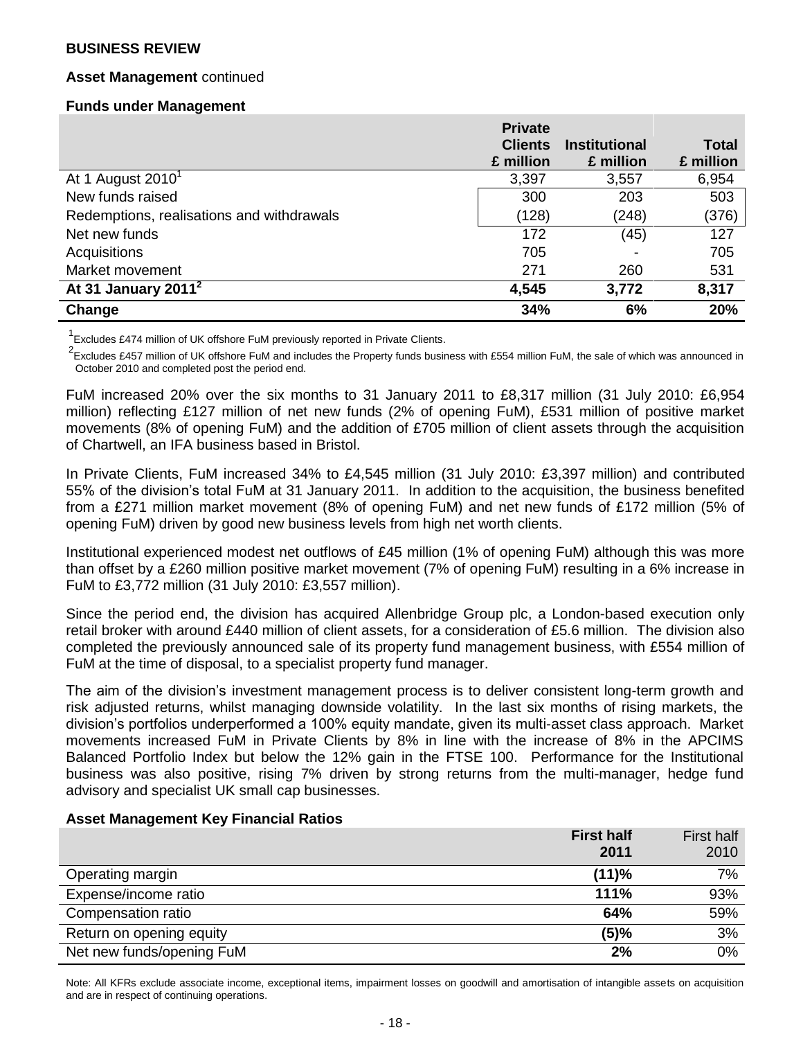**BUSINESS REVIEW**

**Asset Management** continued

**Funds under Management**

| | Private Clients £ million | Institutional £ million | Total £ million |
|---|---|---|---|
| At 1 August 2010[1] | 3,397 | 3,557 | 6,954 |
| New funds raised | 300 | 203 | 503 |
| Redemptions, realisations and withdrawals | (128) | (248) | (376) |
| Net new funds | 172 | (45) | 127 |
| Acquisitions | 705 | - | 705 |
| Market movement | 271 | 260 | 531 |
| **At 31 January 2011[2]** | **4,545** | **3,772** | **8,317** |
| **Change** | **34%** | **6%** | **20%** |

[1]Excludes £474 million of UK offshore FuM previously reported in Private Clients.

[2]Excludes £457 million of UK offshore FuM and includes the Property funds business with £554 million FuM, the sale of which was announced in October 2010 and completed post the period end.

FuM increased 20% over the six months to 31 January 2011 to £8,317 million (31 July 2010: £6,954 million) reflecting £127 million of net new funds (2% of opening FuM), £531 million of positive market movements (8% of opening FuM) and the addition of £705 million of client assets through the acquisition of Chartwell, an IFA business based in Bristol.

In Private Clients, FuM increased 34% to £4,545 million (31 July 2010: £3,397 million) and contributed 55% of the division's total FuM at 31 January 2011. In addition to the acquisition, the business benefited from a £271 million market movement (8% of opening FuM) and net new funds of £172 million (5% of opening FuM) driven by good new business levels from high net worth clients.

Institutional experienced modest net outflows of £45 million (1% of opening FuM) although this was more than offset by a £260 million positive market movement (7% of opening FuM) resulting in a 6% increase in FuM to £3,772 million (31 July 2010: £3,557 million).

Since the period end, the division has acquired Allenbridge Group plc, a London-based execution only retail broker with around £440 million of client assets, for a consideration of £5.6 million. The division also completed the previously announced sale of its property fund management business, with £554 million of FuM at the time of disposal, to a specialist property fund manager.

The aim of the division's investment management process is to deliver consistent long-term growth and risk adjusted returns, whilst managing downside volatility. In the last six months of rising markets, the division's portfolios underperformed a 100% equity mandate, given its multi-asset class approach. Market movements increased FuM in Private Clients by 8% in line with the increase of 8% in the APCIMS Balanced Portfolio Index but below the 12% gain in the FTSE 100. Performance for the Institutional business was also positive, rising 7% driven by strong returns from the multi-manager, hedge fund advisory and specialist UK small cap businesses.

**Asset Management Key Financial Ratios**

| | **First half 2011** | First half 2010 |
|---|---|---|
| Operating margin | **(11)%** | 7% |
| Expense/income ratio | **111%** | 93% |
| Compensation ratio | **64%** | 59% |
| Return on opening equity | **(5)%** | 3% |
| Net new funds/opening FuM | **2%** | 0% |

Note: All KFRs exclude associate income, exceptional items, impairment losses on goodwill and amortisation of intangible assets on acquisition and are in respect of continuing operations.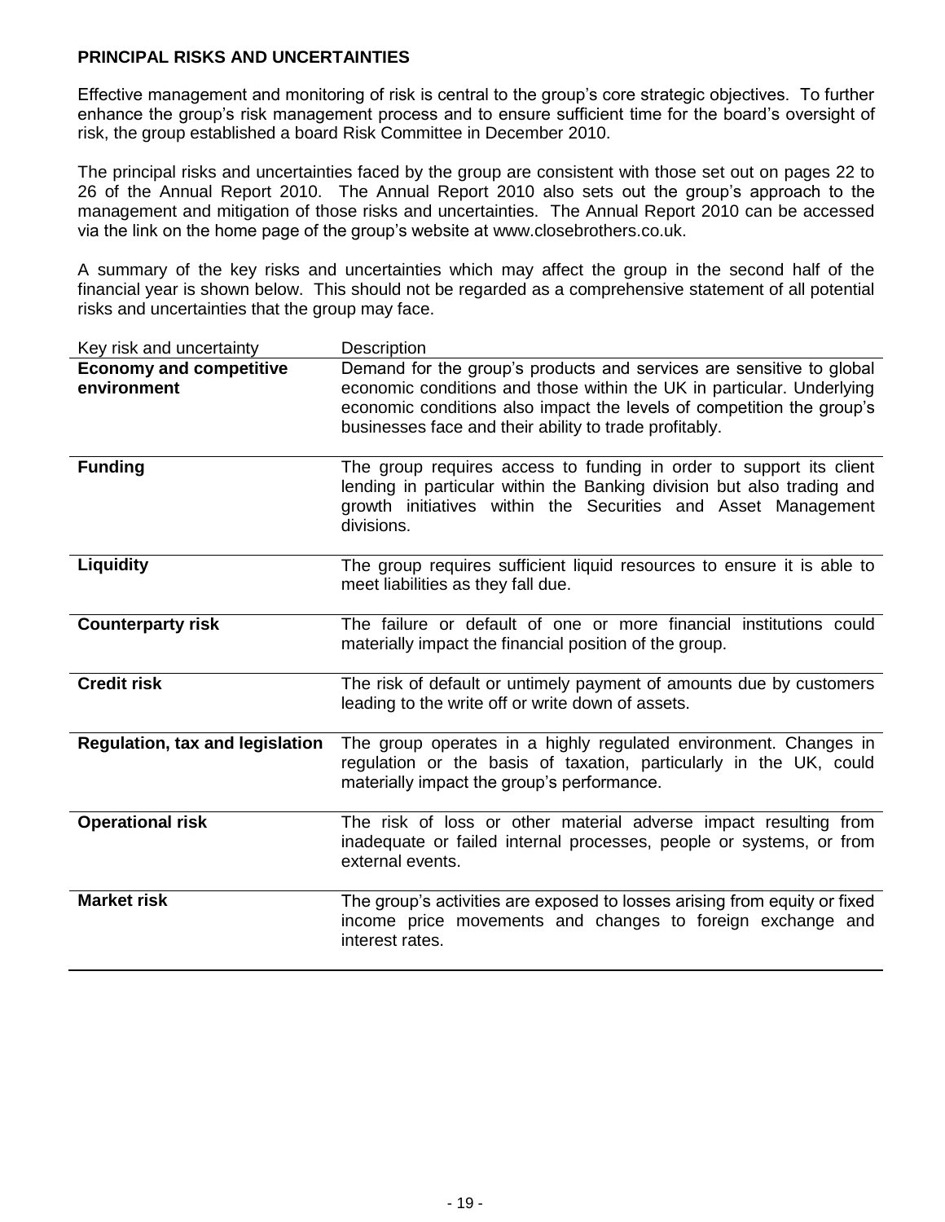## PRINCIPAL RISKS AND UNCERTAINTIES

Effective management and monitoring of risk is central to the group's core strategic objectives. To further enhance the group's risk management process and to ensure sufficient time for the board's oversight of risk, the group established a board Risk Committee in December 2010.

The principal risks and uncertainties faced by the group are consistent with those set out on pages 22 to 26 of the Annual Report 2010. The Annual Report 2010 also sets out the group's approach to the management and mitigation of those risks and uncertainties. The Annual Report 2010 can be accessed via the link on the home page of the group's website at www.closebrothers.co.uk.

A summary of the key risks and uncertainties which may affect the group in the second half of the financial year is shown below. This should not be regarded as a comprehensive statement of all potential risks and uncertainties that the group may face.

| Key risk and uncertainty | Description |
|---|---|
| **Economy and competitive environment** | Demand for the group's products and services are sensitive to global economic conditions and those within the UK in particular. Underlying economic conditions also impact the levels of competition the group's businesses face and their ability to trade profitably. |
| **Funding** | The group requires access to funding in order to support its client lending in particular within the Banking division but also trading and growth initiatives within the Securities and Asset Management divisions. |
| **Liquidity** | The group requires sufficient liquid resources to ensure it is able to meet liabilities as they fall due. |
| **Counterparty risk** | The failure or default of one or more financial institutions could materially impact the financial position of the group. |
| **Credit risk** | The risk of default or untimely payment of amounts due by customers leading to the write off or write down of assets. |
| **Regulation, tax and legislation** | The group operates in a highly regulated environment. Changes in regulation or the basis of taxation, particularly in the UK, could materially impact the group's performance. |
| **Operational risk** | The risk of loss or other material adverse impact resulting from inadequate or failed internal processes, people or systems, or from external events. |
| **Market risk** | The group's activities are exposed to losses arising from equity or fixed income price movements and changes to foreign exchange and interest rates. |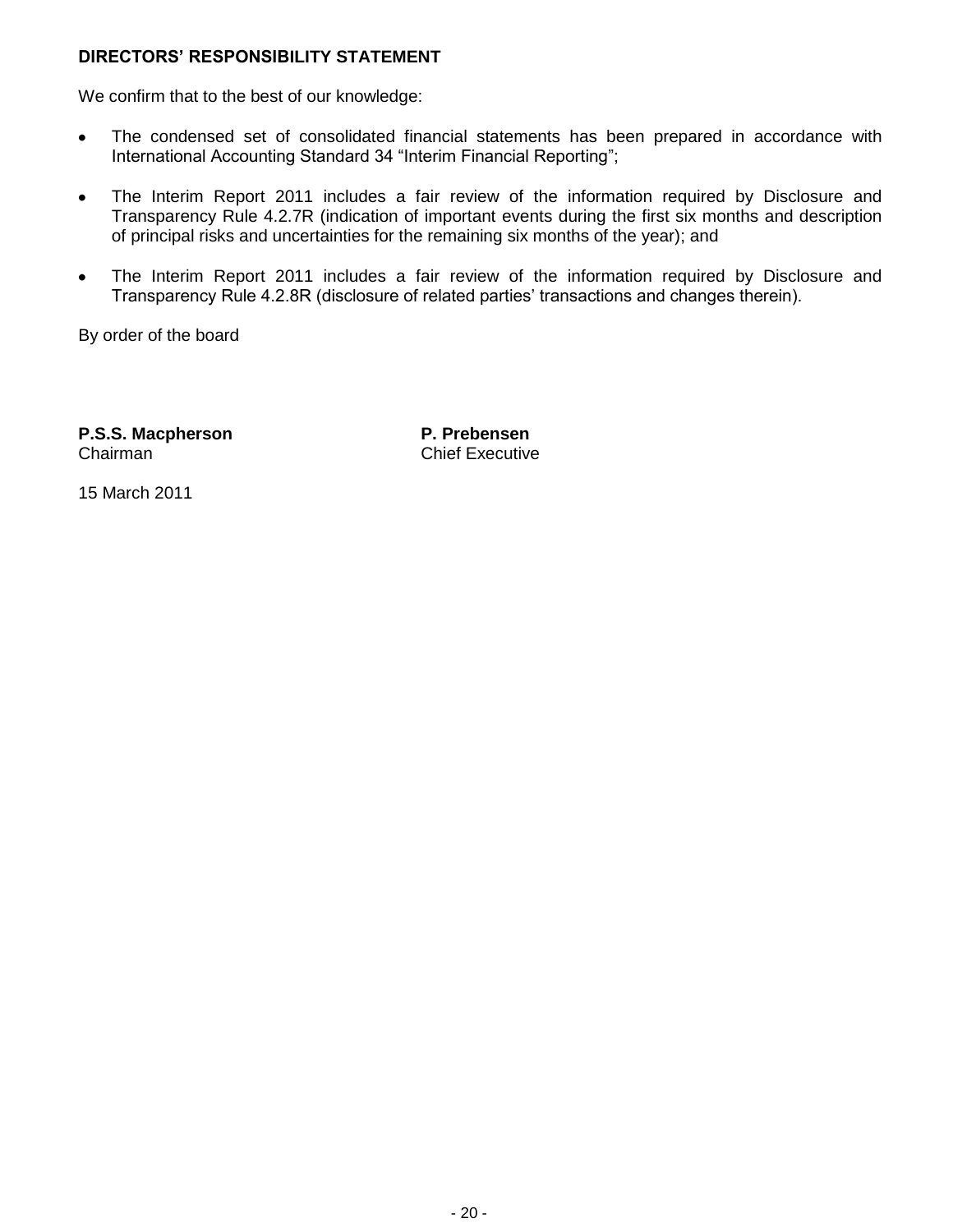## DIRECTORS' RESPONSIBILITY STATEMENT

We confirm that to the best of our knowledge:

- The condensed set of consolidated financial statements has been prepared in accordance with International Accounting Standard 34 "Interim Financial Reporting";
- The Interim Report 2011 includes a fair review of the information required by Disclosure and Transparency Rule 4.2.7R (indication of important events during the first six months and description of principal risks and uncertainties for the remaining six months of the year); and
- The Interim Report 2011 includes a fair review of the information required by Disclosure and Transparency Rule 4.2.8R (disclosure of related parties' transactions and changes therein).

By order of the board

**P.S.S. Macpherson**
Chairman

**P. Prebensen**
Chief Executive

15 March 2011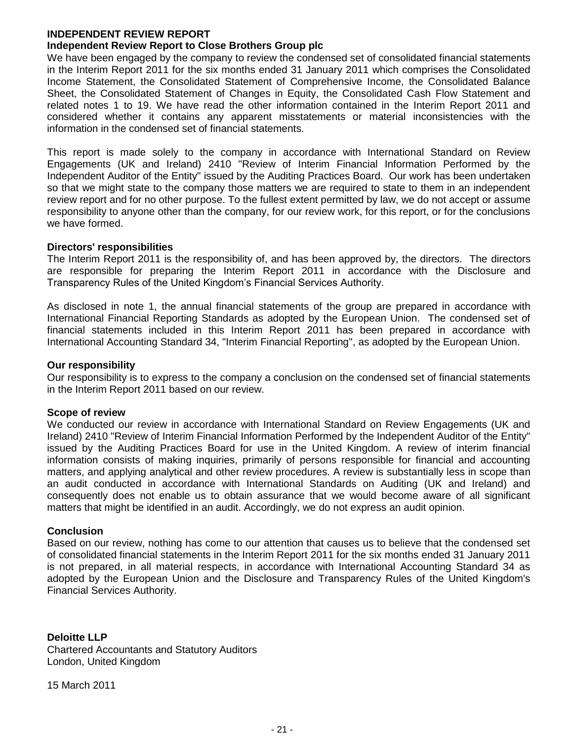# INDEPENDENT REVIEW REPORT

## Independent Review Report to Close Brothers Group plc

We have been engaged by the company to review the condensed set of consolidated financial statements in the Interim Report 2011 for the six months ended 31 January 2011 which comprises the Consolidated Income Statement, the Consolidated Statement of Comprehensive Income, the Consolidated Balance Sheet, the Consolidated Statement of Changes in Equity, the Consolidated Cash Flow Statement and related notes 1 to 19. We have read the other information contained in the Interim Report 2011 and considered whether it contains any apparent misstatements or material inconsistencies with the information in the condensed set of financial statements.

This report is made solely to the company in accordance with International Standard on Review Engagements (UK and Ireland) 2410 "Review of Interim Financial Information Performed by the Independent Auditor of the Entity" issued by the Auditing Practices Board. Our work has been undertaken so that we might state to the company those matters we are required to state to them in an independent review report and for no other purpose. To the fullest extent permitted by law, we do not accept or assume responsibility to anyone other than the company, for our review work, for this report, or for the conclusions we have formed.

### Directors' responsibilities

The Interim Report 2011 is the responsibility of, and has been approved by, the directors. The directors are responsible for preparing the Interim Report 2011 in accordance with the Disclosure and Transparency Rules of the United Kingdom's Financial Services Authority.

As disclosed in note 1, the annual financial statements of the group are prepared in accordance with International Financial Reporting Standards as adopted by the European Union. The condensed set of financial statements included in this Interim Report 2011 has been prepared in accordance with International Accounting Standard 34, "Interim Financial Reporting", as adopted by the European Union.

### Our responsibility

Our responsibility is to express to the company a conclusion on the condensed set of financial statements in the Interim Report 2011 based on our review.

### Scope of review

We conducted our review in accordance with International Standard on Review Engagements (UK and Ireland) 2410 "Review of Interim Financial Information Performed by the Independent Auditor of the Entity" issued by the Auditing Practices Board for use in the United Kingdom. A review of interim financial information consists of making inquiries, primarily of persons responsible for financial and accounting matters, and applying analytical and other review procedures. A review is substantially less in scope than an audit conducted in accordance with International Standards on Auditing (UK and Ireland) and consequently does not enable us to obtain assurance that we would become aware of all significant matters that might be identified in an audit. Accordingly, we do not express an audit opinion.

### Conclusion

Based on our review, nothing has come to our attention that causes us to believe that the condensed set of consolidated financial statements in the Interim Report 2011 for the six months ended 31 January 2011 is not prepared, in all material respects, in accordance with International Accounting Standard 34 as adopted by the European Union and the Disclosure and Transparency Rules of the United Kingdom's Financial Services Authority.

**Deloitte LLP**
Chartered Accountants and Statutory Auditors
London, United Kingdom

15 March 2011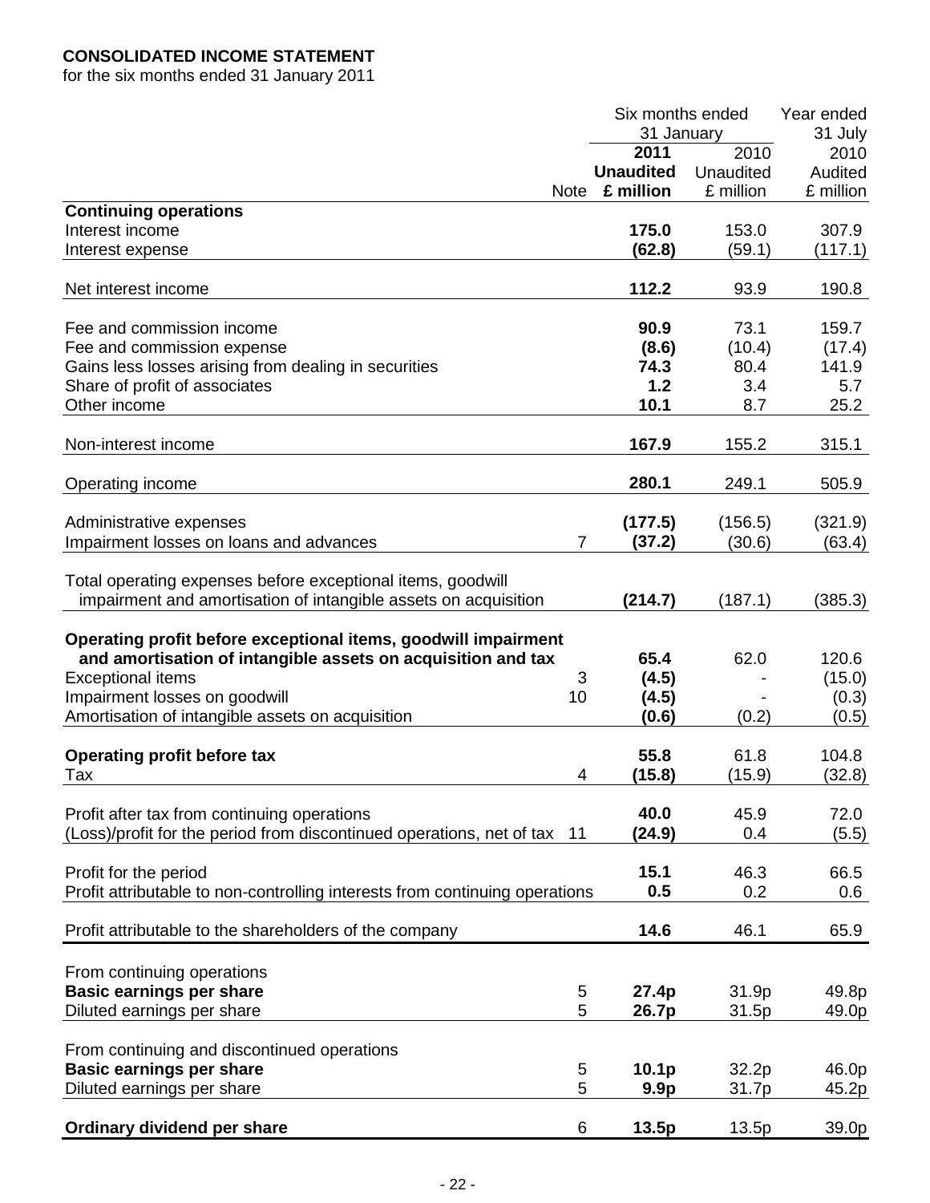**CONSOLIDATED INCOME STATEMENT**
for the six months ended 31 January 2011

| | Note | Six months ended 31 January 2011 Unaudited £ million | Six months ended 31 January 2010 Unaudited £ million | Year ended 31 July 2010 Audited £ million |
|---|---|---|---|---|
| **Continuing operations** | | | | |
| Interest income | | **175.0** | 153.0 | 307.9 |
| Interest expense | | **(62.8)** | (59.1) | (117.1) |
| Net interest income | | **112.2** | 93.9 | 190.8 |
| Fee and commission income | | **90.9** | 73.1 | 159.7 |
| Fee and commission expense | | **(8.6)** | (10.4) | (17.4) |
| Gains less losses arising from dealing in securities | | **74.3** | 80.4 | 141.9 |
| Share of profit of associates | | **1.2** | 3.4 | 5.7 |
| Other income | | **10.1** | 8.7 | 25.2 |
| Non-interest income | | **167.9** | 155.2 | 315.1 |
| Operating income | | **280.1** | 249.1 | 505.9 |
| Administrative expenses | | **(177.5)** | (156.5) | (321.9) |
| Impairment losses on loans and advances | 7 | **(37.2)** | (30.6) | (63.4) |
| Total operating expenses before exceptional items, goodwill impairment and amortisation of intangible assets on acquisition | | **(214.7)** | (187.1) | (385.3) |
| **Operating profit before exceptional items, goodwill impairment and amortisation of intangible assets on acquisition and tax** | | **65.4** | 62.0 | 120.6 |
| Exceptional items | 3 | **(4.5)** | - | (15.0) |
| Impairment losses on goodwill | 10 | **(4.5)** | - | (0.3) |
| Amortisation of intangible assets on acquisition | | **(0.6)** | (0.2) | (0.5) |
| **Operating profit before tax** | | **55.8** | 61.8 | 104.8 |
| Tax | 4 | **(15.8)** | (15.9) | (32.8) |
| Profit after tax from continuing operations | | **40.0** | 45.9 | 72.0 |
| (Loss)/profit for the period from discontinued operations, net of tax | 11 | **(24.9)** | 0.4 | (5.5) |
| Profit for the period | | **15.1** | 46.3 | 66.5 |
| Profit attributable to non-controlling interests from continuing operations | | **0.5** | 0.2 | 0.6 |
| Profit attributable to the shareholders of the company | | **14.6** | 46.1 | 65.9 |
| From continuing operations | | | | |
| **Basic earnings per share** | 5 | **27.4p** | 31.9p | 49.8p |
| Diluted earnings per share | 5 | **26.7p** | 31.5p | 49.0p |
| From continuing and discontinued operations | | | | |
| **Basic earnings per share** | 5 | **10.1p** | 32.2p | 46.0p |
| Diluted earnings per share | 5 | **9.9p** | 31.7p | 45.2p |
| **Ordinary dividend per share** | 6 | **13.5p** | 13.5p | 39.0p |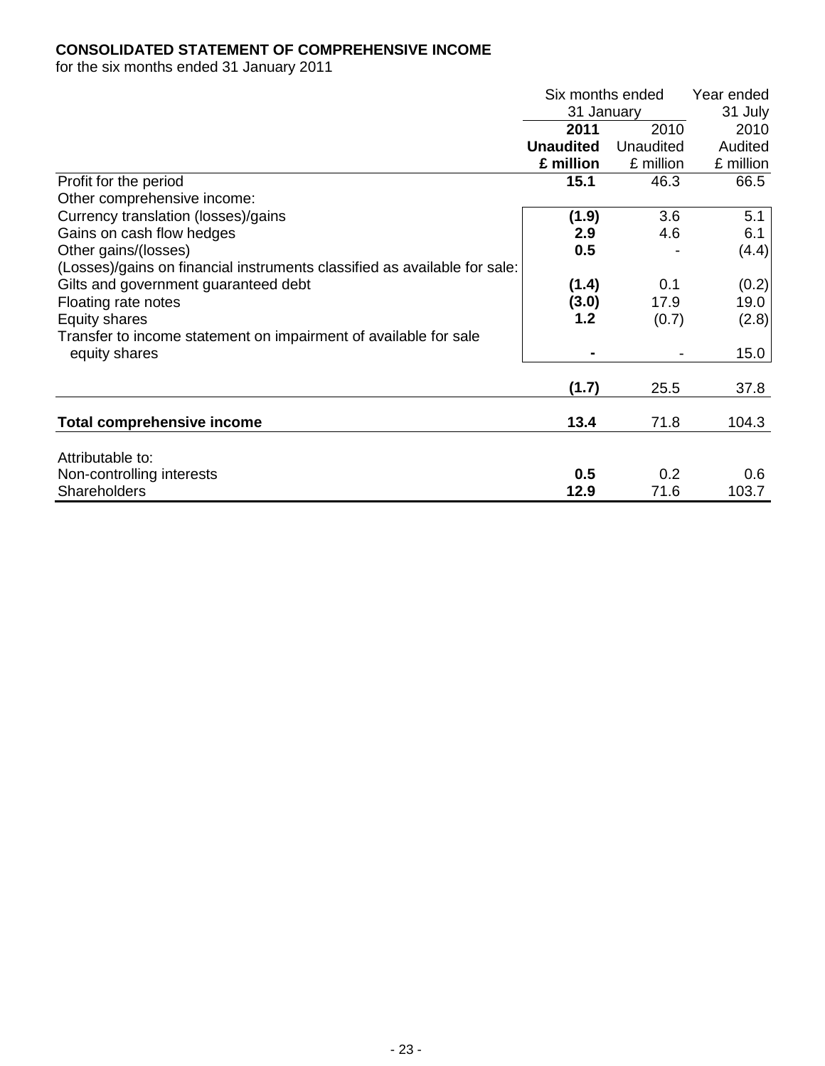**CONSOLIDATED STATEMENT OF COMPREHENSIVE INCOME**
for the six months ended 31 January 2011

| | Six months ended 31 January | | Year ended 31 July |
|---|---|---|---|
| | **2011** | 2010 | 2010 |
| | **Unaudited** | Unaudited | Audited |
| | **£ million** | £ million | £ million |
| Profit for the period | **15.1** | 46.3 | 66.5 |
| Other comprehensive income: | | | |
| Currency translation (losses)/gains | **(1.9)** | 3.6 | 5.1 |
| Gains on cash flow hedges | **2.9** | 4.6 | 6.1 |
| Other gains/(losses) | **0.5** | - | (4.4) |
| (Losses)/gains on financial instruments classified as available for sale: | | | |
| Gilts and government guaranteed debt | **(1.4)** | 0.1 | (0.2) |
| Floating rate notes | **(3.0)** | 17.9 | 19.0 |
| Equity shares | **1.2** | (0.7) | (2.8) |
| Transfer to income statement on impairment of available for sale equity shares | **-** | - | 15.0 |
| | **(1.7)** | 25.5 | 37.8 |
| **Total comprehensive income** | **13.4** | 71.8 | 104.3 |
| Attributable to: | | | |
| Non-controlling interests | **0.5** | 0.2 | 0.6 |
| Shareholders | **12.9** | 71.6 | 103.7 |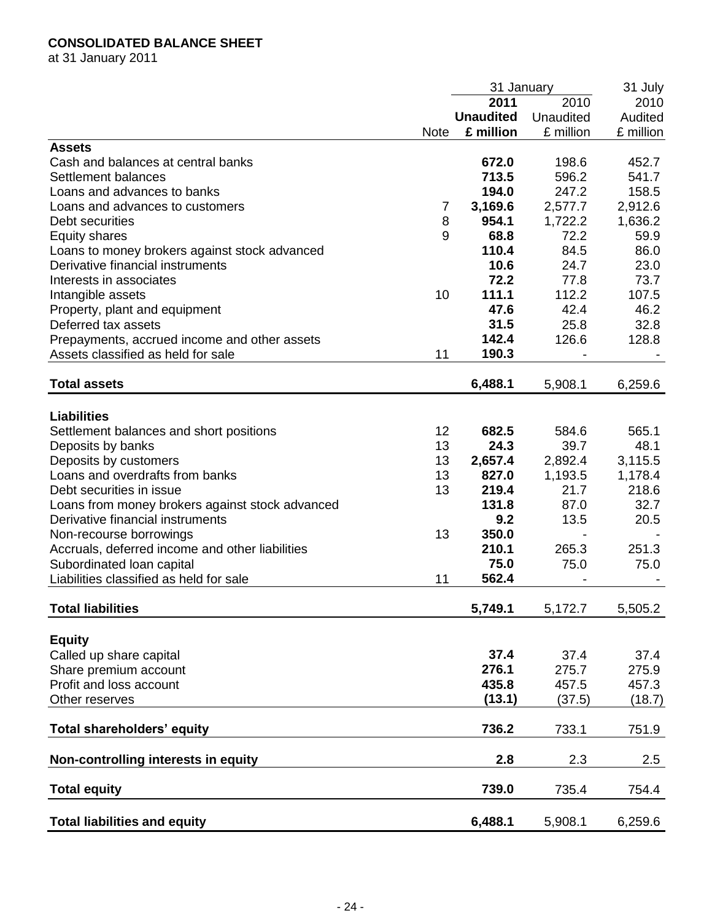**CONSOLIDATED BALANCE SHEET**

at 31 January 2011

| | Note | 31 January 2011 Unaudited £ million | 31 January 2010 Unaudited £ million | 31 July 2010 Audited £ million |
|---|---|---|---|---|
| **Assets** | | | | |
| Cash and balances at central banks | | **672.0** | 198.6 | 452.7 |
| Settlement balances | | **713.5** | 596.2 | 541.7 |
| Loans and advances to banks | | **194.0** | 247.2 | 158.5 |
| Loans and advances to customers | 7 | **3,169.6** | 2,577.7 | 2,912.6 |
| Debt securities | 8 | **954.1** | 1,722.2 | 1,636.2 |
| Equity shares | 9 | **68.8** | 72.2 | 59.9 |
| Loans to money brokers against stock advanced | | **110.4** | 84.5 | 86.0 |
| Derivative financial instruments | | **10.6** | 24.7 | 23.0 |
| Interests in associates | | **72.2** | 77.8 | 73.7 |
| Intangible assets | 10 | **111.1** | 112.2 | 107.5 |
| Property, plant and equipment | | **47.6** | 42.4 | 46.2 |
| Deferred tax assets | | **31.5** | 25.8 | 32.8 |
| Prepayments, accrued income and other assets | | **142.4** | 126.6 | 128.8 |
| Assets classified as held for sale | 11 | **190.3** | - | - |
| **Total assets** | | **6,488.1** | 5,908.1 | 6,259.6 |
| **Liabilities** | | | | |
| Settlement balances and short positions | 12 | **682.5** | 584.6 | 565.1 |
| Deposits by banks | 13 | **24.3** | 39.7 | 48.1 |
| Deposits by customers | 13 | **2,657.4** | 2,892.4 | 3,115.5 |
| Loans and overdrafts from banks | 13 | **827.0** | 1,193.5 | 1,178.4 |
| Debt securities in issue | 13 | **219.4** | 21.7 | 218.6 |
| Loans from money brokers against stock advanced | | **131.8** | 87.0 | 32.7 |
| Derivative financial instruments | | **9.2** | 13.5 | 20.5 |
| Non-recourse borrowings | 13 | **350.0** | - | - |
| Accruals, deferred income and other liabilities | | **210.1** | 265.3 | 251.3 |
| Subordinated loan capital | | **75.0** | 75.0 | 75.0 |
| Liabilities classified as held for sale | 11 | **562.4** | - | - |
| **Total liabilities** | | **5,749.1** | 5,172.7 | 5,505.2 |
| **Equity** | | | | |
| Called up share capital | | **37.4** | 37.4 | 37.4 |
| Share premium account | | **276.1** | 275.7 | 275.9 |
| Profit and loss account | | **435.8** | 457.5 | 457.3 |
| Other reserves | | **(13.1)** | (37.5) | (18.7) |
| **Total shareholders' equity** | | **736.2** | 733.1 | 751.9 |
| **Non-controlling interests in equity** | | **2.8** | 2.3 | 2.5 |
| **Total equity** | | **739.0** | 735.4 | 754.4 |
| **Total liabilities and equity** | | **6,488.1** | 5,908.1 | 6,259.6 |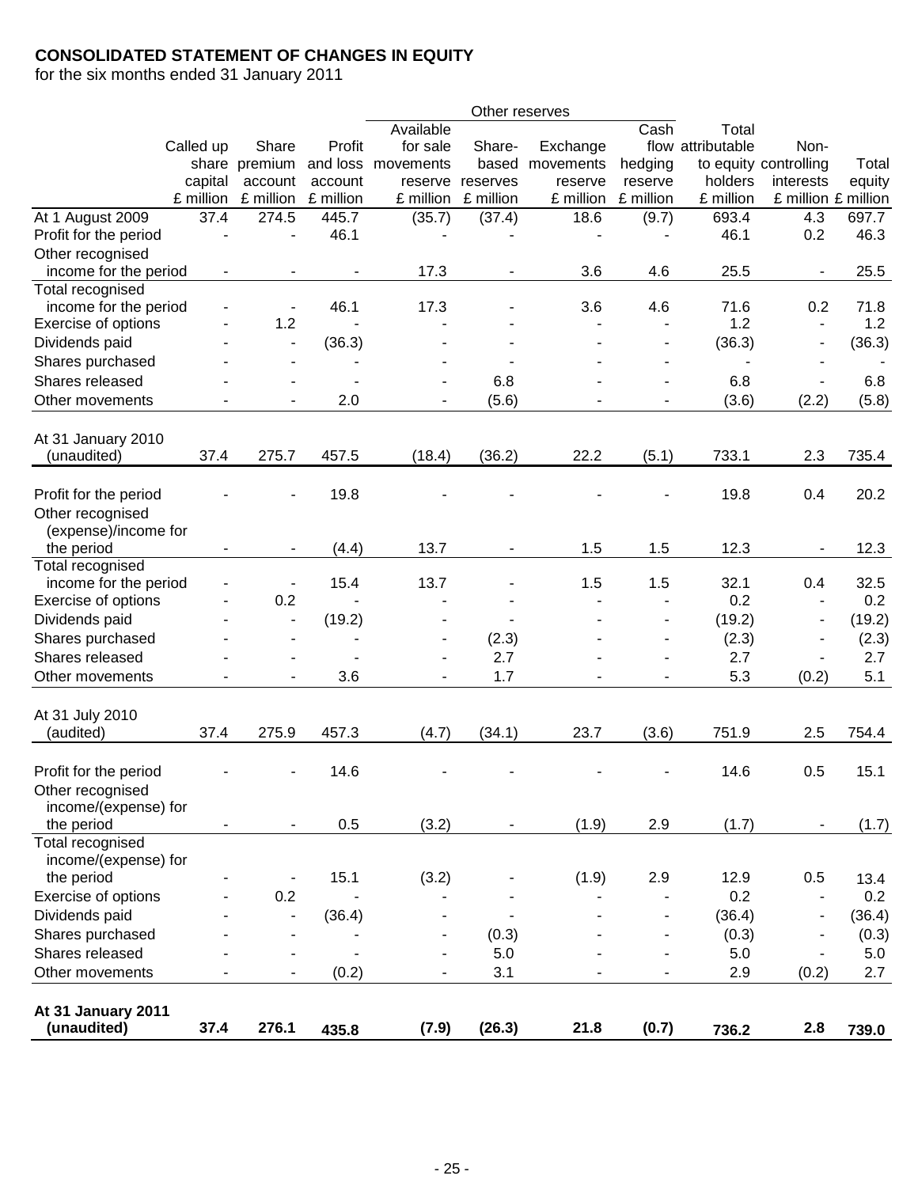**CONSOLIDATED STATEMENT OF CHANGES IN EQUITY**
for the six months ended 31 January 2011

| | Called up share capital £ million | Share premium account £ million | Profit and loss account £ million | Other reserves: Available for sale movements reserve £ million | Other reserves: Share-based reserves £ million | Other reserves: Exchange movements reserve £ million | Other reserves: Cash flow hedging reserve £ million | Total attributable to equity holders £ million | Non-controlling interests £ million | Total equity £ million |
|---|---|---|---|---|---|---|---|---|---|---|
| At 1 August 2009 | 37.4 | 274.5 | 445.7 | (35.7) | (37.4) | 18.6 | (9.7) | 693.4 | 4.3 | 697.7 |
| Profit for the period | - | - | 46.1 | - | - | - | - | 46.1 | 0.2 | 46.3 |
| Other recognised income for the period | - | - | - | 17.3 | - | 3.6 | 4.6 | 25.5 | - | 25.5 |
| Total recognised income for the period | - | - | 46.1 | 17.3 | - | 3.6 | 4.6 | 71.6 | 0.2 | 71.8 |
| Exercise of options | - | 1.2 | - | - | - | - | - | 1.2 | - | 1.2 |
| Dividends paid | - | - | (36.3) | - | - | - | - | (36.3) | - | (36.3) |
| Shares purchased | - | - | - | - | - | - | - | - | - | - |
| Shares released | - | - | - | - | 6.8 | - | - | 6.8 | - | 6.8 |
| Other movements | - | - | 2.0 | - | (5.6) | - | - | (3.6) | (2.2) | (5.8) |
| At 31 January 2010 (unaudited) | 37.4 | 275.7 | 457.5 | (18.4) | (36.2) | 22.2 | (5.1) | 733.1 | 2.3 | 735.4 |
| Profit for the period | - | - | 19.8 | - | - | - | - | 19.8 | 0.4 | 20.2 |
| Other recognised (expense)/income for the period | - | - | (4.4) | 13.7 | - | 1.5 | 1.5 | 12.3 | - | 12.3 |
| Total recognised income for the period | - | - | 15.4 | 13.7 | - | 1.5 | 1.5 | 32.1 | 0.4 | 32.5 |
| Exercise of options | - | 0.2 | - | - | - | - | - | 0.2 | - | 0.2 |
| Dividends paid | - | - | (19.2) | - | - | - | - | (19.2) | - | (19.2) |
| Shares purchased | - | - | - | - | (2.3) | - | - | (2.3) | - | (2.3) |
| Shares released | - | - | - | - | 2.7 | - | - | 2.7 | - | 2.7 |
| Other movements | - | - | 3.6 | - | 1.7 | - | - | 5.3 | (0.2) | 5.1 |
| At 31 July 2010 (audited) | 37.4 | 275.9 | 457.3 | (4.7) | (34.1) | 23.7 | (3.6) | 751.9 | 2.5 | 754.4 |
| Profit for the period | - | - | 14.6 | - | - | - | - | 14.6 | 0.5 | 15.1 |
| Other recognised income/(expense) for the period | - | - | 0.5 | (3.2) | - | (1.9) | 2.9 | (1.7) | - | (1.7) |
| Total recognised income/(expense) for the period | - | - | 15.1 | (3.2) | - | (1.9) | 2.9 | 12.9 | 0.5 | 13.4 |
| Exercise of options | - | 0.2 | - | - | - | - | - | 0.2 | - | 0.2 |
| Dividends paid | - | - | (36.4) | - | - | - | - | (36.4) | - | (36.4) |
| Shares purchased | - | - | - | - | (0.3) | - | - | (0.3) | - | (0.3) |
| Shares released | - | - | - | - | 5.0 | - | - | 5.0 | - | 5.0 |
| Other movements | - | - | (0.2) | - | 3.1 | - | - | 2.9 | (0.2) | 2.7 |
| **At 31 January 2011 (unaudited)** | **37.4** | **276.1** | **435.8** | **(7.9)** | **(26.3)** | **21.8** | **(0.7)** | **736.2** | **2.8** | **739.0** |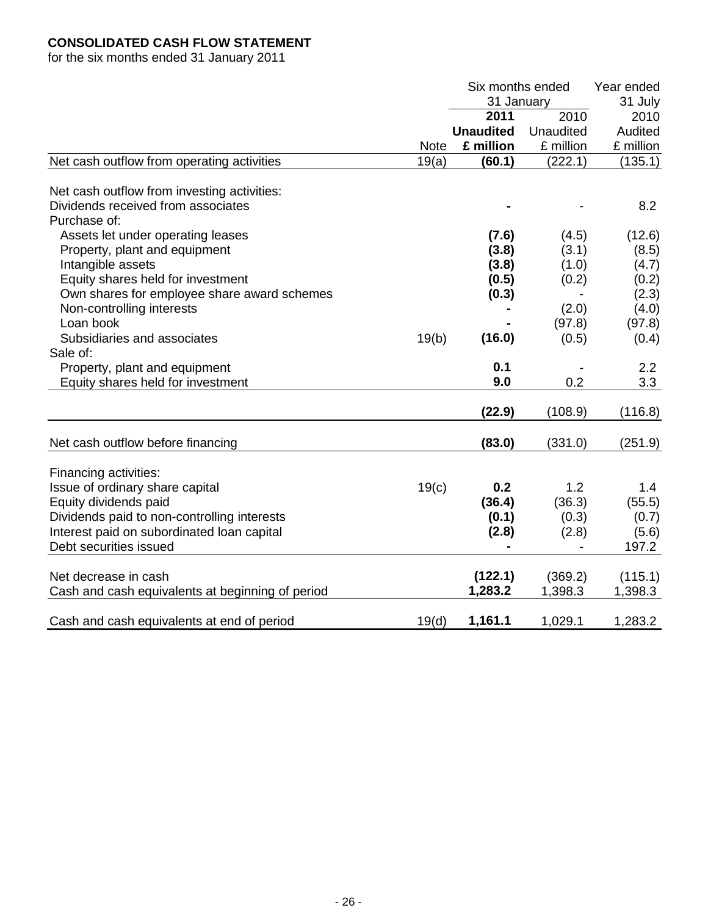**CONSOLIDATED CASH FLOW STATEMENT**

for the six months ended 31 January 2011

| | Note | Six months ended 31 January 2011 Unaudited £ million | Six months ended 31 January 2010 Unaudited £ million | Year ended 31 July 2010 Audited £ million |
|---|---|---|---|---|
| Net cash outflow from operating activities | 19(a) | **(60.1)** | (222.1) | (135.1) |
| Net cash outflow from investing activities: | | | | |
| Dividends received from associates | | **-** | - | 8.2 |
| Purchase of: | | | | |
| Assets let under operating leases | | **(7.6)** | (4.5) | (12.6) |
| Property, plant and equipment | | **(3.8)** | (3.1) | (8.5) |
| Intangible assets | | **(3.8)** | (1.0) | (4.7) |
| Equity shares held for investment | | **(0.5)** | (0.2) | (0.2) |
| Own shares for employee share award schemes | | **(0.3)** | - | (2.3) |
| Non-controlling interests | | **-** | (2.0) | (4.0) |
| Loan book | | **-** | (97.8) | (97.8) |
| Subsidiaries and associates | 19(b) | **(16.0)** | (0.5) | (0.4) |
| Sale of: | | | | |
| Property, plant and equipment | | **0.1** | - | 2.2 |
| Equity shares held for investment | | **9.0** | 0.2 | 3.3 |
| | | **(22.9)** | (108.9) | (116.8) |
| Net cash outflow before financing | | **(83.0)** | (331.0) | (251.9) |
| Financing activities: | | | | |
| Issue of ordinary share capital | 19(c) | **0.2** | 1.2 | 1.4 |
| Equity dividends paid | | **(36.4)** | (36.3) | (55.5) |
| Dividends paid to non-controlling interests | | **(0.1)** | (0.3) | (0.7) |
| Interest paid on subordinated loan capital | | **(2.8)** | (2.8) | (5.6) |
| Debt securities issued | | **-** | - | 197.2 |
| Net decrease in cash | | **(122.1)** | (369.2) | (115.1) |
| Cash and cash equivalents at beginning of period | | **1,283.2** | 1,398.3 | 1,398.3 |
| Cash and cash equivalents at end of period | 19(d) | **1,161.1** | 1,029.1 | 1,283.2 |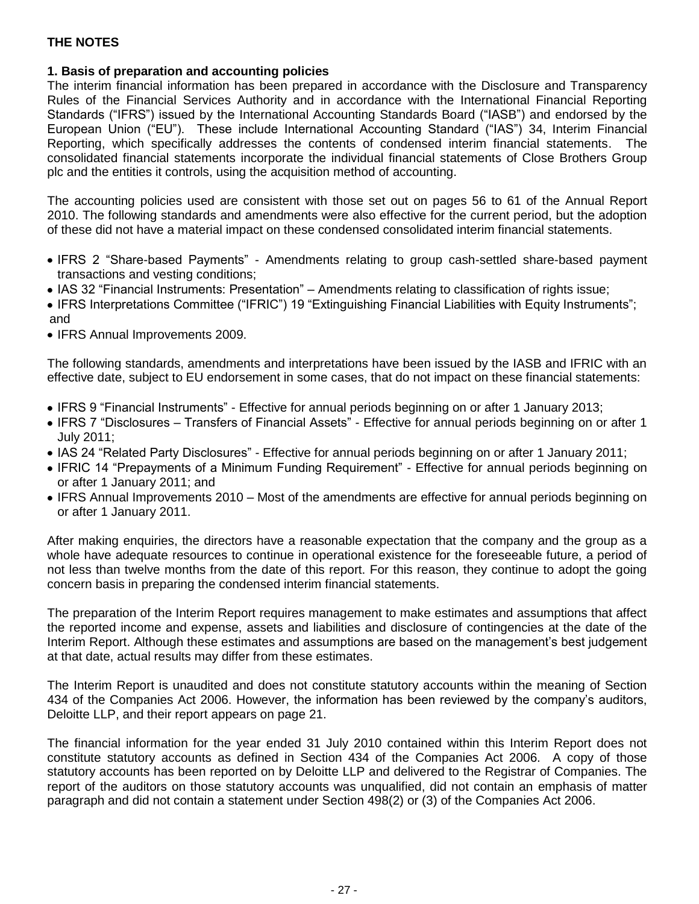# THE NOTES

## 1. Basis of preparation and accounting policies

The interim financial information has been prepared in accordance with the Disclosure and Transparency Rules of the Financial Services Authority and in accordance with the International Financial Reporting Standards ("IFRS") issued by the International Accounting Standards Board ("IASB") and endorsed by the European Union ("EU"). These include International Accounting Standard ("IAS") 34, Interim Financial Reporting, which specifically addresses the contents of condensed interim financial statements. The consolidated financial statements incorporate the individual financial statements of Close Brothers Group plc and the entities it controls, using the acquisition method of accounting.

The accounting policies used are consistent with those set out on pages 56 to 61 of the Annual Report 2010. The following standards and amendments were also effective for the current period, but the adoption of these did not have a material impact on these condensed consolidated interim financial statements.

- IFRS 2 "Share-based Payments" - Amendments relating to group cash-settled share-based payment transactions and vesting conditions;
- IAS 32 "Financial Instruments: Presentation" – Amendments relating to classification of rights issue;
- IFRS Interpretations Committee ("IFRIC") 19 "Extinguishing Financial Liabilities with Equity Instruments"; and
- IFRS Annual Improvements 2009.

The following standards, amendments and interpretations have been issued by the IASB and IFRIC with an effective date, subject to EU endorsement in some cases, that do not impact on these financial statements:

- IFRS 9 "Financial Instruments" - Effective for annual periods beginning on or after 1 January 2013;
- IFRS 7 "Disclosures – Transfers of Financial Assets" - Effective for annual periods beginning on or after 1 July 2011;
- IAS 24 "Related Party Disclosures" - Effective for annual periods beginning on or after 1 January 2011;
- IFRIC 14 "Prepayments of a Minimum Funding Requirement" - Effective for annual periods beginning on or after 1 January 2011; and
- IFRS Annual Improvements 2010 – Most of the amendments are effective for annual periods beginning on or after 1 January 2011.

After making enquiries, the directors have a reasonable expectation that the company and the group as a whole have adequate resources to continue in operational existence for the foreseeable future, a period of not less than twelve months from the date of this report. For this reason, they continue to adopt the going concern basis in preparing the condensed interim financial statements.

The preparation of the Interim Report requires management to make estimates and assumptions that affect the reported income and expense, assets and liabilities and disclosure of contingencies at the date of the Interim Report. Although these estimates and assumptions are based on the management's best judgement at that date, actual results may differ from these estimates.

The Interim Report is unaudited and does not constitute statutory accounts within the meaning of Section 434 of the Companies Act 2006. However, the information has been reviewed by the company's auditors, Deloitte LLP, and their report appears on page 21.

The financial information for the year ended 31 July 2010 contained within this Interim Report does not constitute statutory accounts as defined in Section 434 of the Companies Act 2006. A copy of those statutory accounts has been reported on by Deloitte LLP and delivered to the Registrar of Companies. The report of the auditors on those statutory accounts was unqualified, did not contain an emphasis of matter paragraph and did not contain a statement under Section 498(2) or (3) of the Companies Act 2006.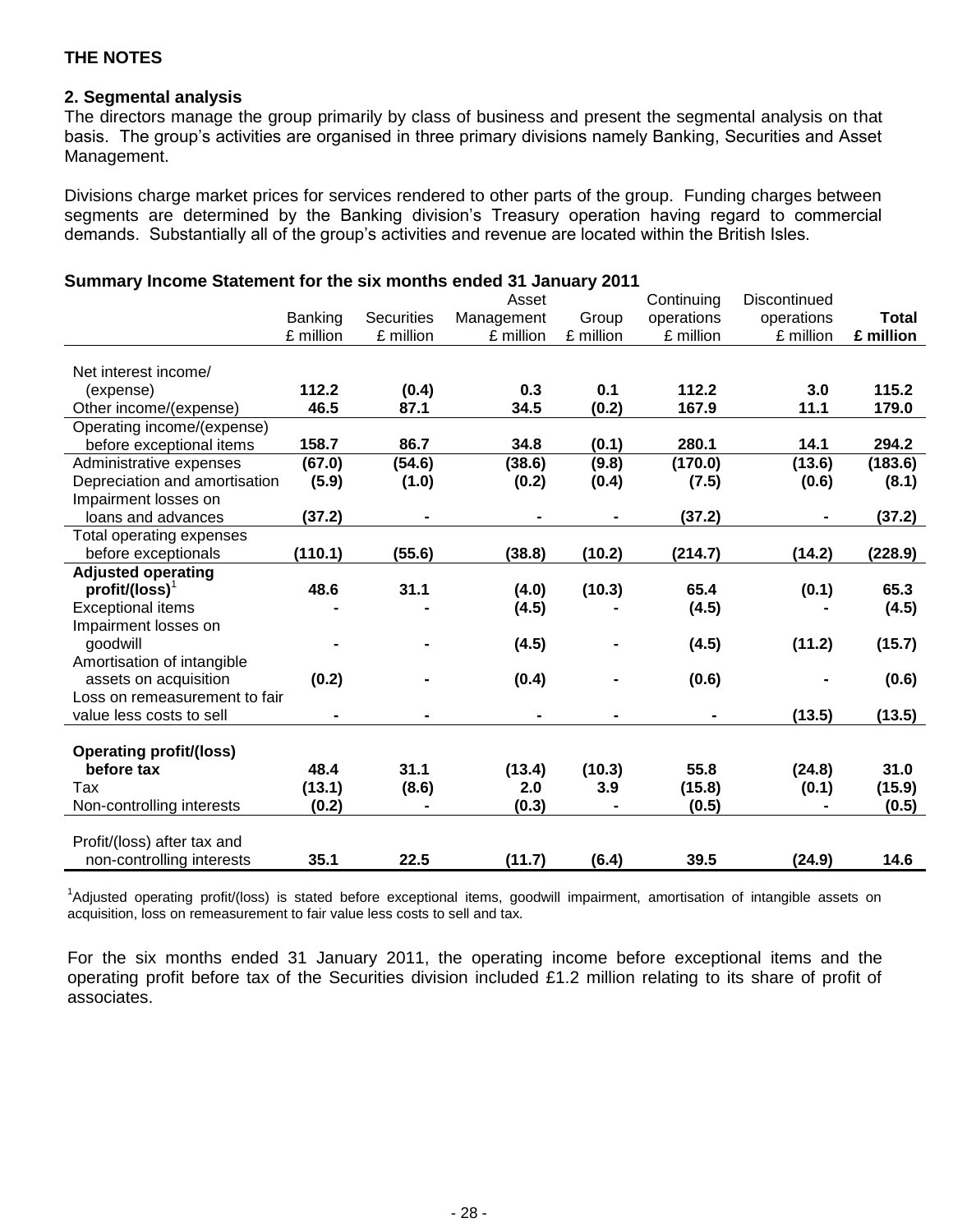**THE NOTES**

## 2. Segmental analysis

The directors manage the group primarily by class of business and present the segmental analysis on that basis. The group's activities are organised in three primary divisions namely Banking, Securities and Asset Management.

Divisions charge market prices for services rendered to other parts of the group. Funding charges between segments are determined by the Banking division's Treasury operation having regard to commercial demands. Substantially all of the group's activities and revenue are located within the British Isles.

### Summary Income Statement for the six months ended 31 January 2011

| | Banking £ million | Securities £ million | Asset Management £ million | Group £ million | Continuing operations £ million | Discontinued operations £ million | **Total £ million** |
|---|---|---|---|---|---|---|---|
| Net interest income/ (expense) | **112.2** | **(0.4)** | **0.3** | **0.1** | **112.2** | **3.0** | **115.2** |
| Other income/(expense) | **46.5** | **87.1** | **34.5** | **(0.2)** | **167.9** | **11.1** | **179.0** |
| Operating income/(expense) before exceptional items | **158.7** | **86.7** | **34.8** | **(0.1)** | **280.1** | **14.1** | **294.2** |
| Administrative expenses | **(67.0)** | **(54.6)** | **(38.6)** | **(9.8)** | **(170.0)** | **(13.6)** | **(183.6)** |
| Depreciation and amortisation | **(5.9)** | **(1.0)** | **(0.2)** | **(0.4)** | **(7.5)** | **(0.6)** | **(8.1)** |
| Impairment losses on loans and advances | **(37.2)** | **-** | **-** | **-** | **(37.2)** | **-** | **(37.2)** |
| Total operating expenses before exceptionals | **(110.1)** | **(55.6)** | **(38.8)** | **(10.2)** | **(214.7)** | **(14.2)** | **(228.9)** |
| **Adjusted operating profit/(loss)**[1] | **48.6** | **31.1** | **(4.0)** | **(10.3)** | **65.4** | **(0.1)** | **65.3** |
| Exceptional items | **-** | **-** | **(4.5)** | **-** | **(4.5)** | **-** | **(4.5)** |
| Impairment losses on goodwill | **-** | **-** | **(4.5)** | **-** | **(4.5)** | **(11.2)** | **(15.7)** |
| Amortisation of intangible assets on acquisition | **(0.2)** | **-** | **(0.4)** | **-** | **(0.6)** | **-** | **(0.6)** |
| Loss on remeasurement to fair value less costs to sell | **-** | **-** | **-** | **-** | **-** | **(13.5)** | **(13.5)** |
| **Operating profit/(loss) before tax** | **48.4** | **31.1** | **(13.4)** | **(10.3)** | **55.8** | **(24.8)** | **31.0** |
| Tax | **(13.1)** | **(8.6)** | **2.0** | **3.9** | **(15.8)** | **(0.1)** | **(15.9)** |
| Non-controlling interests | **(0.2)** | **-** | **(0.3)** | **-** | **(0.5)** | **-** | **(0.5)** |
| Profit/(loss) after tax and non-controlling interests | **35.1** | **22.5** | **(11.7)** | **(6.4)** | **39.5** | **(24.9)** | **14.6** |

[1]Adjusted operating profit/(loss) is stated before exceptional items, goodwill impairment, amortisation of intangible assets on acquisition, loss on remeasurement to fair value less costs to sell and tax.

For the six months ended 31 January 2011, the operating income before exceptional items and the operating profit before tax of the Securities division included £1.2 million relating to its share of profit of associates.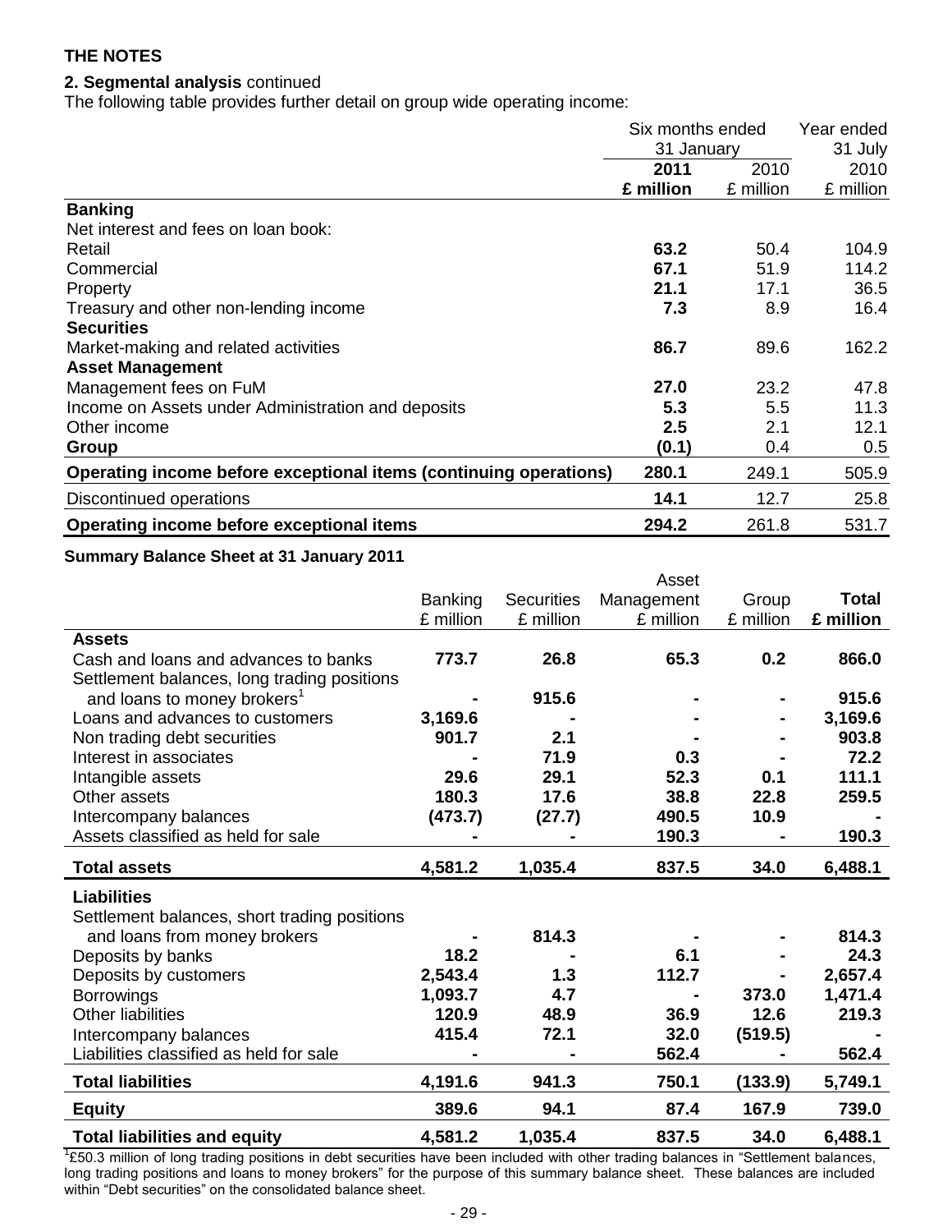**THE NOTES**

**2. Segmental analysis** continued

The following table provides further detail on group wide operating income:

| | Six months ended 31 January | | Year ended 31 July |
|---|---|---|---|
| | **2011** | 2010 | 2010 |
| | **£ million** | £ million | £ million |
| **Banking** | | | |
| Net interest and fees on loan book: | | | |
| Retail | **63.2** | 50.4 | 104.9 |
| Commercial | **67.1** | 51.9 | 114.2 |
| Property | **21.1** | 17.1 | 36.5 |
| Treasury and other non-lending income | **7.3** | 8.9 | 16.4 |
| **Securities** | | | |
| Market-making and related activities | **86.7** | 89.6 | 162.2 |
| **Asset Management** | | | |
| Management fees on FuM | **27.0** | 23.2 | 47.8 |
| Income on Assets under Administration and deposits | **5.3** | 5.5 | 11.3 |
| Other income | **2.5** | 2.1 | 12.1 |
| **Group** | **(0.1)** | 0.4 | 0.5 |
| **Operating income before exceptional items (continuing operations)** | **280.1** | 249.1 | 505.9 |
| Discontinued operations | **14.1** | 12.7 | 25.8 |
| **Operating income before exceptional items** | **294.2** | 261.8 | 531.7 |

**Summary Balance Sheet at 31 January 2011**

| | Banking £ million | Securities £ million | Asset Management £ million | Group £ million | **Total £ million** |
|---|---|---|---|---|---|
| **Assets** | | | | | |
| Cash and loans and advances to banks | **773.7** | **26.8** | **65.3** | **0.2** | **866.0** |
| Settlement balances, long trading positions and loans to money brokers[1] | **-** | **915.6** | **-** | **-** | **915.6** |
| Loans and advances to customers | **3,169.6** | **-** | **-** | **-** | **3,169.6** |
| Non trading debt securities | **901.7** | **2.1** | **-** | **-** | **903.8** |
| Interest in associates | **-** | **71.9** | **0.3** | **-** | **72.2** |
| Intangible assets | **29.6** | **29.1** | **52.3** | **0.1** | **111.1** |
| Other assets | **180.3** | **17.6** | **38.8** | **22.8** | **259.5** |
| Intercompany balances | **(473.7)** | **(27.7)** | **490.5** | **10.9** | **-** |
| Assets classified as held for sale | **-** | **-** | **190.3** | **-** | **190.3** |
| **Total assets** | **4,581.2** | **1,035.4** | **837.5** | **34.0** | **6,488.1** |
| **Liabilities** | | | | | |
| Settlement balances, short trading positions and loans from money brokers | **-** | **814.3** | **-** | **-** | **814.3** |
| Deposits by banks | **18.2** | **-** | **6.1** | **-** | **24.3** |
| Deposits by customers | **2,543.4** | **1.3** | **112.7** | **-** | **2,657.4** |
| Borrowings | **1,093.7** | **4.7** | **-** | **373.0** | **1,471.4** |
| Other liabilities | **120.9** | **48.9** | **36.9** | **12.6** | **219.3** |
| Intercompany balances | **415.4** | **72.1** | **32.0** | **(519.5)** | **-** |
| Liabilities classified as held for sale | **-** | **-** | **562.4** | **-** | **562.4** |
| **Total liabilities** | **4,191.6** | **941.3** | **750.1** | **(133.9)** | **5,749.1** |
| **Equity** | **389.6** | **94.1** | **87.4** | **167.9** | **739.0** |
| **Total liabilities and equity** | **4,581.2** | **1,035.4** | **837.5** | **34.0** | **6,488.1** |

[1]£50.3 million of long trading positions in debt securities have been included with other trading balances in "Settlement balances, long trading positions and loans to money brokers" for the purpose of this summary balance sheet. These balances are included within "Debt securities" on the consolidated balance sheet.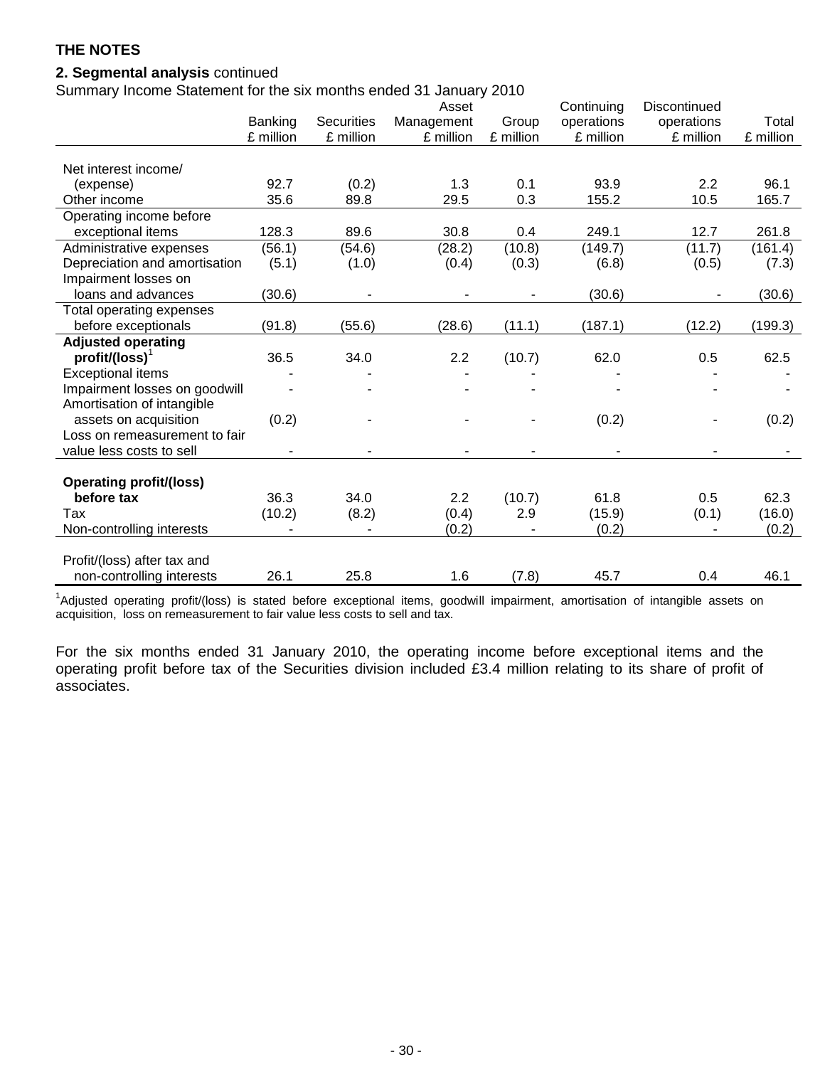## THE NOTES

**2. Segmental analysis** continued

Summary Income Statement for the six months ended 31 January 2010

| | Banking £ million | Securities £ million | Asset Management £ million | Group £ million | Continuing operations £ million | Discontinued operations £ million | Total £ million |
|---|---|---|---|---|---|---|---|
| Net interest income/ (expense) | 92.7 | (0.2) | 1.3 | 0.1 | 93.9 | 2.2 | 96.1 |
| Other income | 35.6 | 89.8 | 29.5 | 0.3 | 155.2 | 10.5 | 165.7 |
| Operating income before exceptional items | 128.3 | 89.6 | 30.8 | 0.4 | 249.1 | 12.7 | 261.8 |
| Administrative expenses | (56.1) | (54.6) | (28.2) | (10.8) | (149.7) | (11.7) | (161.4) |
| Depreciation and amortisation | (5.1) | (1.0) | (0.4) | (0.3) | (6.8) | (0.5) | (7.3) |
| Impairment losses on loans and advances | (30.6) | - | - | - | (30.6) | - | (30.6) |
| Total operating expenses before exceptionals | (91.8) | (55.6) | (28.6) | (11.1) | (187.1) | (12.2) | (199.3) |
| **Adjusted operating profit/(loss)**[1] | 36.5 | 34.0 | 2.2 | (10.7) | 62.0 | 0.5 | 62.5 |
| Exceptional items | - | - | - | - | - | - | - |
| Impairment losses on goodwill | - | - | - | - | - | - | - |
| Amortisation of intangible assets on acquisition | (0.2) | - | - | - | (0.2) | - | (0.2) |
| Loss on remeasurement to fair value less costs to sell | - | - | - | - | - | - | - |
| **Operating profit/(loss) before tax** | 36.3 | 34.0 | 2.2 | (10.7) | 61.8 | 0.5 | 62.3 |
| Tax | (10.2) | (8.2) | (0.4) | 2.9 | (15.9) | (0.1) | (16.0) |
| Non-controlling interests | - | - | (0.2) | - | (0.2) | - | (0.2) |
| Profit/(loss) after tax and non-controlling interests | 26.1 | 25.8 | 1.6 | (7.8) | 45.7 | 0.4 | 46.1 |

[1]Adjusted operating profit/(loss) is stated before exceptional items, goodwill impairment, amortisation of intangible assets on acquisition, loss on remeasurement to fair value less costs to sell and tax.

For the six months ended 31 January 2010, the operating income before exceptional items and the operating profit before tax of the Securities division included £3.4 million relating to its share of profit of associates.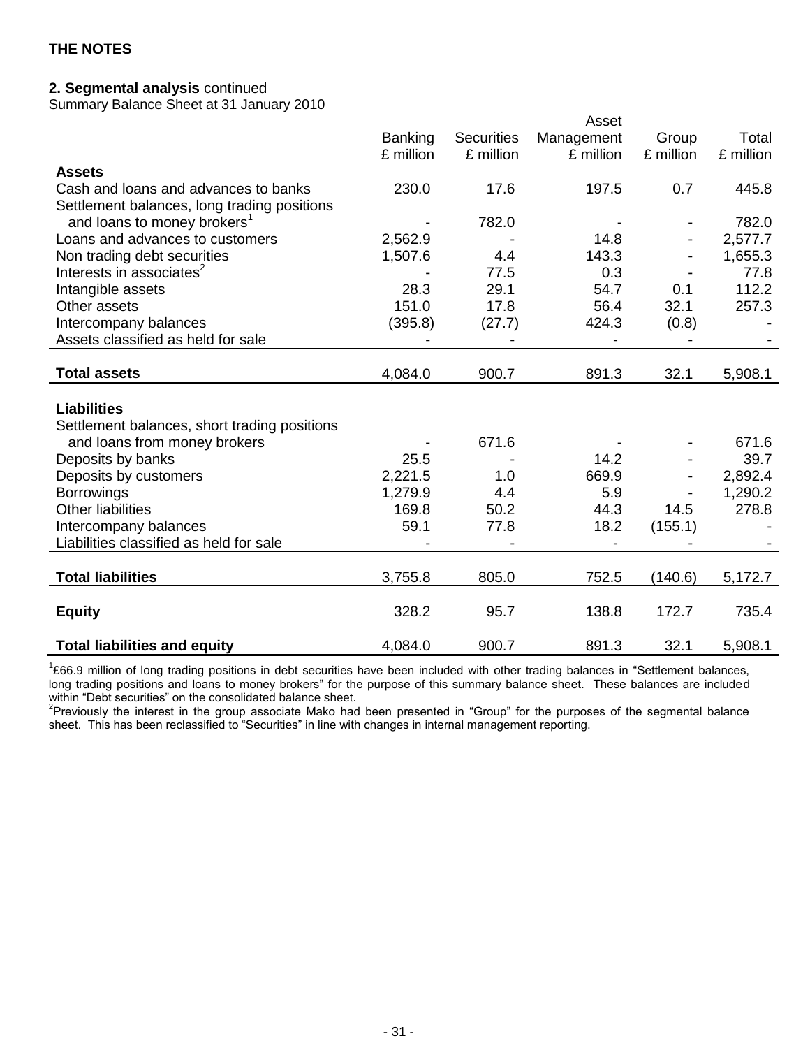## THE NOTES

**2. Segmental analysis** continued

Summary Balance Sheet at 31 January 2010

| | Banking £ million | Securities £ million | Asset Management £ million | Group £ million | Total £ million |
|---|---|---|---|---|---|
| **Assets** | | | | | |
| Cash and loans and advances to banks | 230.0 | 17.6 | 197.5 | 0.7 | 445.8 |
| Settlement balances, long trading positions and loans to money brokers[1] | - | 782.0 | - | - | 782.0 |
| Loans and advances to customers | 2,562.9 | - | 14.8 | - | 2,577.7 |
| Non trading debt securities | 1,507.6 | 4.4 | 143.3 | - | 1,655.3 |
| Interests in associates[2] | - | 77.5 | 0.3 | - | 77.8 |
| Intangible assets | 28.3 | 29.1 | 54.7 | 0.1 | 112.2 |
| Other assets | 151.0 | 17.8 | 56.4 | 32.1 | 257.3 |
| Intercompany balances | (395.8) | (27.7) | 424.3 | (0.8) | - |
| Assets classified as held for sale | - | - | - | - | - |
| **Total assets** | 4,084.0 | 900.7 | 891.3 | 32.1 | 5,908.1 |
| **Liabilities** | | | | | |
| Settlement balances, short trading positions and loans from money brokers | - | 671.6 | - | - | 671.6 |
| Deposits by banks | 25.5 | - | 14.2 | - | 39.7 |
| Deposits by customers | 2,221.5 | 1.0 | 669.9 | - | 2,892.4 |
| Borrowings | 1,279.9 | 4.4 | 5.9 | - | 1,290.2 |
| Other liabilities | 169.8 | 50.2 | 44.3 | 14.5 | 278.8 |
| Intercompany balances | 59.1 | 77.8 | 18.2 | (155.1) | - |
| Liabilities classified as held for sale | - | - | - | - | - |
| **Total liabilities** | 3,755.8 | 805.0 | 752.5 | (140.6) | 5,172.7 |
| **Equity** | 328.2 | 95.7 | 138.8 | 172.7 | 735.4 |
| **Total liabilities and equity** | 4,084.0 | 900.7 | 891.3 | 32.1 | 5,908.1 |

[1]£66.9 million of long trading positions in debt securities have been included with other trading balances in "Settlement balances, long trading positions and loans to money brokers" for the purpose of this summary balance sheet. These balances are included within "Debt securities" on the consolidated balance sheet.

[2]Previously the interest in the group associate Mako had been presented in "Group" for the purposes of the segmental balance sheet. This has been reclassified to "Securities" in line with changes in internal management reporting.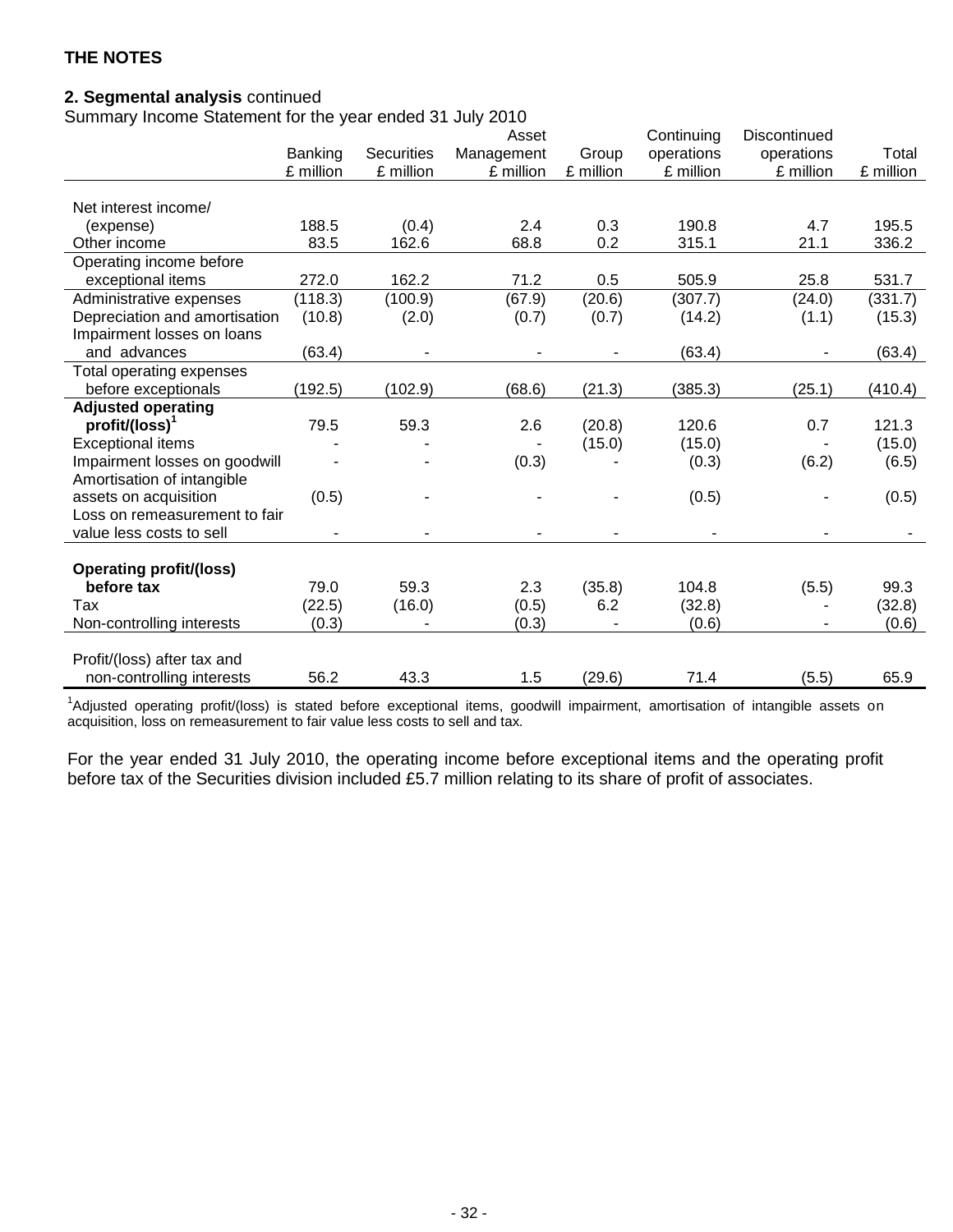**THE NOTES**

**2. Segmental analysis** continued

Summary Income Statement for the year ended 31 July 2010

| | Banking £ million | Securities £ million | Asset Management £ million | Group £ million | Continuing operations £ million | Discontinued operations £ million | Total £ million |
|---|---|---|---|---|---|---|---|
| Net interest income/ (expense) | 188.5 | (0.4) | 2.4 | 0.3 | 190.8 | 4.7 | 195.5 |
| Other income | 83.5 | 162.6 | 68.8 | 0.2 | 315.1 | 21.1 | 336.2 |
| Operating income before exceptional items | 272.0 | 162.2 | 71.2 | 0.5 | 505.9 | 25.8 | 531.7 |
| Administrative expenses | (118.3) | (100.9) | (67.9) | (20.6) | (307.7) | (24.0) | (331.7) |
| Depreciation and amortisation | (10.8) | (2.0) | (0.7) | (0.7) | (14.2) | (1.1) | (15.3) |
| Impairment losses on loans and advances | (63.4) | - | - | - | (63.4) | - | (63.4) |
| Total operating expenses before exceptionals | (192.5) | (102.9) | (68.6) | (21.3) | (385.3) | (25.1) | (410.4) |
| **Adjusted operating profit/(loss)**[1] | 79.5 | 59.3 | 2.6 | (20.8) | 120.6 | 0.7 | 121.3 |
| Exceptional items | - | - | - | (15.0) | (15.0) | - | (15.0) |
| Impairment losses on goodwill | - | - | (0.3) | - | (0.3) | (6.2) | (6.5) |
| Amortisation of intangible assets on acquisition | (0.5) | - | - | - | (0.5) | - | (0.5) |
| Loss on remeasurement to fair value less costs to sell | - | - | - | - | - | - | - |
| **Operating profit/(loss) before tax** | 79.0 | 59.3 | 2.3 | (35.8) | 104.8 | (5.5) | 99.3 |
| Tax | (22.5) | (16.0) | (0.5) | 6.2 | (32.8) | - | (32.8) |
| Non-controlling interests | (0.3) | - | (0.3) | - | (0.6) | - | (0.6) |
| Profit/(loss) after tax and non-controlling interests | 56.2 | 43.3 | 1.5 | (29.6) | 71.4 | (5.5) | 65.9 |

[1]Adjusted operating profit/(loss) is stated before exceptional items, goodwill impairment, amortisation of intangible assets on acquisition, loss on remeasurement to fair value less costs to sell and tax.

For the year ended 31 July 2010, the operating income before exceptional items and the operating profit before tax of the Securities division included £5.7 million relating to its share of profit of associates.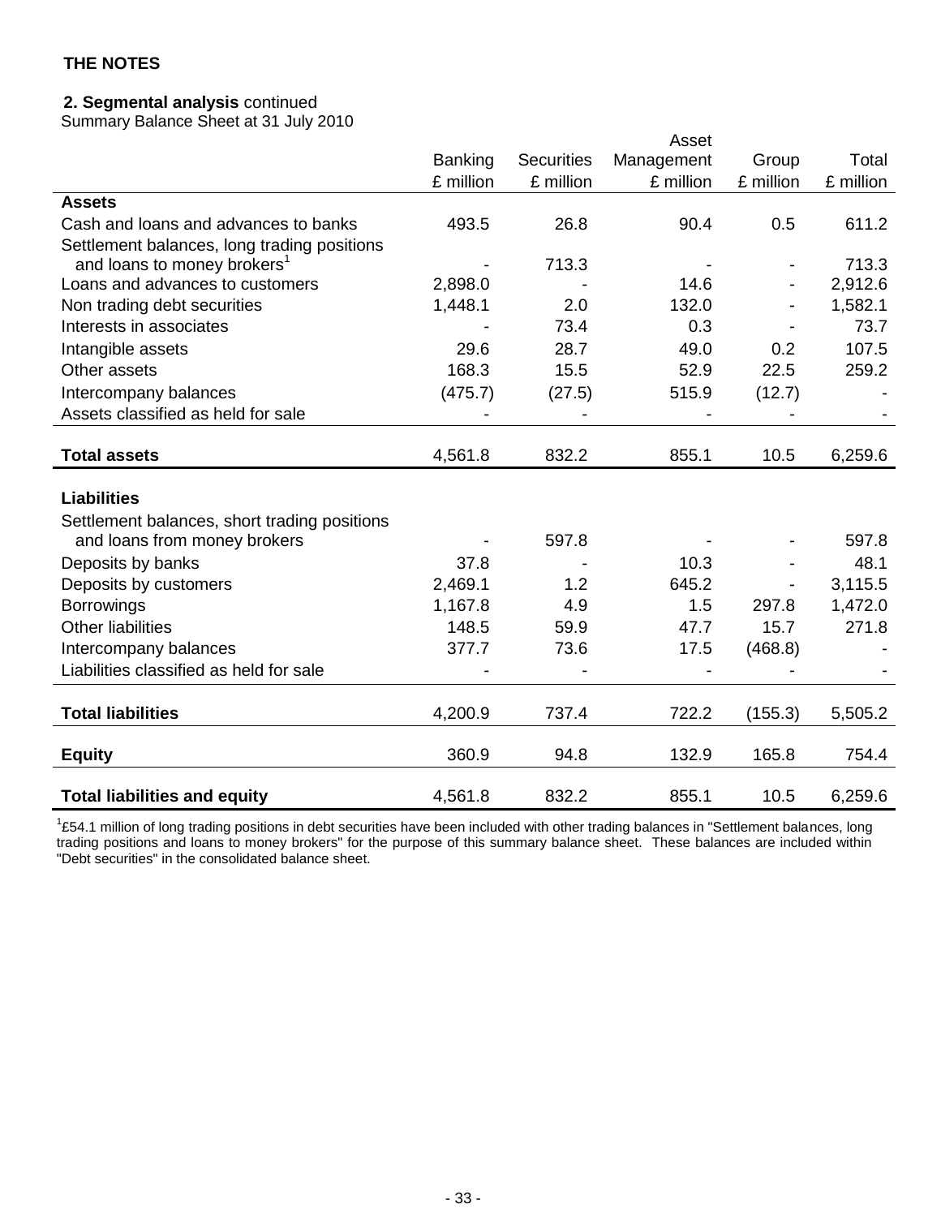**THE NOTES**

**2. Segmental analysis** continued

Summary Balance Sheet at 31 July 2010

| | Banking | Securities | Asset Management | Group | Total |
|---|---|---|---|---|---|
| | £ million | £ million | £ million | £ million | £ million |
| **Assets** | | | | | |
| Cash and loans and advances to banks | 493.5 | 26.8 | 90.4 | 0.5 | 611.2 |
| Settlement balances, long trading positions and loans to money brokers[1] | - | 713.3 | - | - | 713.3 |
| Loans and advances to customers | 2,898.0 | - | 14.6 | - | 2,912.6 |
| Non trading debt securities | 1,448.1 | 2.0 | 132.0 | - | 1,582.1 |
| Interests in associates | - | 73.4 | 0.3 | - | 73.7 |
| Intangible assets | 29.6 | 28.7 | 49.0 | 0.2 | 107.5 |
| Other assets | 168.3 | 15.5 | 52.9 | 22.5 | 259.2 |
| Intercompany balances | (475.7) | (27.5) | 515.9 | (12.7) | - |
| Assets classified as held for sale | - | - | - | - | - |
| **Total assets** | 4,561.8 | 832.2 | 855.1 | 10.5 | 6,259.6 |
| **Liabilities** | | | | | |
| Settlement balances, short trading positions and loans from money brokers | - | 597.8 | - | - | 597.8 |
| Deposits by banks | 37.8 | - | 10.3 | - | 48.1 |
| Deposits by customers | 2,469.1 | 1.2 | 645.2 | - | 3,115.5 |
| Borrowings | 1,167.8 | 4.9 | 1.5 | 297.8 | 1,472.0 |
| Other liabilities | 148.5 | 59.9 | 47.7 | 15.7 | 271.8 |
| Intercompany balances | 377.7 | 73.6 | 17.5 | (468.8) | - |
| Liabilities classified as held for sale | - | - | - | - | - |
| **Total liabilities** | 4,200.9 | 737.4 | 722.2 | (155.3) | 5,505.2 |
| **Equity** | 360.9 | 94.8 | 132.9 | 165.8 | 754.4 |
| **Total liabilities and equity** | 4,561.8 | 832.2 | 855.1 | 10.5 | 6,259.6 |

[1]£54.1 million of long trading positions in debt securities have been included with other trading balances in "Settlement balances, long trading positions and loans to money brokers" for the purpose of this summary balance sheet. These balances are included within "Debt securities" in the consolidated balance sheet.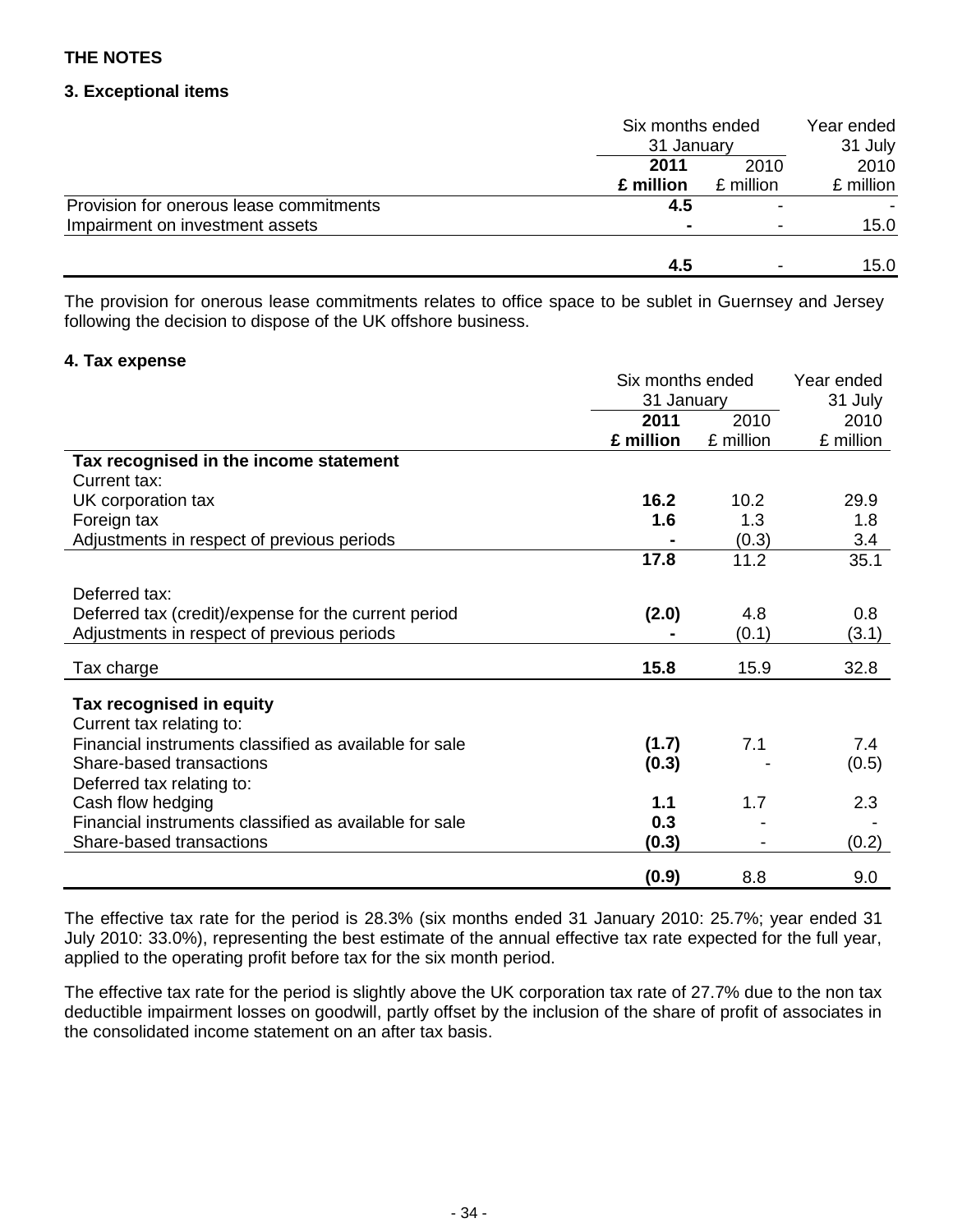**THE NOTES**

### 3. Exceptional items

| | Six months ended 31 January | | Year ended 31 July |
|---|---|---|---|
| | **2011** | 2010 | 2010 |
| | **£ million** | £ million | £ million |
| Provision for onerous lease commitments | **4.5** | - | - |
| Impairment on investment assets | **-** | - | 15.0 |
| | **4.5** | - | 15.0 |

The provision for onerous lease commitments relates to office space to be sublet in Guernsey and Jersey following the decision to dispose of the UK offshore business.

### 4. Tax expense

| | Six months ended 31 January | | Year ended 31 July |
|---|---|---|---|
| | **2011** | 2010 | 2010 |
| | **£ million** | £ million | £ million |
| **Tax recognised in the income statement** | | | |
| Current tax: | | | |
| UK corporation tax | **16.2** | 10.2 | 29.9 |
| Foreign tax | **1.6** | 1.3 | 1.8 |
| Adjustments in respect of previous periods | **-** | (0.3) | 3.4 |
| | **17.8** | 11.2 | 35.1 |
| Deferred tax: | | | |
| Deferred tax (credit)/expense for the current period | **(2.0)** | 4.8 | 0.8 |
| Adjustments in respect of previous periods | **-** | (0.1) | (3.1) |
| Tax charge | **15.8** | 15.9 | 32.8 |
| **Tax recognised in equity** | | | |
| Current tax relating to: | | | |
| Financial instruments classified as available for sale | **(1.7)** | 7.1 | 7.4 |
| Share-based transactions | **(0.3)** | - | (0.5) |
| Deferred tax relating to: | | | |
| Cash flow hedging | **1.1** | 1.7 | 2.3 |
| Financial instruments classified as available for sale | **0.3** | - | - |
| Share-based transactions | **(0.3)** | - | (0.2) |
| | **(0.9)** | 8.8 | 9.0 |

The effective tax rate for the period is 28.3% (six months ended 31 January 2010: 25.7%; year ended 31 July 2010: 33.0%), representing the best estimate of the annual effective tax rate expected for the full year, applied to the operating profit before tax for the six month period.

The effective tax rate for the period is slightly above the UK corporation tax rate of 27.7% due to the non tax deductible impairment losses on goodwill, partly offset by the inclusion of the share of profit of associates in the consolidated income statement on an after tax basis.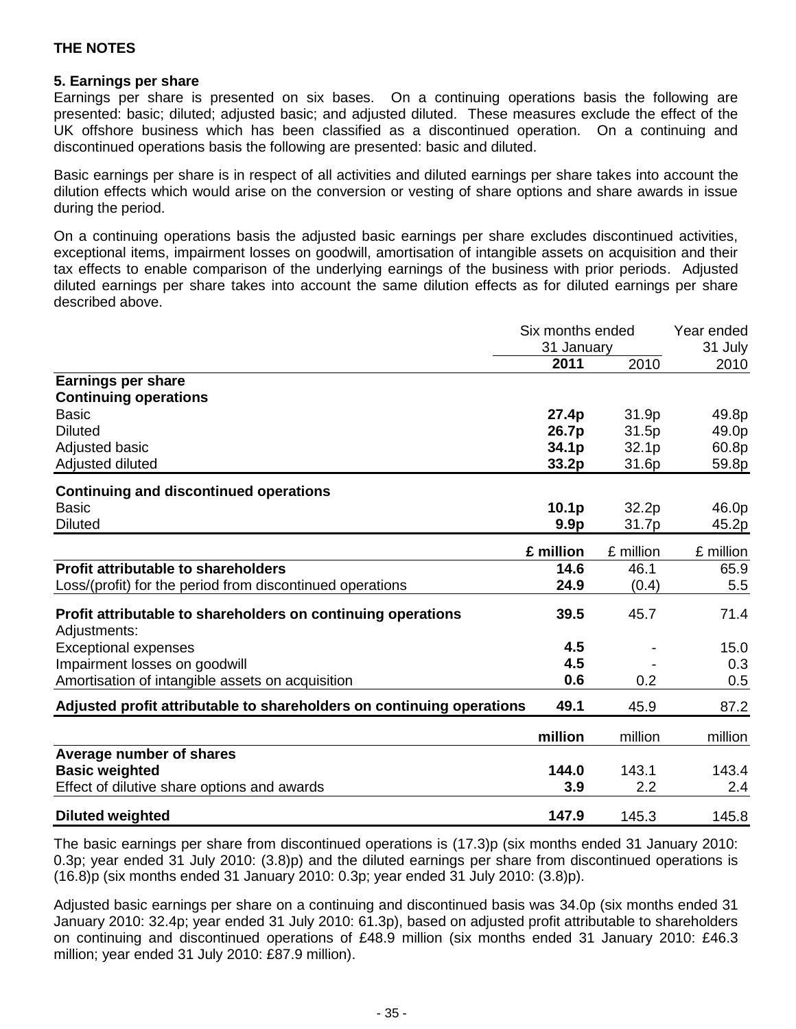**THE NOTES**

**5. Earnings per share**

Earnings per share is presented on six bases. On a continuing operations basis the following are presented: basic; diluted; adjusted basic; and adjusted diluted. These measures exclude the effect of the UK offshore business which has been classified as a discontinued operation. On a continuing and discontinued operations basis the following are presented: basic and diluted.

Basic earnings per share is in respect of all activities and diluted earnings per share takes into account the dilution effects which would arise on the conversion or vesting of share options and share awards in issue during the period.

On a continuing operations basis the adjusted basic earnings per share excludes discontinued activities, exceptional items, impairment losses on goodwill, amortisation of intangible assets on acquisition and their tax effects to enable comparison of the underlying earnings of the business with prior periods. Adjusted diluted earnings per share takes into account the same dilution effects as for diluted earnings per share described above.

| | Six months ended 31 January | | Year ended 31 July |
|---|---|---|---|
| | **2011** | 2010 | 2010 |
| **Earnings per share** | | | |
| **Continuing operations** | | | |
| Basic | **27.4p** | 31.9p | 49.8p |
| Diluted | **26.7p** | 31.5p | 49.0p |
| Adjusted basic | **34.1p** | 32.1p | 60.8p |
| Adjusted diluted | **33.2p** | 31.6p | 59.8p |
| **Continuing and discontinued operations** | | | |
| Basic | **10.1p** | 32.2p | 46.0p |
| Diluted | **9.9p** | 31.7p | 45.2p |
| | **£ million** | £ million | £ million |
| **Profit attributable to shareholders** | **14.6** | 46.1 | 65.9 |
| Loss/(profit) for the period from discontinued operations | **24.9** | (0.4) | 5.5 |
| **Profit attributable to shareholders on continuing operations** | **39.5** | 45.7 | 71.4 |
| Adjustments: | | | |
| Exceptional expenses | **4.5** | - | 15.0 |
| Impairment losses on goodwill | **4.5** | - | 0.3 |
| Amortisation of intangible assets on acquisition | **0.6** | 0.2 | 0.5 |
| **Adjusted profit attributable to shareholders on continuing operations** | **49.1** | 45.9 | 87.2 |
| | **million** | million | million |
| **Average number of shares** | | | |
| **Basic weighted** | **144.0** | 143.1 | 143.4 |
| Effect of dilutive share options and awards | **3.9** | 2.2 | 2.4 |
| **Diluted weighted** | **147.9** | 145.3 | 145.8 |

The basic earnings per share from discontinued operations is (17.3)p (six months ended 31 January 2010: 0.3p; year ended 31 July 2010: (3.8)p) and the diluted earnings per share from discontinued operations is (16.8)p (six months ended 31 January 2010: 0.3p; year ended 31 July 2010: (3.8)p).

Adjusted basic earnings per share on a continuing and discontinued basis was 34.0p (six months ended 31 January 2010: 32.4p; year ended 31 July 2010: 61.3p), based on adjusted profit attributable to shareholders on continuing and discontinued operations of £48.9 million (six months ended 31 January 2010: £46.3 million; year ended 31 July 2010: £87.9 million).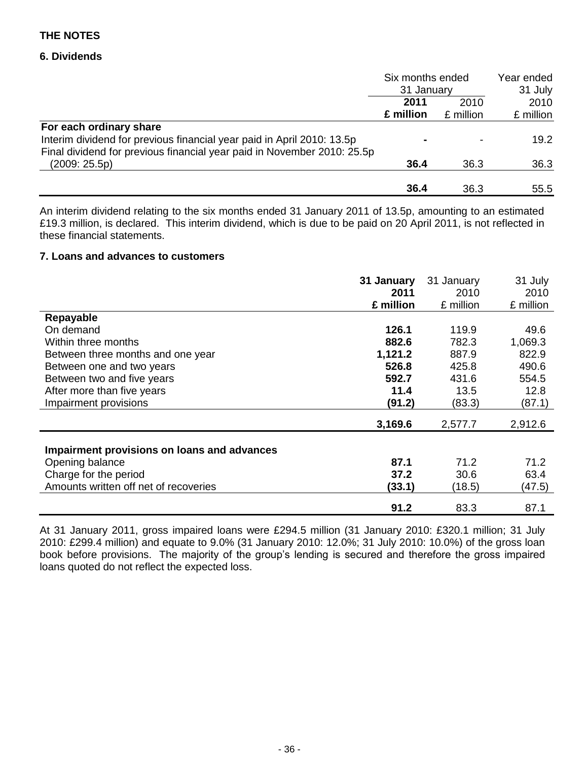## THE NOTES

### 6. Dividends

| | Six months ended 31 January | | Year ended 31 July |
|---|---|---|---|
| | **2011** | 2010 | 2010 |
| | **£ million** | £ million | £ million |
| **For each ordinary share** | | | |
| Interim dividend for previous financial year paid in April 2010: 13.5p | **-** | - | 19.2 |
| Final dividend for previous financial year paid in November 2010: 25.5p (2009: 25.5p) | **36.4** | 36.3 | 36.3 |
| | **36.4** | 36.3 | 55.5 |

An interim dividend relating to the six months ended 31 January 2011 of 13.5p, amounting to an estimated £19.3 million, is declared. This interim dividend, which is due to be paid on 20 April 2011, is not reflected in these financial statements.

### 7. Loans and advances to customers

| | **31 January 2011** | 31 January 2010 | 31 July 2010 |
|---|---|---|---|
| | **£ million** | £ million | £ million |
| **Repayable** | | | |
| On demand | **126.1** | 119.9 | 49.6 |
| Within three months | **882.6** | 782.3 | 1,069.3 |
| Between three months and one year | **1,121.2** | 887.9 | 822.9 |
| Between one and two years | **526.8** | 425.8 | 490.6 |
| Between two and five years | **592.7** | 431.6 | 554.5 |
| After more than five years | **11.4** | 13.5 | 12.8 |
| Impairment provisions | **(91.2)** | (83.3) | (87.1) |
| | **3,169.6** | 2,577.7 | 2,912.6 |
| **Impairment provisions on loans and advances** | | | |
| Opening balance | **87.1** | 71.2 | 71.2 |
| Charge for the period | **37.2** | 30.6 | 63.4 |
| Amounts written off net of recoveries | **(33.1)** | (18.5) | (47.5) |
| | **91.2** | 83.3 | 87.1 |

At 31 January 2011, gross impaired loans were £294.5 million (31 January 2010: £320.1 million; 31 July 2010: £299.4 million) and equate to 9.0% (31 January 2010: 12.0%; 31 July 2010: 10.0%) of the gross loan book before provisions. The majority of the group's lending is secured and therefore the gross impaired loans quoted do not reflect the expected loss.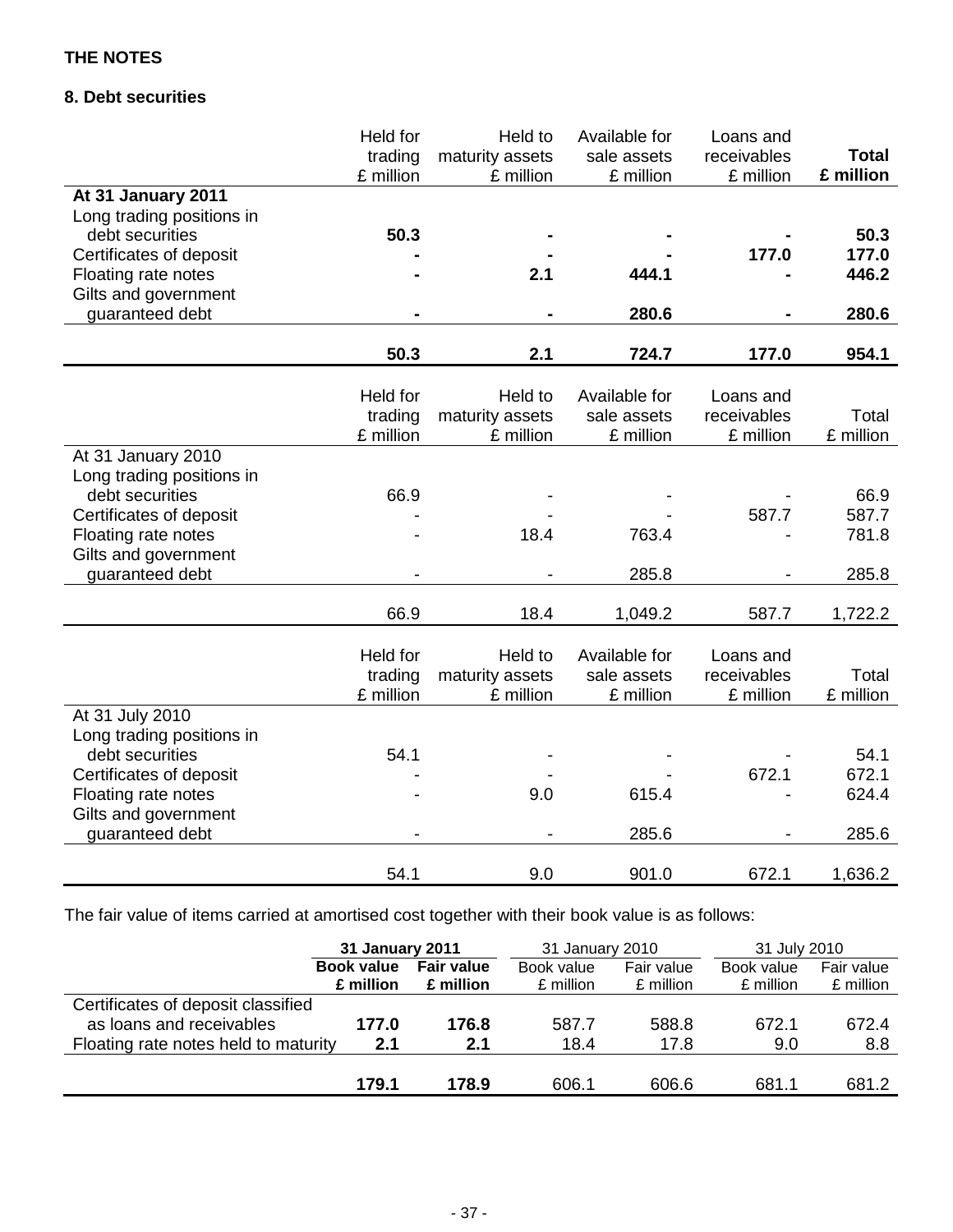**THE NOTES**

**8. Debt securities**

| | Held for trading £ million | Held to maturity assets £ million | Available for sale assets £ million | Loans and receivables £ million | **Total £ million** |
|---|---|---|---|---|---|
| **At 31 January 2011** | | | | | |
| Long trading positions in debt securities | **50.3** | **-** | **-** | **-** | **50.3** |
| Certificates of deposit | **-** | **-** | **-** | **177.0** | **177.0** |
| Floating rate notes | **-** | **2.1** | **444.1** | **-** | **446.2** |
| Gilts and government guaranteed debt | **-** | **-** | **280.6** | **-** | **280.6** |
| | **50.3** | **2.1** | **724.7** | **177.0** | **954.1** |

| | Held for trading £ million | Held to maturity assets £ million | Available for sale assets £ million | Loans and receivables £ million | Total £ million |
|---|---|---|---|---|---|
| At 31 January 2010 | | | | | |
| Long trading positions in debt securities | 66.9 | - | - | - | 66.9 |
| Certificates of deposit | - | - | - | 587.7 | 587.7 |
| Floating rate notes | - | 18.4 | 763.4 | - | 781.8 |
| Gilts and government guaranteed debt | - | - | 285.8 | - | 285.8 |
| | 66.9 | 18.4 | 1,049.2 | 587.7 | 1,722.2 |

| | Held for trading £ million | Held to maturity assets £ million | Available for sale assets £ million | Loans and receivables £ million | Total £ million |
|---|---|---|---|---|---|
| At 31 July 2010 | | | | | |
| Long trading positions in debt securities | 54.1 | - | - | - | 54.1 |
| Certificates of deposit | - | - | - | 672.1 | 672.1 |
| Floating rate notes | - | 9.0 | 615.4 | - | 624.4 |
| Gilts and government guaranteed debt | - | - | 285.6 | - | 285.6 |
| | 54.1 | 9.0 | 901.0 | 672.1 | 1,636.2 |

The fair value of items carried at amortised cost together with their book value is as follows:

| | **31 January 2011** | | 31 January 2010 | | 31 July 2010 | |
|---|---|---|---|---|---|---|
| | **Book value £ million** | **Fair value £ million** | Book value £ million | Fair value £ million | Book value £ million | Fair value £ million |
| Certificates of deposit classified as loans and receivables | **177.0** | **176.8** | 587.7 | 588.8 | 672.1 | 672.4 |
| Floating rate notes held to maturity | **2.1** | **2.1** | 18.4 | 17.8 | 9.0 | 8.8 |
| | **179.1** | **178.9** | 606.1 | 606.6 | 681.1 | 681.2 |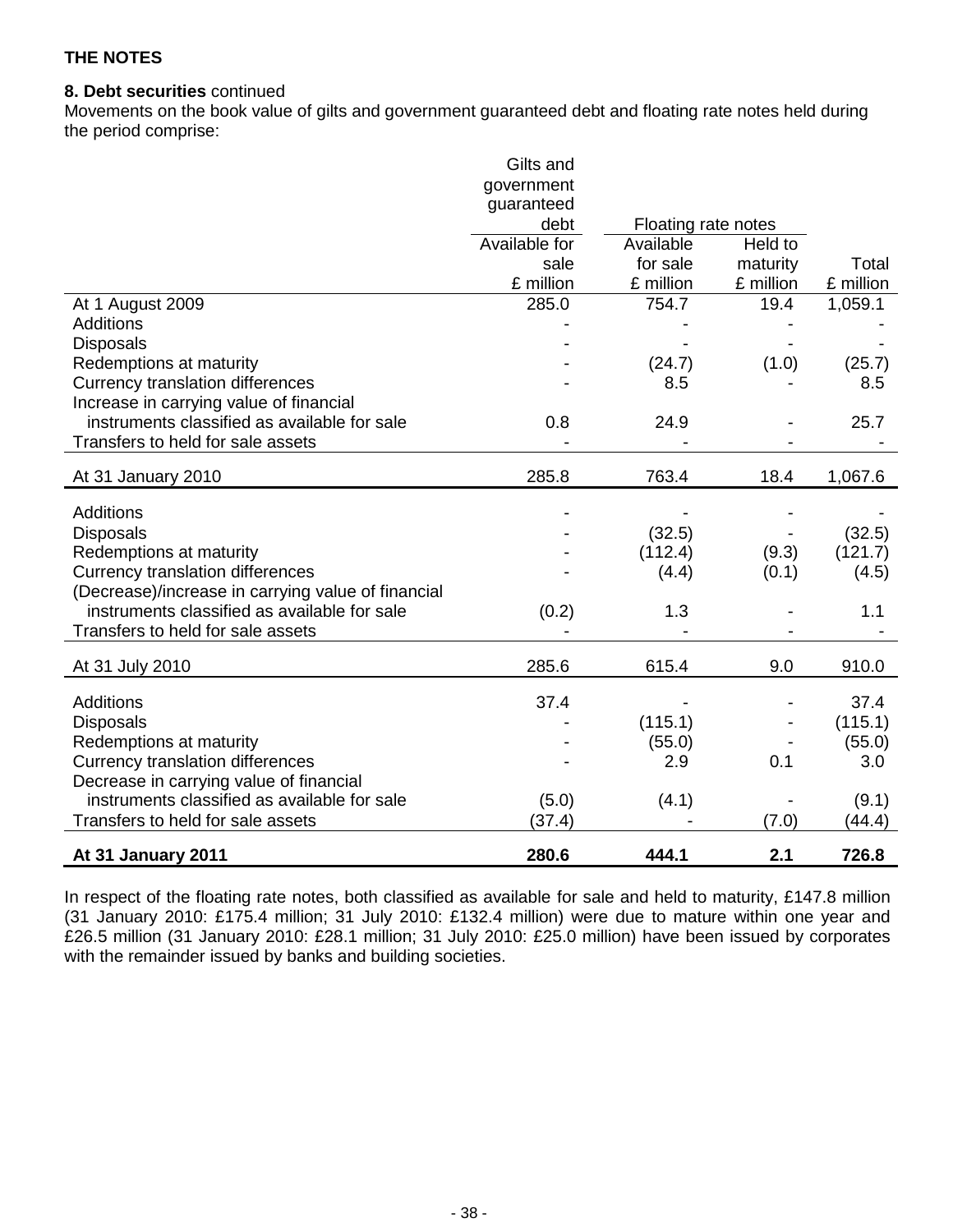**THE NOTES**

**8. Debt securities** continued

Movements on the book value of gilts and government guaranteed debt and floating rate notes held during the period comprise:

| | Gilts and government guaranteed debt | Floating rate notes | | |
|---|---|---|---|---|
| | Available for sale £ million | Available for sale £ million | Held to maturity £ million | Total £ million |
| At 1 August 2009 | 285.0 | 754.7 | 19.4 | 1,059.1 |
| Additions | - | - | - | - |
| Disposals | - | - | - | - |
| Redemptions at maturity | - | (24.7) | (1.0) | (25.7) |
| Currency translation differences | - | 8.5 | - | 8.5 |
| Increase in carrying value of financial instruments classified as available for sale | 0.8 | 24.9 | - | 25.7 |
| Transfers to held for sale assets | - | - | - | - |
| At 31 January 2010 | 285.8 | 763.4 | 18.4 | 1,067.6 |
| Additions | - | - | - | - |
| Disposals | - | (32.5) | - | (32.5) |
| Redemptions at maturity | - | (112.4) | (9.3) | (121.7) |
| Currency translation differences | - | (4.4) | (0.1) | (4.5) |
| (Decrease)/increase in carrying value of financial instruments classified as available for sale | (0.2) | 1.3 | - | 1.1 |
| Transfers to held for sale assets | - | - | - | - |
| At 31 July 2010 | 285.6 | 615.4 | 9.0 | 910.0 |
| Additions | 37.4 | - | - | 37.4 |
| Disposals | - | (115.1) | - | (115.1) |
| Redemptions at maturity | - | (55.0) | - | (55.0) |
| Currency translation differences | - | 2.9 | 0.1 | 3.0 |
| Decrease in carrying value of financial instruments classified as available for sale | (5.0) | (4.1) | - | (9.1) |
| Transfers to held for sale assets | (37.4) | - | (7.0) | (44.4) |
| **At 31 January 2011** | **280.6** | **444.1** | **2.1** | **726.8** |

In respect of the floating rate notes, both classified as available for sale and held to maturity, £147.8 million (31 January 2010: £175.4 million; 31 July 2010: £132.4 million) were due to mature within one year and £26.5 million (31 January 2010: £28.1 million; 31 July 2010: £25.0 million) have been issued by corporates with the remainder issued by banks and building societies.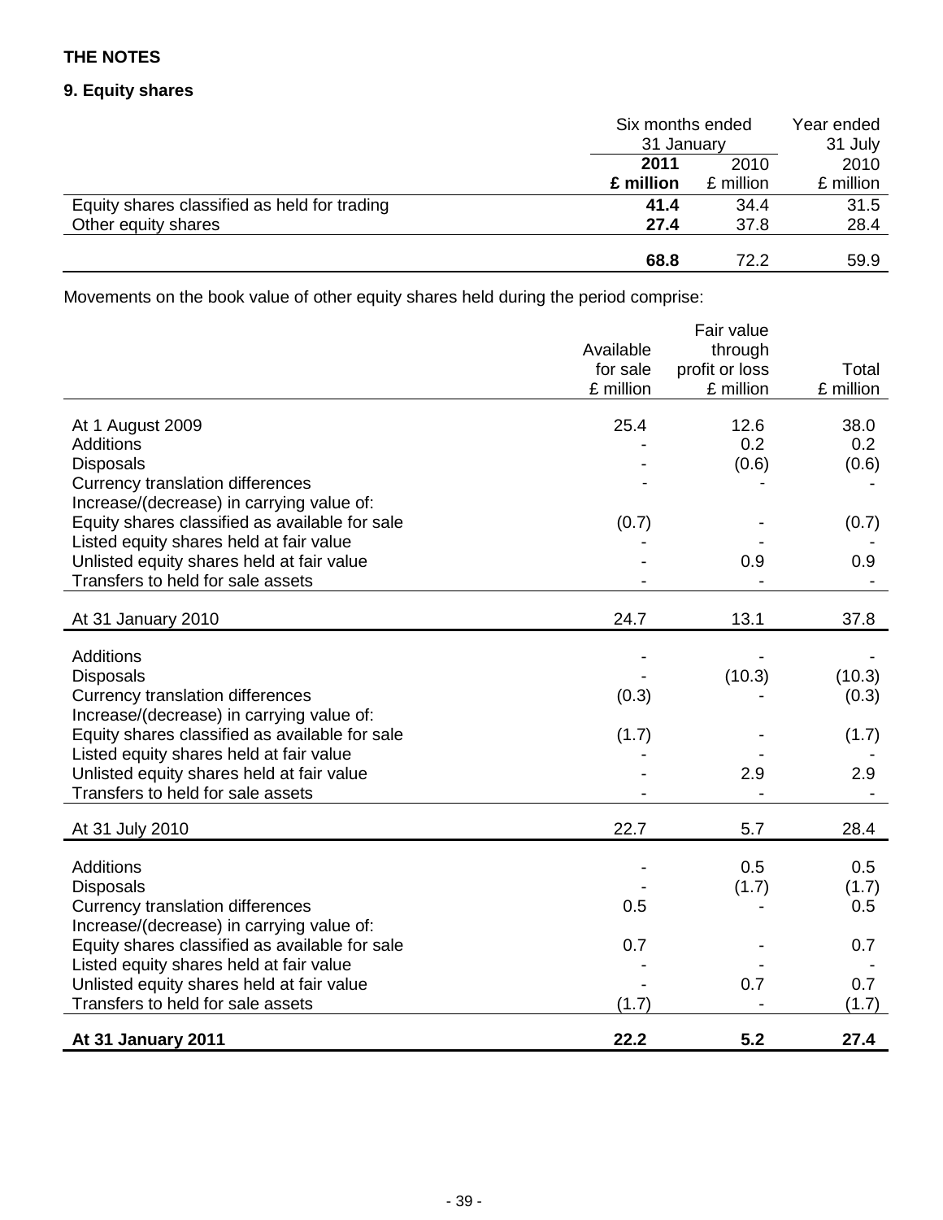**THE NOTES**

**9. Equity shares**

| | Six months ended 31 January | | Year ended 31 July |
|---|---|---|---|
| | **2011** | 2010 | 2010 |
| | **£ million** | £ million | £ million |
| Equity shares classified as held for trading | **41.4** | 34.4 | 31.5 |
| Other equity shares | **27.4** | 37.8 | 28.4 |
| | **68.8** | 72.2 | 59.9 |

Movements on the book value of other equity shares held during the period comprise:

| | Available for sale £ million | Fair value through profit or loss £ million | Total £ million |
|---|---|---|---|
| At 1 August 2009 | 25.4 | 12.6 | 38.0 |
| Additions | - | 0.2 | 0.2 |
| Disposals | - | (0.6) | (0.6) |
| Currency translation differences | - | - | - |
| Increase/(decrease) in carrying value of: | | | |
| Equity shares classified as available for sale | (0.7) | - | (0.7) |
| Listed equity shares held at fair value | - | - | - |
| Unlisted equity shares held at fair value | - | 0.9 | 0.9 |
| Transfers to held for sale assets | - | - | - |
| At 31 January 2010 | 24.7 | 13.1 | 37.8 |
| Additions | - | - | - |
| Disposals | - | (10.3) | (10.3) |
| Currency translation differences | (0.3) | - | (0.3) |
| Increase/(decrease) in carrying value of: | | | |
| Equity shares classified as available for sale | (1.7) | - | (1.7) |
| Listed equity shares held at fair value | - | - | - |
| Unlisted equity shares held at fair value | - | 2.9 | 2.9 |
| Transfers to held for sale assets | - | - | - |
| At 31 July 2010 | 22.7 | 5.7 | 28.4 |
| Additions | - | 0.5 | 0.5 |
| Disposals | - | (1.7) | (1.7) |
| Currency translation differences | 0.5 | - | 0.5 |
| Increase/(decrease) in carrying value of: | | | |
| Equity shares classified as available for sale | 0.7 | - | 0.7 |
| Listed equity shares held at fair value | - | - | - |
| Unlisted equity shares held at fair value | - | 0.7 | 0.7 |
| Transfers to held for sale assets | (1.7) | - | (1.7) |
| **At 31 January 2011** | **22.2** | **5.2** | **27.4** |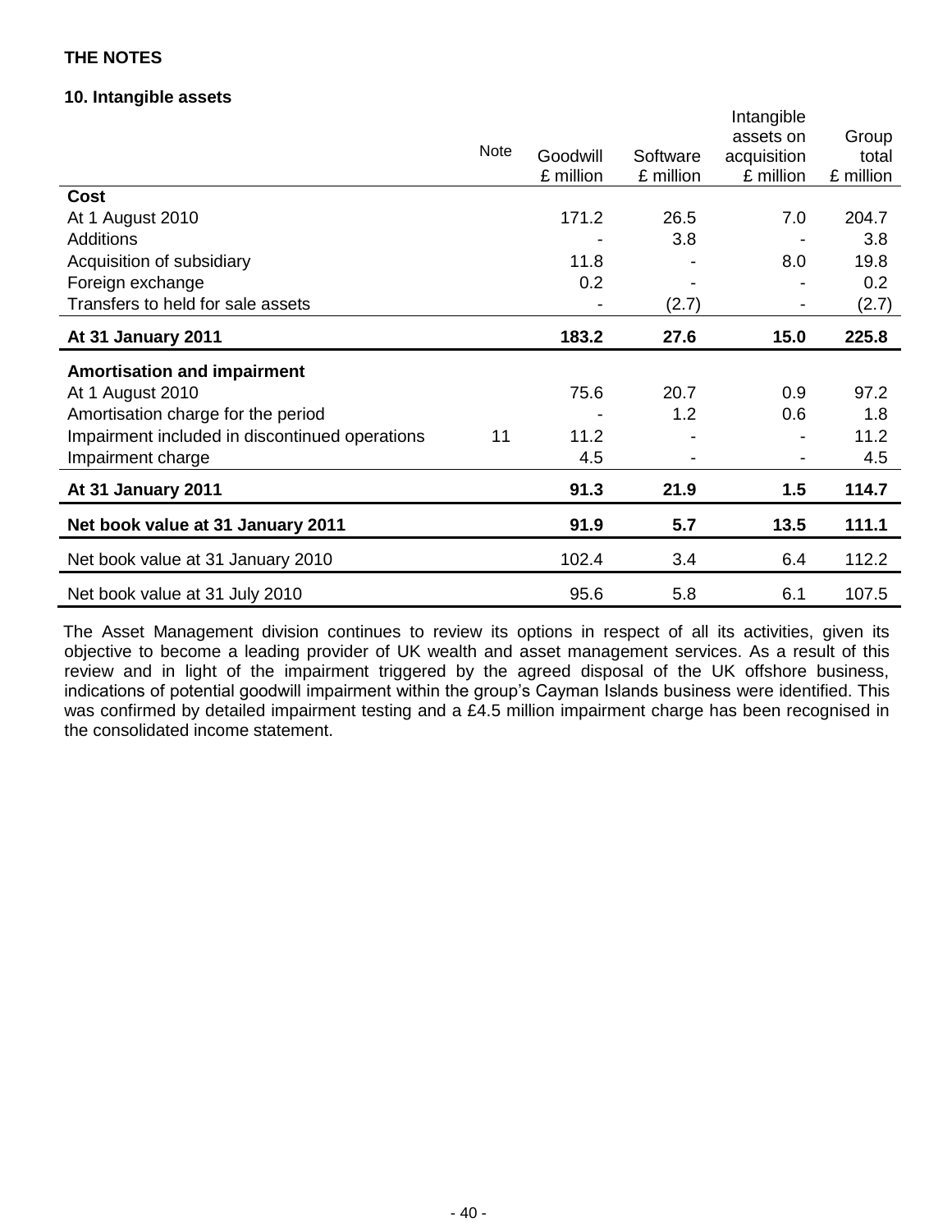**THE NOTES**

**10. Intangible assets**

| | Note | Goodwill £ million | Software £ million | Intangible assets on acquisition £ million | Group total £ million |
|---|---|---|---|---|---|
| **Cost** | | | | | |
| At 1 August 2010 | | 171.2 | 26.5 | 7.0 | 204.7 |
| Additions | | - | 3.8 | - | 3.8 |
| Acquisition of subsidiary | | 11.8 | - | 8.0 | 19.8 |
| Foreign exchange | | 0.2 | - | - | 0.2 |
| Transfers to held for sale assets | | - | (2.7) | - | (2.7) |
| **At 31 January 2011** | | **183.2** | **27.6** | **15.0** | **225.8** |
| **Amortisation and impairment** | | | | | |
| At 1 August 2010 | | 75.6 | 20.7 | 0.9 | 97.2 |
| Amortisation charge for the period | | - | 1.2 | 0.6 | 1.8 |
| Impairment included in discontinued operations | 11 | 11.2 | - | - | 11.2 |
| Impairment charge | | 4.5 | - | - | 4.5 |
| **At 31 January 2011** | | **91.3** | **21.9** | **1.5** | **114.7** |
| **Net book value at 31 January 2011** | | **91.9** | **5.7** | **13.5** | **111.1** |
| Net book value at 31 January 2010 | | 102.4 | 3.4 | 6.4 | 112.2 |
| Net book value at 31 July 2010 | | 95.6 | 5.8 | 6.1 | 107.5 |

The Asset Management division continues to review its options in respect of all its activities, given its objective to become a leading provider of UK wealth and asset management services. As a result of this review and in light of the impairment triggered by the agreed disposal of the UK offshore business, indications of potential goodwill impairment within the group's Cayman Islands business were identified. This was confirmed by detailed impairment testing and a £4.5 million impairment charge has been recognised in the consolidated income statement.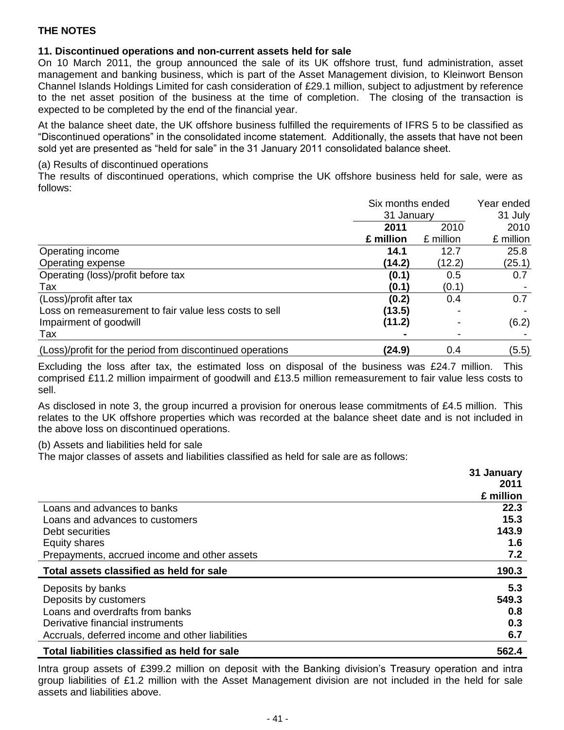**THE NOTES**

**11. Discontinued operations and non-current assets held for sale**

On 10 March 2011, the group announced the sale of its UK offshore trust, fund administration, asset management and banking business, which is part of the Asset Management division, to Kleinwort Benson Channel Islands Holdings Limited for cash consideration of £29.1 million, subject to adjustment by reference to the net asset position of the business at the time of completion. The closing of the transaction is expected to be completed by the end of the financial year.

At the balance sheet date, the UK offshore business fulfilled the requirements of IFRS 5 to be classified as "Discontinued operations" in the consolidated income statement. Additionally, the assets that have not been sold yet are presented as "held for sale" in the 31 January 2011 consolidated balance sheet.

(a) Results of discontinued operations

The results of discontinued operations, which comprise the UK offshore business held for sale, were as follows:

| | Six months ended 31 January | | Year ended 31 July |
|---|---|---|---|
| | **2011** | 2010 | 2010 |
| | **£ million** | £ million | £ million |
| Operating income | **14.1** | 12.7 | 25.8 |
| Operating expense | **(14.2)** | (12.2) | (25.1) |
| Operating (loss)/profit before tax | **(0.1)** | 0.5 | 0.7 |
| Tax | **(0.1)** | (0.1) | - |
| (Loss)/profit after tax | **(0.2)** | 0.4 | 0.7 |
| Loss on remeasurement to fair value less costs to sell | **(13.5)** | - | - |
| Impairment of goodwill | **(11.2)** | - | (6.2) |
| Tax | **-** | - | - |
| (Loss)/profit for the period from discontinued operations | **(24.9)** | 0.4 | (5.5) |

Excluding the loss after tax, the estimated loss on disposal of the business was £24.7 million. This comprised £11.2 million impairment of goodwill and £13.5 million remeasurement to fair value less costs to sell.

As disclosed in note 3, the group incurred a provision for onerous lease commitments of £4.5 million. This relates to the UK offshore properties which was recorded at the balance sheet date and is not included in the above loss on discontinued operations.

(b) Assets and liabilities held for sale

The major classes of assets and liabilities classified as held for sale are as follows:

| | **31 January 2011 £ million** |
|---|---|
| Loans and advances to banks | **22.3** |
| Loans and advances to customers | **15.3** |
| Debt securities | **143.9** |
| Equity shares | **1.6** |
| Prepayments, accrued income and other assets | **7.2** |
| **Total assets classified as held for sale** | **190.3** |
| Deposits by banks | **5.3** |
| Deposits by customers | **549.3** |
| Loans and overdrafts from banks | **0.8** |
| Derivative financial instruments | **0.3** |
| Accruals, deferred income and other liabilities | **6.7** |
| **Total liabilities classified as held for sale** | **562.4** |

Intra group assets of £399.2 million on deposit with the Banking division's Treasury operation and intra group liabilities of £1.2 million with the Asset Management division are not included in the held for sale assets and liabilities above.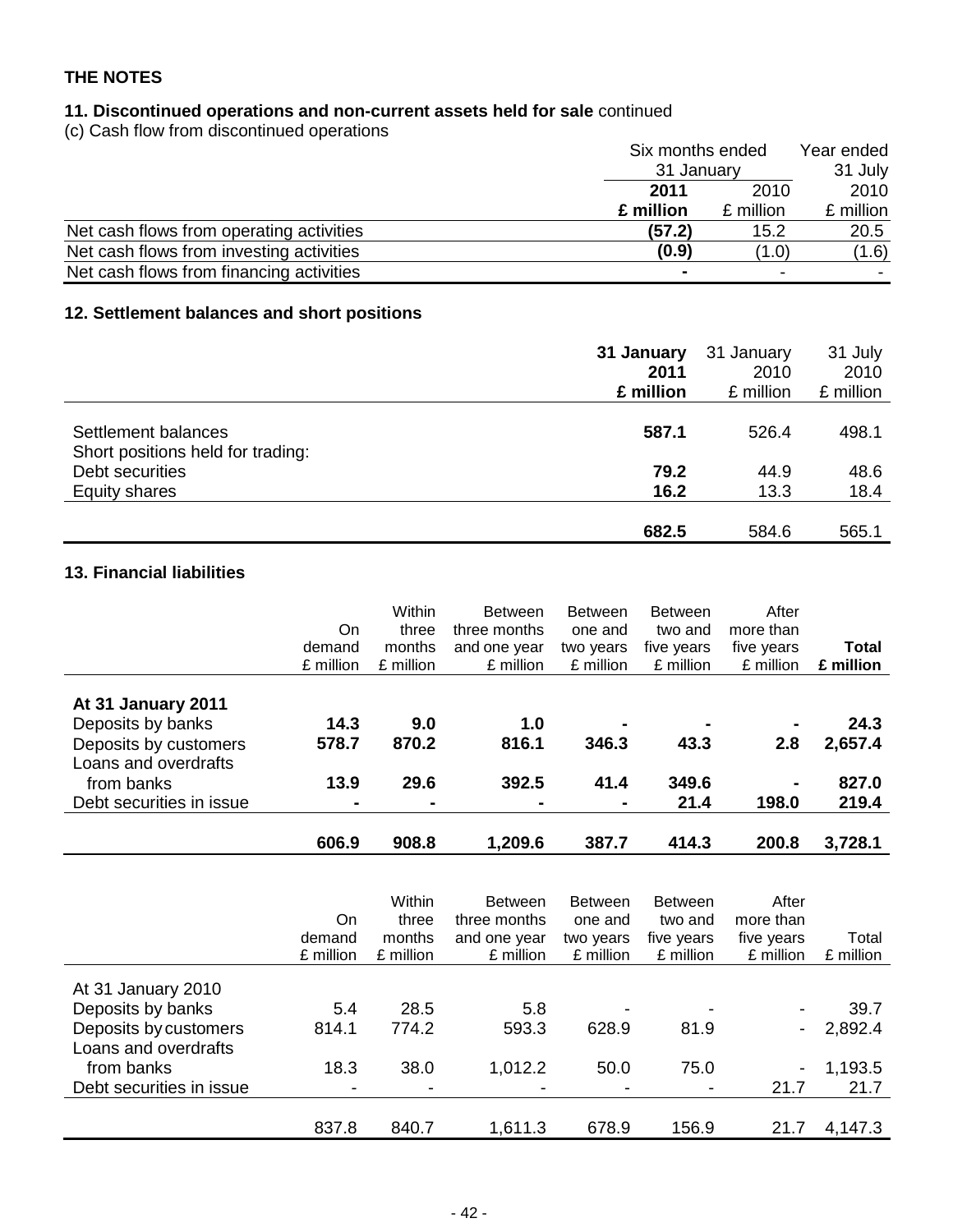**THE NOTES**

**11. Discontinued operations and non-current assets held for sale** continued

(c) Cash flow from discontinued operations

| | Six months ended 31 January | | Year ended 31 July |
|---|---|---|---|
| | **2011** | 2010 | 2010 |
| | **£ million** | £ million | £ million |
| Net cash flows from operating activities | **(57.2)** | 15.2 | 20.5 |
| Net cash flows from investing activities | **(0.9)** | (1.0) | (1.6) |
| Net cash flows from financing activities | **-** | - | - |

**12. Settlement balances and short positions**

| | **31 January 2011** | 31 January 2010 | 31 July 2010 |
|---|---|---|---|
| | **£ million** | £ million | £ million |
| Settlement balances | **587.1** | 526.4 | 498.1 |
| Short positions held for trading: | | | |
| Debt securities | **79.2** | 44.9 | 48.6 |
| Equity shares | **16.2** | 13.3 | 18.4 |
| | **682.5** | 584.6 | 565.1 |

**13. Financial liabilities**

| | On demand £ million | Within three months £ million | Between three months and one year £ million | Between one and two years £ million | Between two and five years £ million | After more than five years £ million | **Total £ million** |
|---|---|---|---|---|---|---|---|
| **At 31 January 2011** | | | | | | | |
| Deposits by banks | **14.3** | **9.0** | **1.0** | **-** | **-** | **-** | **24.3** |
| Deposits by customers | **578.7** | **870.2** | **816.1** | **346.3** | **43.3** | **2.8** | **2,657.4** |
| Loans and overdrafts from banks | **13.9** | **29.6** | **392.5** | **41.4** | **349.6** | **-** | **827.0** |
| Debt securities in issue | **-** | **-** | **-** | **-** | **21.4** | **198.0** | **219.4** |
| | **606.9** | **908.8** | **1,209.6** | **387.7** | **414.3** | **200.8** | **3,728.1** |

| | On demand £ million | Within three months £ million | Between three months and one year £ million | Between one and two years £ million | Between two and five years £ million | After more than five years £ million | Total £ million |
|---|---|---|---|---|---|---|---|
| At 31 January 2010 | | | | | | | |
| Deposits by banks | 5.4 | 28.5 | 5.8 | - | - | - | 39.7 |
| Deposits by customers | 814.1 | 774.2 | 593.3 | 628.9 | 81.9 | - | 2,892.4 |
| Loans and overdrafts from banks | 18.3 | 38.0 | 1,012.2 | 50.0 | 75.0 | - | 1,193.5 |
| Debt securities in issue | - | - | - | - | - | 21.7 | 21.7 |
| | 837.8 | 840.7 | 1,611.3 | 678.9 | 156.9 | 21.7 | 4,147.3 |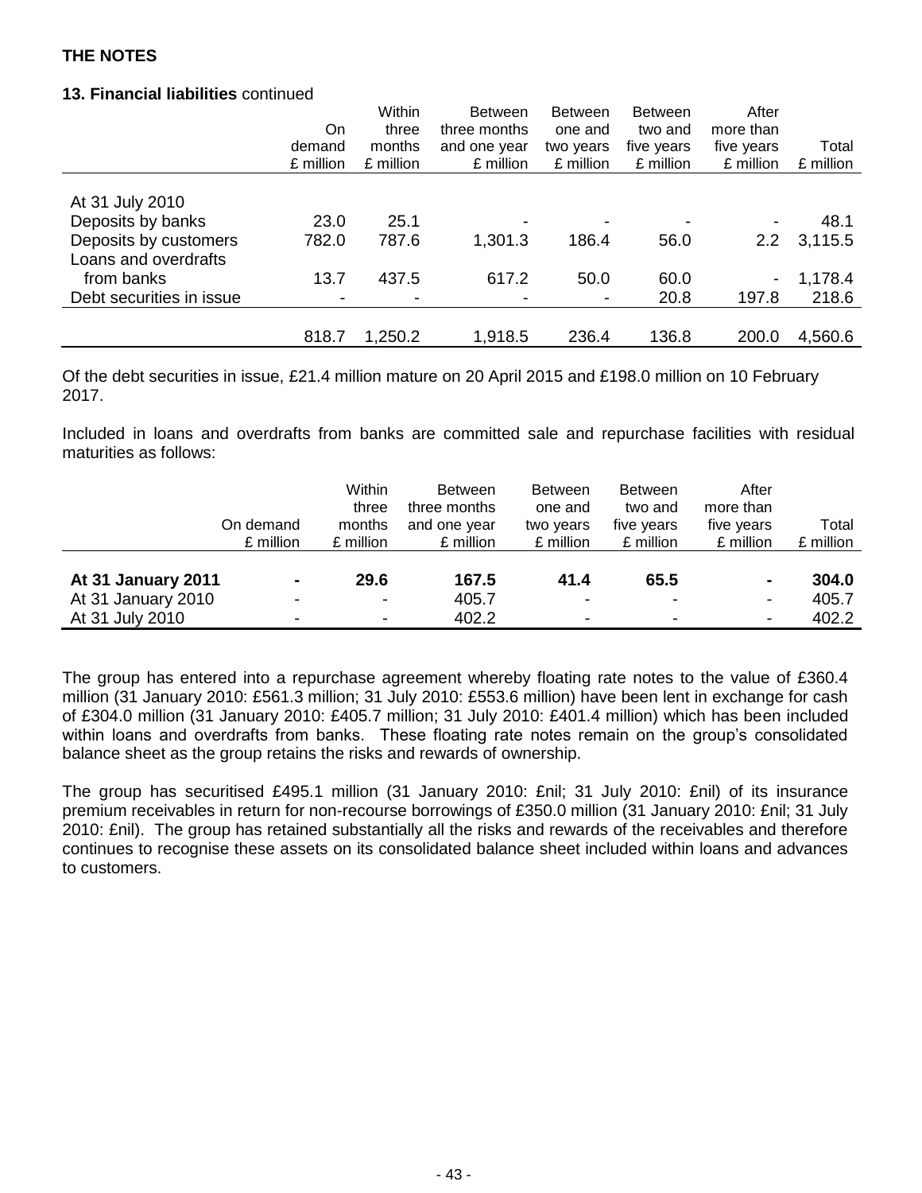**THE NOTES**

**13. Financial liabilities** continued

| | On demand £ million | Within three months £ million | Between three months and one year £ million | Between one and two years £ million | Between two and five years £ million | After more than five years £ million | Total £ million |
|---|---|---|---|---|---|---|---|
| At 31 July 2010 | | | | | | | |
| Deposits by banks | 23.0 | 25.1 | - | - | - | - | 48.1 |
| Deposits by customers | 782.0 | 787.6 | 1,301.3 | 186.4 | 56.0 | 2.2 | 3,115.5 |
| Loans and overdrafts from banks | 13.7 | 437.5 | 617.2 | 50.0 | 60.0 | - | 1,178.4 |
| Debt securities in issue | - | - | - | - | 20.8 | 197.8 | 218.6 |
| | 818.7 | 1,250.2 | 1,918.5 | 236.4 | 136.8 | 200.0 | 4,560.6 |

Of the debt securities in issue, £21.4 million mature on 20 April 2015 and £198.0 million on 10 February 2017.

Included in loans and overdrafts from banks are committed sale and repurchase facilities with residual maturities as follows:

| | On demand £ million | Within three months £ million | Between three months and one year £ million | Between one and two years £ million | Between two and five years £ million | After more than five years £ million | Total £ million |
|---|---|---|---|---|---|---|---|
| **At 31 January 2011** | **-** | **29.6** | **167.5** | **41.4** | **65.5** | **-** | **304.0** |
| At 31 January 2010 | - | - | 405.7 | - | - | - | 405.7 |
| At 31 July 2010 | - | - | 402.2 | - | - | - | 402.2 |

The group has entered into a repurchase agreement whereby floating rate notes to the value of £360.4 million (31 January 2010: £561.3 million; 31 July 2010: £553.6 million) have been lent in exchange for cash of £304.0 million (31 January 2010: £405.7 million; 31 July 2010: £401.4 million) which has been included within loans and overdrafts from banks. These floating rate notes remain on the group's consolidated balance sheet as the group retains the risks and rewards of ownership.

The group has securitised £495.1 million (31 January 2010: £nil; 31 July 2010: £nil) of its insurance premium receivables in return for non-recourse borrowings of £350.0 million (31 January 2010: £nil; 31 July 2010: £nil). The group has retained substantially all the risks and rewards of the receivables and therefore continues to recognise these assets on its consolidated balance sheet included within loans and advances to customers.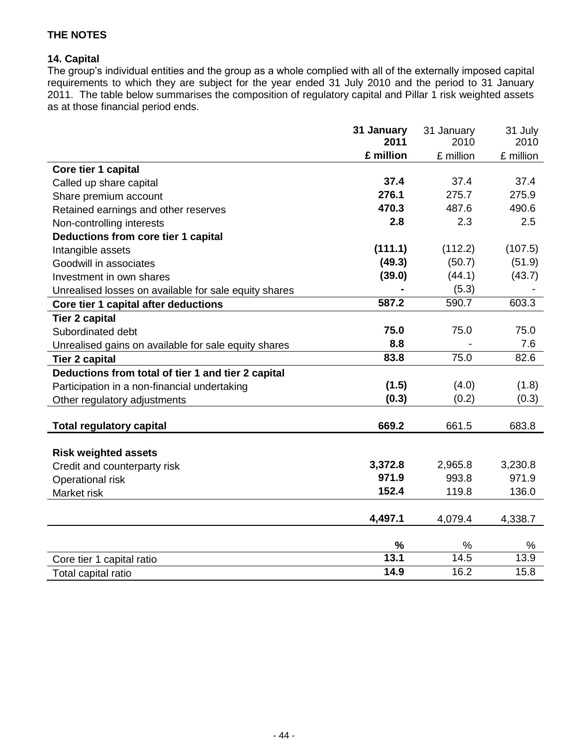# THE NOTES

## 14. Capital

The group's individual entities and the group as a whole complied with all of the externally imposed capital requirements to which they are subject for the year ended 31 July 2010 and the period to 31 January 2011. The table below summarises the composition of regulatory capital and Pillar 1 risk weighted assets as at those financial period ends.

| | **31 January 2011** | 31 January 2010 | 31 July 2010 |
|---|---|---|---|
| | **£ million** | £ million | £ million |
| **Core tier 1 capital** | | | |
| Called up share capital | **37.4** | 37.4 | 37.4 |
| Share premium account | **276.1** | 275.7 | 275.9 |
| Retained earnings and other reserves | **470.3** | 487.6 | 490.6 |
| Non-controlling interests | **2.8** | 2.3 | 2.5 |
| **Deductions from core tier 1 capital** | | | |
| Intangible assets | **(111.1)** | (112.2) | (107.5) |
| Goodwill in associates | **(49.3)** | (50.7) | (51.9) |
| Investment in own shares | **(39.0)** | (44.1) | (43.7) |
| Unrealised losses on available for sale equity shares | **-** | (5.3) | - |
| **Core tier 1 capital after deductions** | **587.2** | 590.7 | 603.3 |
| **Tier 2 capital** | | | |
| Subordinated debt | **75.0** | 75.0 | 75.0 |
| Unrealised gains on available for sale equity shares | **8.8** | - | 7.6 |
| **Tier 2 capital** | **83.8** | 75.0 | 82.6 |
| **Deductions from total of tier 1 and tier 2 capital** | | | |
| Participation in a non-financial undertaking | **(1.5)** | (4.0) | (1.8) |
| Other regulatory adjustments | **(0.3)** | (0.2) | (0.3) |
| **Total regulatory capital** | **669.2** | 661.5 | 683.8 |
| **Risk weighted assets** | | | |
| Credit and counterparty risk | **3,372.8** | 2,965.8 | 3,230.8 |
| Operational risk | **971.9** | 993.8 | 971.9 |
| Market risk | **152.4** | 119.8 | 136.0 |
| | **4,497.1** | 4,079.4 | 4,338.7 |
| | **%** | % | % |
| Core tier 1 capital ratio | **13.1** | 14.5 | 13.9 |
| Total capital ratio | **14.9** | 16.2 | 15.8 |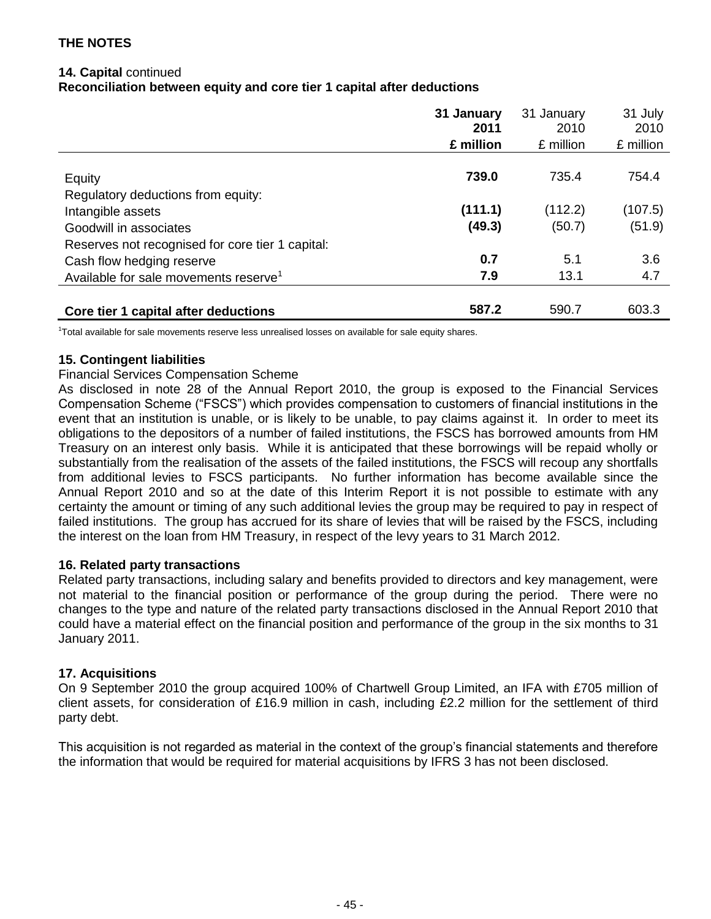## THE NOTES

### 14. Capital continued

**Reconciliation between equity and core tier 1 capital after deductions**

| | **31 January 2011 £ million** | 31 January 2010 £ million | 31 July 2010 £ million |
|---|---|---|---|
| Equity | **739.0** | 735.4 | 754.4 |
| Regulatory deductions from equity: | | | |
| Intangible assets | **(111.1)** | (112.2) | (107.5) |
| Goodwill in associates | **(49.3)** | (50.7) | (51.9) |
| Reserves not recognised for core tier 1 capital: | | | |
| Cash flow hedging reserve | **0.7** | 5.1 | 3.6 |
| Available for sale movements reserve[1] | **7.9** | 13.1 | 4.7 |
| **Core tier 1 capital after deductions** | **587.2** | 590.7 | 603.3 |

[1]Total available for sale movements reserve less unrealised losses on available for sale equity shares.

### 15. Contingent liabilities

Financial Services Compensation Scheme

As disclosed in note 28 of the Annual Report 2010, the group is exposed to the Financial Services Compensation Scheme ("FSCS") which provides compensation to customers of financial institutions in the event that an institution is unable, or is likely to be unable, to pay claims against it. In order to meet its obligations to the depositors of a number of failed institutions, the FSCS has borrowed amounts from HM Treasury on an interest only basis. While it is anticipated that these borrowings will be repaid wholly or substantially from the realisation of the assets of the failed institutions, the FSCS will recoup any shortfalls from additional levies to FSCS participants. No further information has become available since the Annual Report 2010 and so at the date of this Interim Report it is not possible to estimate with any certainty the amount or timing of any such additional levies the group may be required to pay in respect of failed institutions. The group has accrued for its share of levies that will be raised by the FSCS, including the interest on the loan from HM Treasury, in respect of the levy years to 31 March 2012.

### 16. Related party transactions

Related party transactions, including salary and benefits provided to directors and key management, were not material to the financial position or performance of the group during the period. There were no changes to the type and nature of the related party transactions disclosed in the Annual Report 2010 that could have a material effect on the financial position and performance of the group in the six months to 31 January 2011.

### 17. Acquisitions

On 9 September 2010 the group acquired 100% of Chartwell Group Limited, an IFA with £705 million of client assets, for consideration of £16.9 million in cash, including £2.2 million for the settlement of third party debt.

This acquisition is not regarded as material in the context of the group's financial statements and therefore the information that would be required for material acquisitions by IFRS 3 has not been disclosed.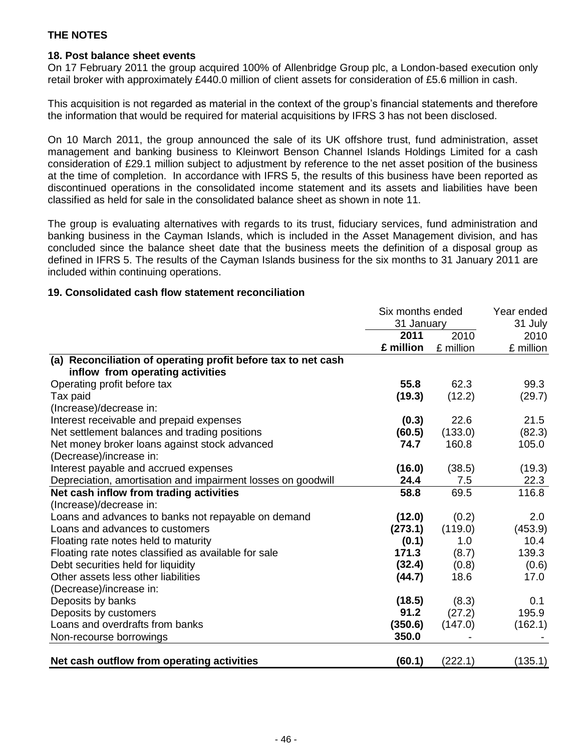## THE NOTES

### 18. Post balance sheet events

On 17 February 2011 the group acquired 100% of Allenbridge Group plc, a London-based execution only retail broker with approximately £440.0 million of client assets for consideration of £5.6 million in cash.

This acquisition is not regarded as material in the context of the group's financial statements and therefore the information that would be required for material acquisitions by IFRS 3 has not been disclosed.

On 10 March 2011, the group announced the sale of its UK offshore trust, fund administration, asset management and banking business to Kleinwort Benson Channel Islands Holdings Limited for a cash consideration of £29.1 million subject to adjustment by reference to the net asset position of the business at the time of completion. In accordance with IFRS 5, the results of this business have been reported as discontinued operations in the consolidated income statement and its assets and liabilities have been classified as held for sale in the consolidated balance sheet as shown in note 11.

The group is evaluating alternatives with regards to its trust, fiduciary services, fund administration and banking business in the Cayman Islands, which is included in the Asset Management division, and has concluded since the balance sheet date that the business meets the definition of a disposal group as defined in IFRS 5. The results of the Cayman Islands business for the six months to 31 January 2011 are included within continuing operations.

### 19. Consolidated cash flow statement reconciliation

| | Six months ended 31 January | | Year ended 31 July |
|---|---|---|---|
| | **2011** | 2010 | 2010 |
| | **£ million** | £ million | £ million |
| **(a) Reconciliation of operating profit before tax to net cash inflow from operating activities** | | | |
| Operating profit before tax | **55.8** | 62.3 | 99.3 |
| Tax paid | **(19.3)** | (12.2) | (29.7) |
| (Increase)/decrease in: | | | |
| Interest receivable and prepaid expenses | **(0.3)** | 22.6 | 21.5 |
| Net settlement balances and trading positions | **(60.5)** | (133.0) | (82.3) |
| Net money broker loans against stock advanced | **74.7** | 160.8 | 105.0 |
| (Decrease)/increase in: | | | |
| Interest payable and accrued expenses | **(16.0)** | (38.5) | (19.3) |
| Depreciation, amortisation and impairment losses on goodwill | **24.4** | 7.5 | 22.3 |
| **Net cash inflow from trading activities** | **58.8** | 69.5 | 116.8 |
| (Increase)/decrease in: | | | |
| Loans and advances to banks not repayable on demand | **(12.0)** | (0.2) | 2.0 |
| Loans and advances to customers | **(273.1)** | (119.0) | (453.9) |
| Floating rate notes held to maturity | **(0.1)** | 1.0 | 10.4 |
| Floating rate notes classified as available for sale | **171.3** | (8.7) | 139.3 |
| Debt securities held for liquidity | **(32.4)** | (0.8) | (0.6) |
| Other assets less other liabilities | **(44.7)** | 18.6 | 17.0 |
| (Decrease)/increase in: | | | |
| Deposits by banks | **(18.5)** | (8.3) | 0.1 |
| Deposits by customers | **91.2** | (27.2) | 195.9 |
| Loans and overdrafts from banks | **(350.6)** | (147.0) | (162.1) |
| Non-recourse borrowings | **350.0** | - | - |
| **Net cash outflow from operating activities** | **(60.1)** | (222.1) | (135.1) |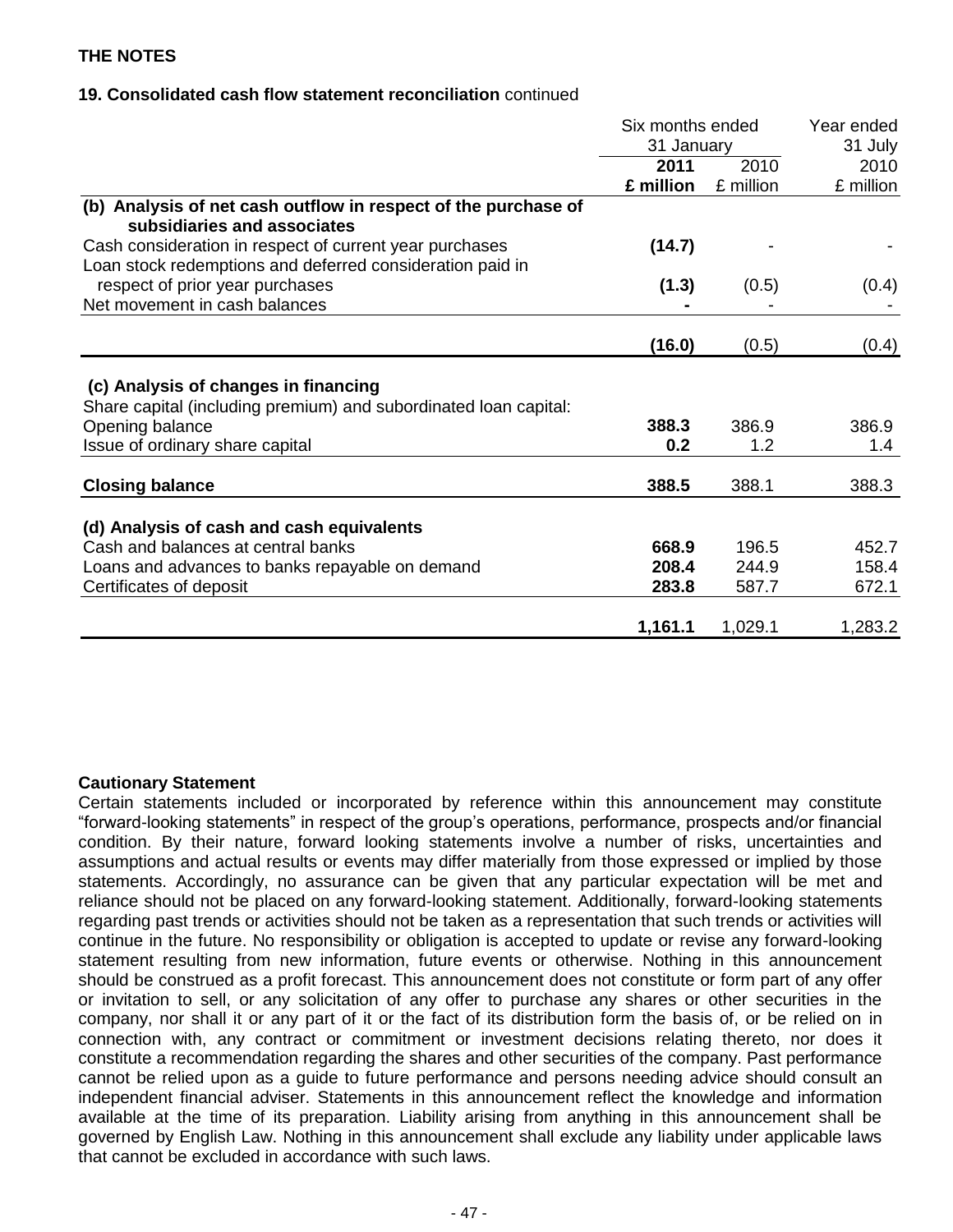**THE NOTES**

**19. Consolidated cash flow statement reconciliation** continued

| | Six months ended 31 January | | Year ended 31 July |
|---|---|---|---|
| | **2011** | 2010 | 2010 |
| | **£ million** | £ million | £ million |
| **(b) Analysis of net cash outflow in respect of the purchase of subsidiaries and associates** | | | |
| Cash consideration in respect of current year purchases | **(14.7)** | - | - |
| Loan stock redemptions and deferred consideration paid in respect of prior year purchases | **(1.3)** | (0.5) | (0.4) |
| Net movement in cash balances | **-** | - | - |
| | **(16.0)** | (0.5) | (0.4) |
| **(c) Analysis of changes in financing** | | | |
| Share capital (including premium) and subordinated loan capital: | | | |
| Opening balance | **388.3** | 386.9 | 386.9 |
| Issue of ordinary share capital | **0.2** | 1.2 | 1.4 |
| **Closing balance** | **388.5** | 388.1 | 388.3 |
| **(d) Analysis of cash and cash equivalents** | | | |
| Cash and balances at central banks | **668.9** | 196.5 | 452.7 |
| Loans and advances to banks repayable on demand | **208.4** | 244.9 | 158.4 |
| Certificates of deposit | **283.8** | 587.7 | 672.1 |
| | **1,161.1** | 1,029.1 | 1,283.2 |

**Cautionary Statement**

Certain statements included or incorporated by reference within this announcement may constitute "forward-looking statements" in respect of the group's operations, performance, prospects and/or financial condition. By their nature, forward looking statements involve a number of risks, uncertainties and assumptions and actual results or events may differ materially from those expressed or implied by those statements. Accordingly, no assurance can be given that any particular expectation will be met and reliance should not be placed on any forward-looking statement. Additionally, forward-looking statements regarding past trends or activities should not be taken as a representation that such trends or activities will continue in the future. No responsibility or obligation is accepted to update or revise any forward-looking statement resulting from new information, future events or otherwise. Nothing in this announcement should be construed as a profit forecast. This announcement does not constitute or form part of any offer or invitation to sell, or any solicitation of any offer to purchase any shares or other securities in the company, nor shall it or any part of it or the fact of its distribution form the basis of, or be relied on in connection with, any contract or commitment or investment decisions relating thereto, nor does it constitute a recommendation regarding the shares and other securities of the company. Past performance cannot be relied upon as a guide to future performance and persons needing advice should consult an independent financial adviser. Statements in this announcement reflect the knowledge and information available at the time of its preparation. Liability arising from anything in this announcement shall be governed by English Law. Nothing in this announcement shall exclude any liability under applicable laws that cannot be excluded in accordance with such laws.